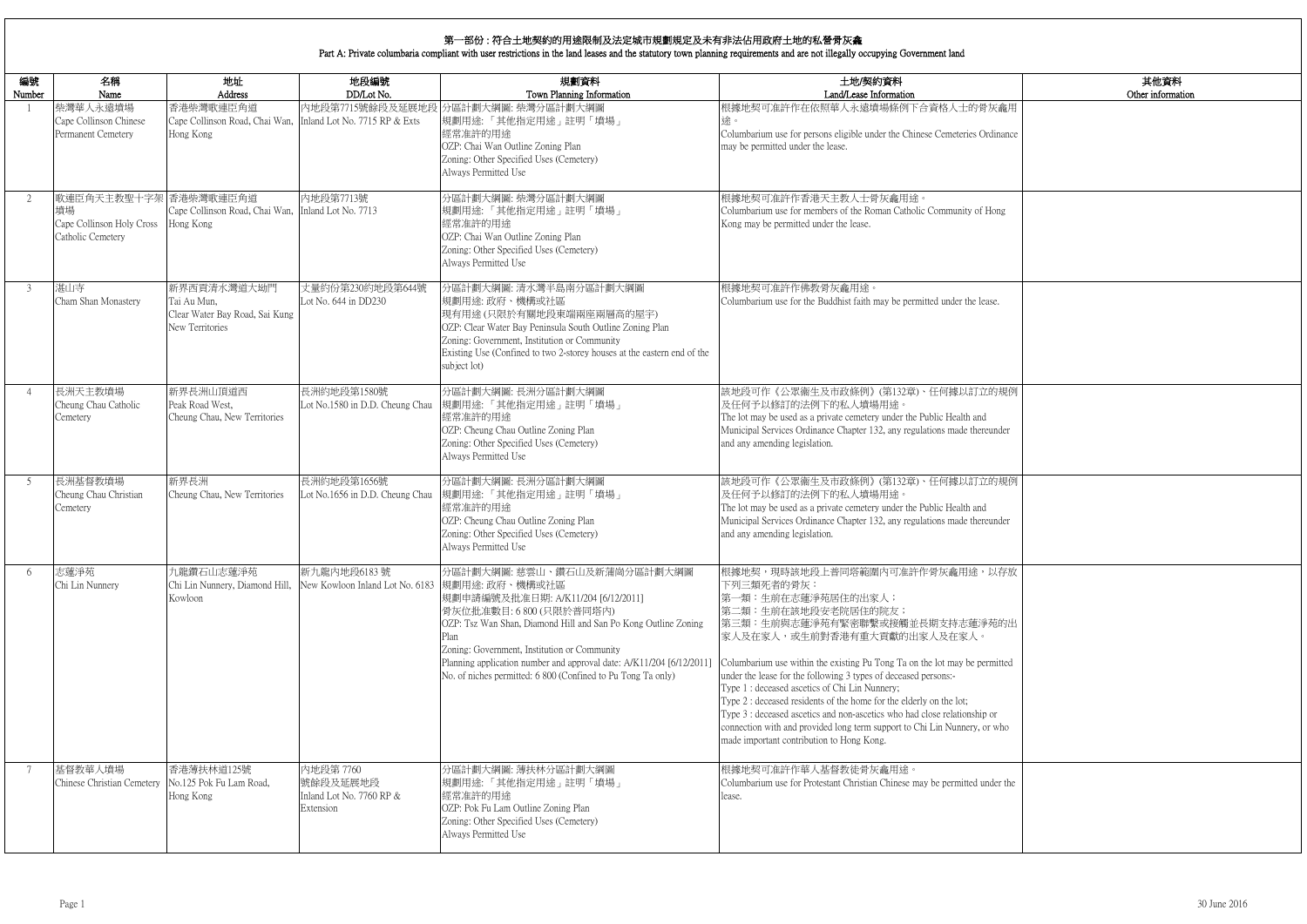# 第一部份：符合土地契約的用途限制及法定城市規劃規定及未有非法佔用政府土地的私營骨灰龕

## Part A: Private columbaria compliant with user restrictions in the land leases and the statutory town planning requirements and are not illegally occupying Government land

| 編號 Number | 名稱 Name | 地址 Address | 地段編號 DD/Lot No. | 規劃資料 Town Planning Information | 土地/契約資料 Land/Lease Information | 其他資料 Other information |
| --- | --- | --- | --- | --- | --- | --- |
| 1 | 柴灣華人永遠墳場 Cape Collinson Chinese Permanent Cemetery | 香港柴灣歌連臣角道 Cape Collinson Road, Chai Wan, Hong Kong | 內地段第7715號餘段及延展地段 Inland Lot No. 7715 RP & Exts | 分區計劃大綱圖: 柴灣分區計劃大綱圖 規劃用途: 「其他指定用途」註明「墳場」 經常准許的用途 OZP: Chai Wan Outline Zoning Plan Zoning: Other Specified Uses (Cemetery) Always Permitted Use | 根據地契可准許作在依照華人永遠墳場條例下合資格人士的骨灰龕用途。 Columbarium use for persons eligible under the Chinese Cemeteries Ordinance may be permitted under the lease. | |
| 2 | 歌連臣角天主教聖十字架墳場 Cape Collinson Holy Cross Catholic Cemetery | 香港柴灣歌連臣角道 Cape Collinson Road, Chai Wan, Hong Kong | 內地段第7713號 Inland Lot No. 7713 | 分區計劃大綱圖: 柴灣分區計劃大綱圖 規劃用途: 「其他指定用途」註明「墳場」 經常准許的用途 OZP: Chai Wan Outline Zoning Plan Zoning: Other Specified Uses (Cemetery) Always Permitted Use | 根據地契可准許作香港天主教人士骨灰龕用途。 Columbarium use for members of the Roman Catholic Community of Hong Kong may be permitted under the lease. | |
| 3 | 湛山寺 Cham Shan Monastery | 新界西貢清水灣道大坳門 Tai Au Mun, Clear Water Bay Road, Sai Kung New Territories | 丈量約份第230約地段第644號 Lot No. 644 in DD230 | 分區計劃大綱圖: 清水灣半島南分區計劃大綱圖 規劃用途: 政府、機構或社區 現有用途 (只限於有關地段東端兩座兩層高的屋宇) OZP: Clear Water Bay Peninsula South Outline Zoning Plan Zoning: Government, Institution or Community Existing Use (Confined to two 2-storey houses at the eastern end of the subject lot) | 根據地契可准許作佛教骨灰龕用途。 Columbarium use for the Buddhist faith may be permitted under the lease. | |
| 4 | 長洲天主教墳場 Cheung Chau Catholic Cemetery | 新界長洲山頂道西 Peak Road West, Cheung Chau, New Territories | 長洲約地段第1580號 Lot No.1580 in D.D. Cheung Chau | 分區計劃大綱圖: 長洲分區計劃大綱圖 規劃用途: 「其他指定用途」註明「墳場」 經常准許的用途 OZP: Cheung Chau Outline Zoning Plan Zoning: Other Specified Uses (Cemetery) Always Permitted Use | 該地段可作《公眾衞生及市政條例》(第132章)、任何據以訂立的規例及任何予以修訂的法例下的私人墳場用途。 The lot may be used as a private cemetery under the Public Health and Municipal Services Ordinance Chapter 132, any regulations made thereunder and any amending legislation. | |
| 5 | 長洲基督教墳場 Cheung Chau Christian Cemetery | 新界長洲 Cheung Chau, New Territories | 長洲約地段第1656號 Lot No.1656 in D.D. Cheung Chau | 分區計劃大綱圖: 長洲分區計劃大綱圖 規劃用途: 「其他指定用途」註明「墳場」 經常准許的用途 OZP: Cheung Chau Outline Zoning Plan Zoning: Other Specified Uses (Cemetery) Always Permitted Use | 該地段可作《公眾衞生及市政條例》(第132章)、任何據以訂立的規例及任何予以修訂的法例下的私人墳場用途。 The lot may be used as a private cemetery under the Public Health and Municipal Services Ordinance Chapter 132, any regulations made thereunder and any amending legislation. | |
| 6 | 志蓮淨苑 Chi Lin Nunnery | 九龍鑽石山志蓮淨苑 Chi Lin Nunnery, Diamond Hill, Kowloon | 新九龍內地段6183 號 New Kowloon Inland Lot No. 6183 | 分區計劃大綱圖: 慈雲山、鑽石山及新蒲崗分區計劃大綱圖 規劃用途: 政府、機構或社區 規劃申請編號及批准日期: A/K11/204 [6/12/2011] 骨灰位批准數目: 6 800 (只限於普同塔內) OZP: Tsz Wan Shan, Diamond Hill and San Po Kong Outline Zoning Plan Zoning: Government, Institution or Community Planning application number and approval date: A/K11/204 [6/12/2011] No. of niches permitted: 6 800 (Confined to Pu Tong Ta only) | 根據地契，現時該地段上普同塔範圍內可准許作骨灰龕用途，以存放下列三類死者的骨灰： 第一類：生前在志蓮淨苑居住的出家人； 第二類：生前在該地段安老院居住的院友； 第三類：生前與志蓮淨苑有緊密聯繫或接觸並長期支持志蓮淨苑的出家人及在家人，或生前對香港有重大貢獻的出家人及在家人。 Columbarium use within the existing Pu Tong Ta on the lot may be permitted under the lease for the following 3 types of deceased persons:- Type 1 : deceased ascetics of Chi Lin Nunnery; Type 2 : deceased residents of the home for the elderly on the lot; Type 3 : deceased ascetics and non-ascetics who had close relationship or connection with and provided long term support to Chi Lin Nunnery, or who made important contribution to Hong Kong. | |
| 7 | 基督教華人墳場 Chinese Christian Cemetery | 香港薄扶林道125號 No.125 Pok Fu Lam Road, Hong Kong | 內地段第 7760 號餘段及延展地段 Inland Lot No. 7760 RP & Extension | 分區計劃大綱圖: 薄扶林分區計劃大綱圖 規劃用途: 「其他指定用途」註明「墳場」 經常准許的用途 OZP: Pok Fu Lam Outline Zoning Plan Zoning: Other Specified Uses (Cemetery) Always Permitted Use | 根據地契可准許作華人基督教徒骨灰龕用途。 Columbarium use for Protestant Christian Chinese may be permitted under the lease. | |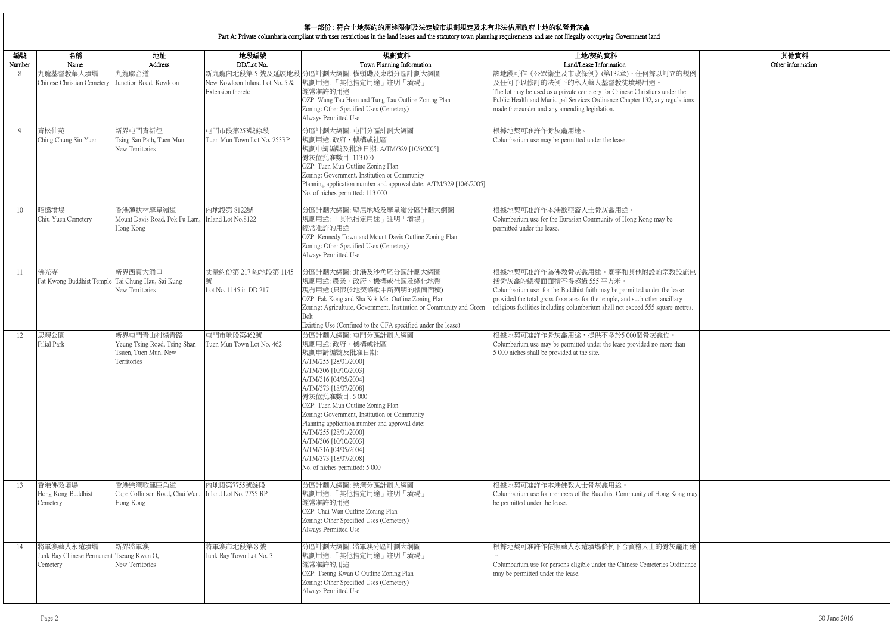## 第一部份：符合土地契約的用途限制及法定城市規劃規定及未有非法佔用政府土地的私營骨灰龕
## Part A: Private columbaria compliant with user restrictions in the land leases and the statutory town planning requirements and are not illegally occupying Government land

| 編號 Number | 名稱 Name | 地址 Address | 地段編號 DD/Lot No. | 規劃資料 Town Planning Information | 土地/契約資料 Land/Lease Information | 其他資料 Other information |
|---|---|---|---|---|---|---|
| 8 | 九龍基督教華人墳場<br>Chinese Christian Cemetery | 九龍聯合道<br>Junction Road, Kowloon | 新九龍內地段第 5 號及延展地段<br>New Kowloon Inland Lot No. 5 & Extension thereto | 分區計劃大綱圖: 橫頭磡及東頭分區計劃大綱圖<br>規劃用途: 「其他指定用途」註明「墳場」<br>經常准許的用途<br>OZP: Wang Tau Hom and Tung Tau Outline Zoning Plan<br>Zoning: Other Specified Uses (Cemetery)<br>Always Permitted Use | 該地段可作《公眾衞生及市政條例》(第132章)、任何據以訂立的規例及任何予以修訂的法例下的私人華人基督教徒墳場用途。<br>The lot may be used as a private cemetery for Chinese Christians under the Public Health and Municipal Services Ordinance Chapter 132, any regulations made thereunder and any amending legislation. | |
| 9 | 青松仙苑<br>Ching Chung Sin Yuen | 新界屯門青新徑<br>Tsing San Path, Tuen Mun New Territories | 屯門市地段第253號餘段<br>Tuen Mun Town Lot No. 253RP | 分區計劃大綱圖: 屯門分區計劃大綱圖<br>規劃用途: 政府、機構或社區<br>規劃申請編號及批准日期: A/TM/329 [10/6/2005]<br>骨灰位批准數目: 113 000<br>OZP: Tuen Mun Outline Zoning Plan<br>Zoning: Government, Institution or Community<br>Planning application number and approval date: A/TM/329 [10/6/2005]<br>No. of niches permitted: 113 000 | 根據地契可准許作骨灰龕用途。<br>Columbarium use may be permitted under the lease. | |
| 10 | 昭遠墳場<br>Chiu Yuen Cemetery | 香港薄扶林摩星嶺道<br>Mount Davis Road, Pok Fu Lam, Hong Kong | 內地段第 8122號<br>Inland Lot No.8122 | 分區計劃大綱圖: 堅尼地城及摩星嶺分區計劃大綱圖<br>規劃用途: 「其他指定用途」註明「墳場」<br>經常准許的用途<br>OZP: Kennedy Town and Mount Davis Outline Zoning Plan<br>Zoning: Other Specified Uses (Cemetery)<br>Always Permitted Use | 根據地契可准許作本港歐亞裔人士骨灰龕用途。<br>Columbarium use for the Eurasian Community of Hong Kong may be permitted under the lease. | |
| 11 | 佛光寺<br>Fat Kwong Buddhist Temple | 新界西貢大涌口<br>Tai Chung Hau, Sai Kung New Territories | 丈量約份第 217 約地段第 1145 號<br>Lot No. 1145 in DD 217 | 分區計劃大綱圖: 北港及沙角尾分區計劃大綱圖<br>規劃用途: 農業、政府、機構或社區及綠化地帶<br>現有用途 (只限於地契條款中所列明的樓面面積)<br>OZP: Pak Kong and Sha Kok Mei Outline Zoning Plan<br>Zoning: Agriculture, Government, Institution or Community and Green Belt<br>Existing Use (Confined to the GFA specified under the lease) | 根據地契可准許作為佛教骨灰龕用途。廟宇和其他附設的宗教設施包括骨灰龕的總樓面面積不得超過 555 平方米。<br>Columbarium use for the Buddhist faith may be permitted under the lease provided the total gross floor area for the temple, and such other ancillary religious facilities including columbarium shall not exceed 555 square metres. | |
| 12 | 思親公園<br>Filial Park | 新界屯門青山村楊青路<br>Yeung Tsing Road, Tsing Shan Tsuen, Tuen Mun, New Territories | 屯門市地段第462號<br>Tuen Mun Town Lot No. 462 | 分區計劃大綱圖: 屯門分區計劃大綱圖<br>規劃用途: 政府、機構或社區<br>規劃申請編號及批准日期:<br>A/TM/255 [28/01/2000]<br>A/TM/306 [10/10/2003]<br>A/TM/316 [04/05/2004]<br>A/TM/373 [18/07/2008]<br>骨灰位批准數目: 5 000<br>OZP: Tuen Mun Outline Zoning Plan<br>Zoning: Government, Institution or Community<br>Planning application number and approval date:<br>A/TM/255 [28/01/2000]<br>A/TM/306 [10/10/2003]<br>A/TM/316 [04/05/2004]<br>A/TM/373 [18/07/2008]<br>No. of niches permitted: 5 000 | 根據地契可准許作骨灰龕用途，提供不多於5 000個骨灰龕位。<br>Columbarium use may be permitted under the lease provided no more than 5 000 niches shall be provided at the site. | |
| 13 | 香港佛教墳場<br>Hong Kong Buddhist Cemetery | 香港柴灣歌連臣角道<br>Cape Collinson Road, Chai Wan, Hong Kong | 內地段第7755號餘段<br>Inland Lot No. 7755 RP | 分區計劃大綱圖: 柴灣分區計劃大綱圖<br>規劃用途: 「其他指定用途」註明「墳場」<br>經常准許的用途<br>OZP: Chai Wan Outline Zoning Plan<br>Zoning: Other Specified Uses (Cemetery)<br>Always Permitted Use | 根據地契可准許作本港佛教人士骨灰龕用途。<br>Columbarium use for members of the Buddhist Community of Hong Kong may be permitted under the lease. | |
| 14 | 將軍澳華人永遠墳場<br>Junk Bay Chinese Permanent Cemetery | 新界將軍澳<br>Tseung Kwan O, New Territories | 將軍澳市地段第 3 號<br>Junk Bay Town Lot No. 3 | 分區計劃大綱圖: 將軍澳分區計劃大綱圖<br>規劃用途: 「其他指定用途」註明「墳場」<br>經常准許的用途<br>OZP: Tseung Kwan O Outline Zoning Plan<br>Zoning: Other Specified Uses (Cemetery)<br>Always Permitted Use | 根據地契可准許作依照華人永遠墳場條例下合資格人士的骨灰龕用途。<br>Columbarium use for persons eligible under the Chinese Cemeteries Ordinance may be permitted under the lease. | |

30 June 2016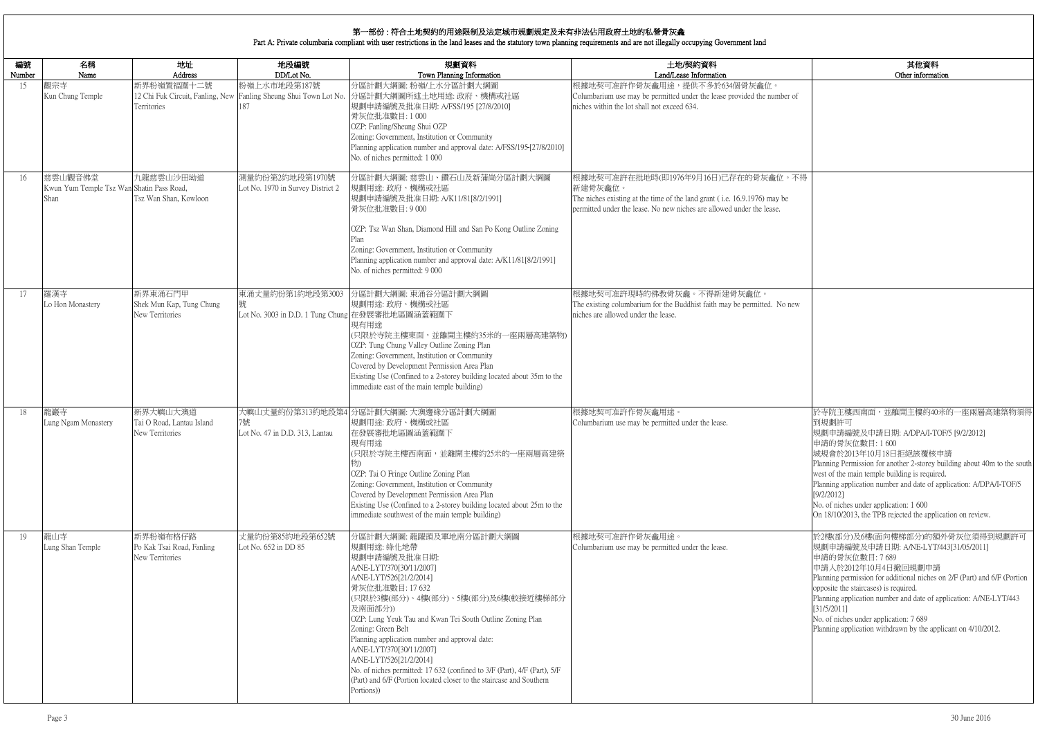# 第一部份：符合土地契約的用途限制及法定城市規劃規定及未有非法佔用政府土地的私營骨灰龕

Part A: Private columbaria compliant with user restrictions in the land leases and the statutory town planning requirements and are not illegally occupying Government land

| 編號<br>Number | 名稱<br>Name | 地址<br>Address | 地段編號<br>DD/Lot No. | 規劃資料<br>Town Planning Information | 土地/契約資料<br>Land/Lease Information | 其他資料<br>Other information |
|---|---|---|---|---|---|---|
| 15 | 觀宗寺<br>Kun Chung Temple | 新界粉嶺置福圍十二號<br>12 Chi Fuk Circuit, Fanling, New Territories | 粉嶺上水市地段第187號<br>Fanling Sheung Shui Town Lot No. 187 | 分區計劃大綱圖: 粉嶺/上水分區計劃大綱圖<br>分區計劃大綱圖所述土地用途: 政府、機構或社區<br>規劃申請編號及批准日期: A/FSS/195 [27/8/2010]<br>骨灰位批准數目: 1 000<br>OZP: Fanling/Sheung Shui OZP<br>Zoning: Government, Institution or Community<br>Planning application number and approval date: A/FSS/195-[27/8/2010]<br>No. of niches permitted: 1 000 | 根據地契可准許作骨灰龕用途，提供不多於634個骨灰龕位。<br>Columbarium use may be permitted under the lease provided the number of niches within the lot shall not exceed 634. | |
| 16 | 慈雲山觀音佛堂<br>Kwun Yum Temple Tsz Wan Shan | 九龍慈雲山沙田坳道<br>Shatin Pass Road, Tsz Wan Shan, Kowloon | 測量約份第2約地段第1970號<br>Lot No. 1970 in Survey District 2 | 分區計劃大綱圖: 慈雲山、鑽石山及新蒲崗分區計劃大綱圖<br>規劃用途: 政府、機構或社區<br>規劃申請編號及批准日期: A/K11/81[8/2/1991]<br>骨灰位批准數目: 9 000<br><br>OZP: Tsz Wan Shan, Diamond Hill and San Po Kong Outline Zoning Plan<br>Zoning: Government, Institution or Community<br>Planning application number and approval date: A/K11/81[8/2/1991]<br>No. of niches permitted: 9 000 | 根據地契可准許在批地時(即1976年9月16日)已存在的骨灰龕位。不得新建骨灰龕位。<br>The niches existing at the time of the land grant ( i.e. 16.9.1976) may be permitted under the lease. No new niches are allowed under the lease. | |
| 17 | 羅漢寺<br>Lo Hon Monastery | 新界東涌石門甲<br>Shek Mun Kap, Tung Chung New Territories | 東涌丈量約份第1約地段第3003號<br>Lot No. 3003 in D.D. 1 Tung Chung | 分區計劃大綱圖: 東涌谷分區計劃大綱圖<br>規劃用途: 政府、機構或社區<br>在發展審批地區圖涵蓋範圍下<br>現有用途<br>(只限於寺院主樓東面，並離開主樓約35米的一座兩層高建築物)<br>OZP: Tung Chung Valley Outline Zoning Plan<br>Zoning: Government, Institution or Community<br>Covered by Development Permission Area Plan<br>Existing Use (Confined to a 2-storey building located about 35m to the immediate east of the main temple building) | 根據地契可准許現時的佛教骨灰龕。不得新建骨灰龕位。<br>The existing columbarium for the Buddhist faith may be permitted. No new niches are allowed under the lease. | |
| 18 | 龍巖寺<br>Lung Ngam Monastery | 新界大嶼山大澳道<br>Tai O Road, Lantau Island New Territories | 大嶼山丈量約份第313約地段第47號<br>Lot No. 47 in D.D. 313, Lantau | 分區計劃大綱圖: 大澳邊緣分區計劃大綱圖<br>規劃用途: 政府、機構或社區<br>在發展審批地區圖涵蓋範圍下<br>現有用途<br>(只限於寺院主樓西南面，並離開主樓約25米的一座兩層高建築物)<br>OZP: Tai O Fringe Outline Zoning Plan<br>Zoning: Government, Institution or Community<br>Covered by Development Permission Area Plan<br>Existing Use (Confined to a 2-storey building located about 25m to the immediate southwest of the main temple building) | 根據地契可准許作骨灰龕用途。<br>Columbarium use may be permitted under the lease. | 於寺院主樓西南面，並離開主樓約40米的一座兩層高建築物須得到規劃許可<br>規劃申請編號及申請日期: A/DPA/I-TOF/5 [9/2/2012]<br>申請的骨灰位數目: 1 600<br>城規會於2013年10月18日拒絕該覆核申請<br>Planning Permission for another 2-storey building about 40m to the south west of the main temple building is required.<br>Planning application number and date of application: A/DPA/I-TOF/5 [9/2/2012]<br>No. of niches under application: 1 600<br>On 18/10/2013, the TPB rejected the application on review. |
| 19 | 龍山寺<br>Lung Shan Temple | 新界粉嶺布格仔路<br>Po Kak Tsai Road, Fanling New Territories | 丈量約份第85約地段第652號<br>Lot No. 652 in DD 85 | 分區計劃大綱圖: 龍躍頭及軍地南分區計劃大綱圖<br>規劃用途: 綠化地帶<br>規劃申請編號及批准日期:<br>A/NE-LYT/370[30/11/2007]<br>A/NE-LYT/526[21/2/2014]<br>骨灰位批准數目: 17 632<br>(只限於3樓(部分)、4樓(部分)、5樓(部分)及6樓(較接近樓梯部分及南面部分))<br>OZP: Lung Yeuk Tau and Kwan Tei South Outline Zoning Plan<br>Zoning: Green Belt<br>Planning application number and approval date:<br>A/NE-LYT/370[30/11/2007]<br>A/NE-LYT/526[21/2/2014]<br>No. of niches permitted: 17 632 (confined to 3/F (Part), 4/F (Part), 5/F (Part) and 6/F (Portion located closer to the staircase and Southern Portions)) | 根據地契可准許作骨灰龕用途。<br>Columbarium use may be permitted under the lease. | 於2樓(部分)及6樓(面向樓梯部分)的額外骨灰位須得到規劃許可<br>規劃申請編號及申請日期: A/NE-LYT/443[31/05/2011]<br>申請的骨灰位數目: 7 689<br>申請人於2012年10月4日撤回規劃申請<br>Planning permission for additional niches on 2/F (Part) and 6/F (Portion opposite the staircases) is required.<br>Planning application number and date of application: A/NE-LYT/443 [31/5/2011]<br>No. of niches under application: 7 689<br>Planning application withdrawn by the applicant on 4/10/2012. |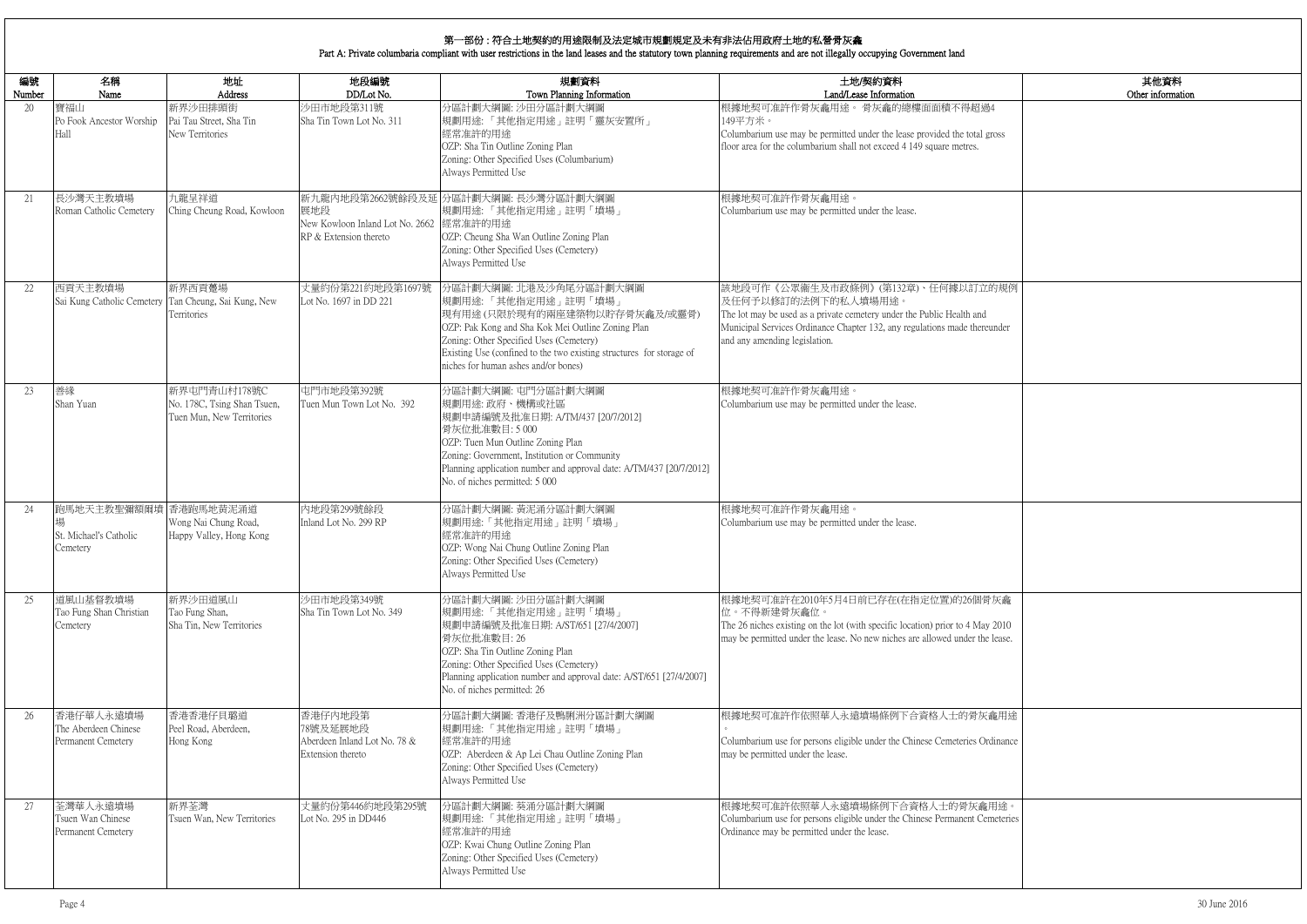## 第一部份：符合土地契約的用途限制及法定城市規劃規定及未有非法佔用政府土地的私營骨灰龕
## Part A: Private columbaria compliant with user restrictions in the land leases and the statutory town planning requirements and are not illegally occupying Government land

| 編號<br>Number | 名稱<br>Name | 地址<br>Address | 地段編號<br>DD/Lot No. | 規劃資料<br>Town Planning Information | 土地/契約資料<br>Land/Lease Information | 其他資料<br>Other information |
|---|---|---|---|---|---|---|
| 20 | 寶福山<br>Po Fook Ancestor Worship Hall | 新界沙田排頭街<br>Pai Tau Street, Sha Tin New Territories | 沙田市地段第311號<br>Sha Tin Town Lot No. 311 | 分區計劃大綱圖: 沙田分區計劃大綱圖<br>規劃用途: 「其他指定用途」註明「靈灰安置所」<br>經常准許的用途<br>OZP: Sha Tin Outline Zoning Plan<br>Zoning: Other Specified Uses (Columbarium)<br>Always Permitted Use | 根據地契可准許作骨灰龕用途。 骨灰龕的總樓面面積不得超過4 149平方米。<br>Columbarium use may be permitted under the lease provided the total gross floor area for the columbarium shall not exceed 4 149 square metres. | |
| 21 | 長沙灣天主教墳場<br>Roman Catholic Cemetery | 九龍呈祥道<br>Ching Cheung Road, Kowloon | 新九龍內地段第2662號餘段及延展地段<br>New Kowloon Inland Lot No. 2662 RP & Extension thereto | 分區計劃大綱圖: 長沙灣分區計劃大綱圖<br>規劃用途: 「其他指定用途」註明「墳場」<br>經常准許的用途<br>OZP: Cheung Sha Wan Outline Zoning Plan<br>Zoning: Other Specified Uses (Cemetery)<br>Always Permitted Use | 根據地契可准許作骨灰龕用途。<br>Columbarium use may be permitted under the lease. | |
| 22 | 西貢天主教墳場<br>Sai Kung Catholic Cemetery | 新界西貢氹甖<br>Tan Cheung, Sai Kung, New Territories | 丈量約份第221約地段第1697號<br>Lot No. 1697 in DD 221 | 分區計劃大綱圖: 北港及沙角尾分區計劃大綱圖<br>規劃用途: 「其他指定用途」註明「墳場」<br>現有用途 (只限於現有的兩座建築物以貯存骨灰龕及/或靈骨)<br>OZP: Pak Kong and Sha Kok Mei Outline Zoning Plan<br>Zoning: Other Specified Uses (Cemetery)<br>Existing Use (confined to the two existing structures for storage of niches for human ashes and/or bones) | 該地段可作《公眾衞生及市政條例》(第132章)、任何據以訂立的規例及任何予以修訂的法例下的私人墳場用途。<br>The lot may be used as a private cemetery under the Public Health and Municipal Services Ordinance Chapter 132, any regulations made thereunder and any amending legislation. | |
| 23 | 善緣<br>Shan Yuan | 新界屯門青山村178號C<br>No. 178C, Tsing Shan Tsuen, Tuen Mun, New Territories | 屯門市地段第392號<br>Tuen Mun Town Lot No. 392 | 分區計劃大綱圖: 屯門分區計劃大綱圖<br>規劃用途: 政府、機構或社區<br>規劃申請編號及批准日期: A/TM/437 [20/7/2012]<br>骨灰位批准數目: 5 000<br>OZP: Tuen Mun Outline Zoning Plan<br>Zoning: Government, Institution or Community<br>Planning application number and approval date: A/TM/437 [20/7/2012]<br>No. of niches permitted: 5 000 | 根據地契可准許作骨灰龕用途。<br>Columbarium use may be permitted under the lease. | |
| 24 | 跑馬地天主教聖彌額爾墳場<br>St. Michael's Catholic Cemetery | 香港跑馬地黃泥涌道<br>Wong Nai Chung Road, Happy Valley, Hong Kong | 內地段第299號餘段<br>Inland Lot No. 299 RP | 分區計劃大綱圖: 黃泥涌分區計劃大綱圖<br>規劃用途: 「其他指定用途」註明「墳場」<br>經常准許的用途<br>OZP: Wong Nai Chung Outline Zoning Plan<br>Zoning: Other Specified Uses (Cemetery)<br>Always Permitted Use | 根據地契可准許作骨灰龕用途。<br>Columbarium use may be permitted under the lease. | |
| 25 | 道風山基督教墳場<br>Tao Fung Shan Christian Cemetery | 新界沙田道風山<br>Tao Fung Shan, Sha Tin, New Territories | 沙田市地段第349號<br>Sha Tin Town Lot No. 349 | 分區計劃大綱圖: 沙田分區計劃大綱圖<br>規劃用途: 「其他指定用途」註明「墳場」<br>規劃申請編號及批准日期: A/ST/651 [27/4/2007]<br>骨灰位批准數目: 26<br>OZP: Sha Tin Outline Zoning Plan<br>Zoning: Other Specified Uses (Cemetery)<br>Planning application number and approval date: A/ST/651 [27/4/2007]<br>No. of niches permitted: 26 | 根據地契可准許在2010年5月4日前已存在(在指定位置)的26個骨灰龕位。不得新建骨灰龕位。<br>The 26 niches existing on the lot (with specific location) prior to 4 May 2010 may be permitted under the lease. No new niches are allowed under the lease. | |
| 26 | 香港仔華人永遠墳場<br>The Aberdeen Chinese Permanent Cemetery | 香港香港仔貝璐道<br>Peel Road, Aberdeen, Hong Kong | 香港仔內地段第78號及延展地段<br>Aberdeen Inland Lot No. 78 & Extension thereto | 分區計劃大綱圖: 香港仔及鴨脷洲分區計劃大綱圖<br>規劃用途: 「其他指定用途」註明「墳場」<br>經常准許的用途<br>OZP: Aberdeen & Ap Lei Chau Outline Zoning Plan<br>Zoning: Other Specified Uses (Cemetery)<br>Always Permitted Use | 根據地契可准許作依照華人永遠墳場條例下合資格人士的骨灰龕用途。<br>Columbarium use for persons eligible under the Chinese Cemeteries Ordinance may be permitted under the lease. | |
| 27 | 荃灣華人永遠墳場<br>Tsuen Wan Chinese Permanent Cemetery | 新界荃灣<br>Tsuen Wan, New Territories | 丈量約份第446約地段第295號<br>Lot No. 295 in DD446 | 分區計劃大綱圖: 葵涌分區計劃大綱圖<br>規劃用途: 「其他指定用途」註明「墳場」<br>經常准許的用途<br>OZP: Kwai Chung Outline Zoning Plan<br>Zoning: Other Specified Uses (Cemetery)<br>Always Permitted Use | 根據地契可准許作依照華人永遠墳場條例下合資格人士的骨灰龕用途。<br>Columbarium use for persons eligible under the Chinese Permanent Cemeteries Ordinance may be permitted under the lease. | |

30 June 2016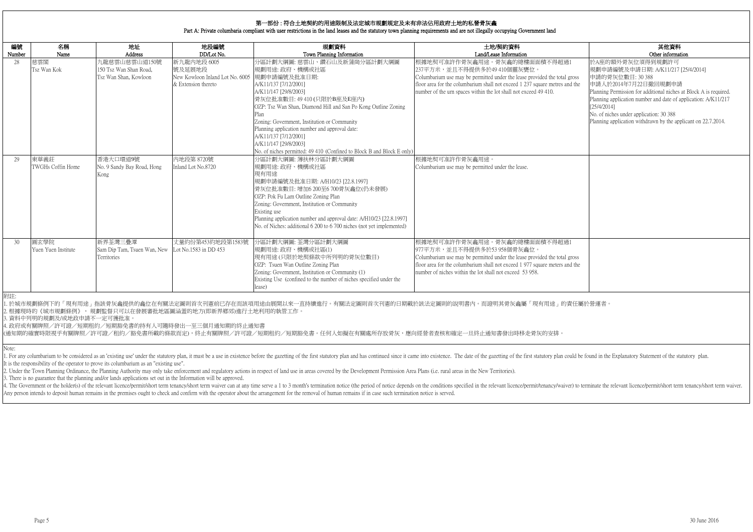# 第一部份：符合土地契約的用途限制及法定城市規劃規定及未有非法佔用政府土地的私營骨灰龕

Part A: Private columbaria compliant with user restrictions in the land leases and the statutory town planning requirements and are not illegally occupying Government land

| 編號 Number | 名稱 Name | 地址 Address | 地段編號 DD/Lot No. | 規劃資料 Town Planning Information | 土地/契約資料 Land/Lease Information | 其他資料 Other information |
|---|---|---|---|---|---|---|
| 28 | 慈雲閣 Tsz Wan Kok | 九龍慈雲山慈雲山道150號 150 Tsz Wan Shan Road, Tsz Wan Shan, Kowloon | 新九龍內地段 6005 號及延展地段 New Kowloon Inland Lot No. 6005 & Extension thereto | 分區計劃大綱圖: 慈雲山、鑽石山及新蒲崗分區計劃大綱圖<br>規劃用途: 政府、機構或社區<br>規劃申請編號及批准日期:<br>A/K11/137 [7/12/2001]<br>A/K11/147 [29/8/2003]<br>骨灰位批准數目: 49 410 (只限於B座及E座內)<br>OZP: Tsz Wan Shan, Diamond Hill and San Po Kong Outline Zoning Plan<br>Zoning: Government, Institution or Community<br>Planning application number and approval date:<br>A/K11/137 [7/12/2001]<br>A/K11/147 [29/8/2003]<br>No. of niches permitted: 49 410 (Confined to Block B and Block E only) | 根據地契可准許作骨灰龕用途。骨灰龕的總樓面面積不得超過1 237平方米，並且不得提供多於49 410個靈灰甕位。<br>Columbarium use may be permitted under the lease provided the total gross floor area for the columbarium shall not exceed 1 237 square metres and the number of the urn spaces within the lot shall not exceed 49 410. | 於A座的額外骨灰位須得到規劃許可<br>規劃申請編號及申請日期: A/K11/217 [25/4/2014]<br>申請的骨灰位數目: 30 388<br>申請人於2014年7月22日撤回規劃申請<br>Planning Permission for additional niches at Block A is required.<br>Planning application number and date of application: A/K11/217 [25/4/2014]<br>No. of niches under application: 30 388<br>Planning application withdrawn by the applicant on 22.7.2014. |
| 29 | 東華義莊 TWGHs Coffin Home | 香港大口環道9號 No. 9 Sandy Bay Road, Hong Kong | 內地段第 8720號 Inland Lot No.8720 | 分區計劃大綱圖: 薄扶林分區計劃大綱圖<br>規劃用途: 政府、機構或社區<br>現有用途<br>規劃申請編號及批准日期: A/H10/23 [22.8.1997]<br>骨灰位批准數目: 增加6 200至6 700骨灰龕位(仍未發展)<br>OZP: Pok Fu Lam Outline Zoning Plan<br>Zoning: Government, Institution or Community<br>Existing use<br>Planning application number and approval date: A/H10/23 [22.8.1997]<br>No. of Niches: additional 6 200 to 6 700 niches (not yet implemented) | 根據地契可准許作骨灰龕用途。<br>Columbarium use may be permitted under the lease. | |
| 30 | 圓玄學院 Yuen Yuen Institute | 新界荃灣三疊潭 Sam Dip Tam, Tsuen Wan, New Territories | 丈量約份第453約地段第1583號 Lot No.1583 in DD 453 | 分區計劃大綱圖: 荃灣分區計劃大綱圖<br>規劃用途: 政府、機構或社區(1)<br>現有用途 (只限於地契條款中所列明的骨灰位數目)<br>OZP: Tsuen Wan Outline Zoning Plan<br>Zoning: Government, Institution or Community (1)<br>Existing Use (confined to the number of niches specified under the lease) | 根據地契可准許作骨灰龕用途。骨灰龕的總樓面面積不得超過1 977平方米，並且不得提供多於53 958個骨灰龕位。<br>Columbarium use may be permitted under the lease provided the total gross floor area for the columbarium shall not exceed 1 977 square meters and the number of niches within the lot shall not exceed 53 958. | |

附註:

1. 於城市規劃條例下的「現有用途」指該骨灰龕提供的龕位在有關法定圖則首次刊憲前已存在而該項用途由展開以來一直持續進行。有關法定圖則首次刊憲的日期載於該法定圖則的說明書內。而證明其骨灰龕屬「現有用途」的責任屬於營運者。
2. 根據現時的《城市規劃條例》，規劃監督只可以在發展審批地區圖涵蓋的地方(即新界鄉郊)進行土地利用的執管工作。
3. 資料中列明的規劃及/或地政申請不一定可獲批准。
4. 政府或有關牌照／許可證／短期租約／短期豁免書的持有人可隨時發出一至三個月通知期的終止通知書

(通知期的確實時限視乎有關牌照／許可證／租約／豁免書所載的條款而定)，終止有關牌照／許可證／短期租約／短期豁免書。任何人如擬在有關處所存放骨灰，應向經營者查核和確定一旦終止通知書發出時移走骨灰的安排。

Note:

1. For any columbarium to be considered as an 'existing use' under the statutory plan, it must be a use in existence before the gazetting of the first statutory plan and has continued since it came into existence. The date of the gazetting of the first statutory plan could be found in the Explanatory Statement of the statutory plan. It is the responsibility of the operator to prove its columbarium as an "existing use".
2. Under the Town Planning Ordinance, the Planning Authority may only take enforcement and regulatory actions in respect of land use in areas covered by the Development Permission Area Plans (i.e. rural areas in the New Territories).
3. There is no guarantee that the planning and/or lands applications set out in the Information will be approved.
4. The Government or the holder(s) of the relevant licence/permit/short term tenancy/short term waiver can at any time serve a 1 to 3 month's termination notice (the period of notice depends on the conditions specified in the relevant licence/permit/tenancy/waiver) to terminate the relevant licence/permit/short term tenancy/short term waiver. Any person intends to deposit human remains in the premises ought to check and confirm with the operator about the arrangement for the removal of human remains if in case such termination notice is served.

30 June 2016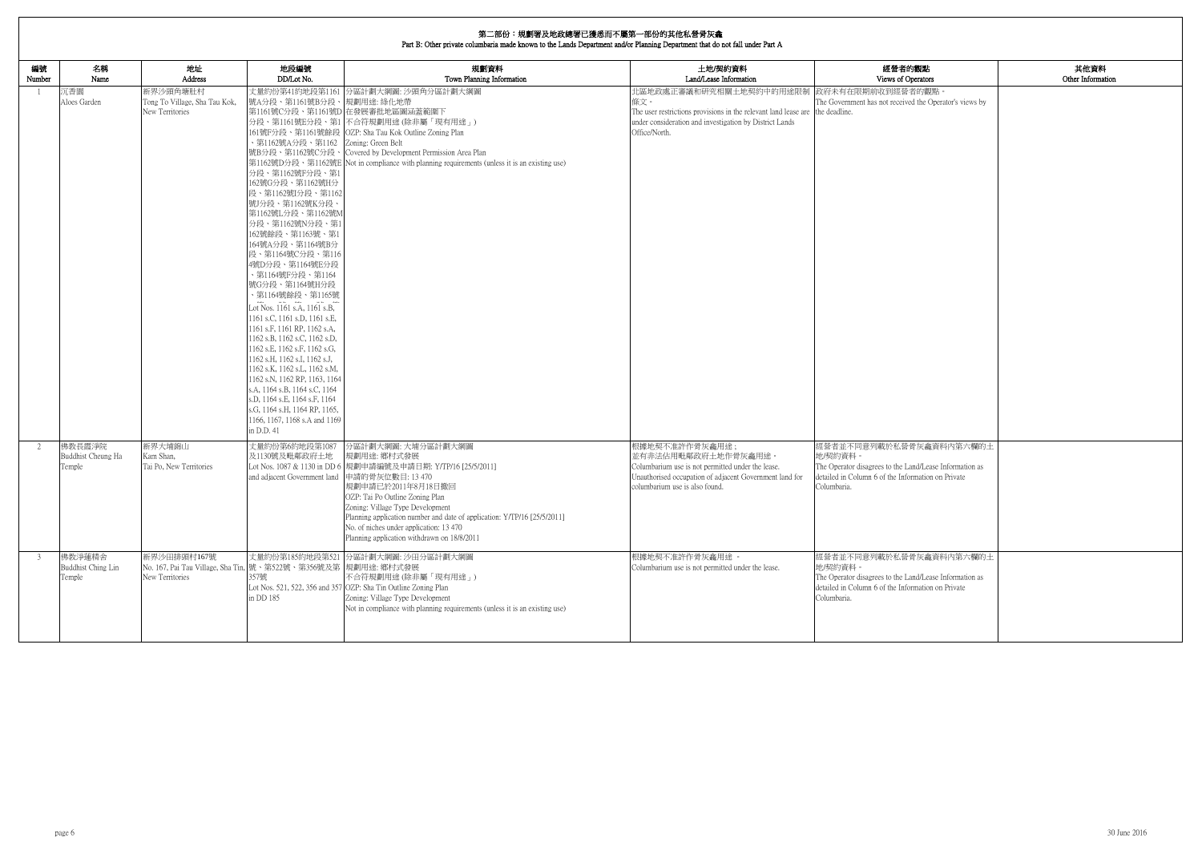# 第二部份：規劃署及地政總署已獲悉而不屬第一部份的其他私營骨灰龕

Part B: Other private columbaria made known to the Lands Department and/or Planning Department that do not fall under Part A

| 編號 Number | 名稱 Name | 地址 Address | 地段編號 DD/Lot No. | 規劃資料 Town Planning Information | 土地/契約資料 Land/Lease Information | 經營者的觀點 Views of Operators | 其他資料 Other Information |
|---|---|---|---|---|---|---|---|
| 1 | 沉香園 Aloes Garden | 新界沙頭角塘肚村 Tong To Village, Sha Tau Kok, New Territories | 丈量約份第41約地段第1161號A分段、第1161號B分段、第1161號C分段、第1161號D分段、第1161號E分段、第1161號F分段、第1161號餘段、第1162號A分段、第1162號B分段、第1162號C分段、第1162號D分段、第1162號E分段、第1162號F分段、第1162號G分段、第1162號H分段、第1162號I分段、第1162號J分段、第1162號K分段、第1162號L分段、第1162號M分段、第1162號N分段、第1162號餘段、第1163號、第1164號A分段、第1164號B分段、第1164號C分段、第1164號D分段、第1164號E分段、第1164號F分段、第1164號G分段、第1164號H分段、第1164號餘段、第1165號 Lot Nos. 1161 s.A, 1161 s.B, 1161 s.C, 1161 s.D, 1161 s.E, 1161 s.F, 1161 RP, 1162 s.A, 1162 s.B, 1162 s.C, 1162 s.D, 1162 s.E, 1162 s.F, 1162 s.G, 1162 s.H, 1162 s.I, 1162 s.J, 1162 s.K, 1162 s.L, 1162 s.M, 1162 s.N, 1162 RP, 1163, 1164 s.A, 1164 s.B, 1164 s.C, 1164 s.D, 1164 s.E, 1164 s.F, 1164 s.G, 1164 s.H, 1164 RP, 1165, 1166, 1167, 1168 s.A and 1169 in D.D. 41 | 分區計劃大綱圖: 沙頭角分區計劃大綱圖<br>規劃用途: 綠化地帶<br>在發展審批地區圖涵蓋範圍下<br>不合符規劃用途 (除非屬「現有用途」)<br>OZP: Sha Tau Kok Outline Zoning Plan<br>Zoning: Green Belt<br>Covered by Development Permission Area Plan<br>Not in compliance with planning requirements (unless it is an existing use) | 北區地政處正審議和研究相關土地契約中的用途限制條文。<br>The user restrictions provisions in the relevant land lease are under consideration and investigation by District Lands Office/North. | 政府未有在限期前收到經營者的觀點。<br>The Government has not received the Operator's views by the deadline. | |
| 2 | 佛教長霞淨院 Buddhist Cheung Ha Temple | 新界大埔錦山 Kam Shan, Tai Po, New Territories | 丈量約份第6約地段第1087及1130號及毗鄰政府土地 Lot Nos. 1087 & 1130 in DD 6 and adjacent Government land | 分區計劃大綱圖: 大埔分區計劃大綱圖<br>規劃用途: 鄉村式發展<br>規劃申請編號及申請日期: Y/TP/16 [25/5/2011]<br>申請的骨灰位數目: 13 470<br>規劃申請已於2011年8月18日撤回<br>OZP: Tai Po Outline Zoning Plan<br>Zoning: Village Type Development<br>Planning application number and date of application: Y/TP/16 [25/5/2011]<br>No. of niches under application: 13 470<br>Planning application withdrawn on 18/8/2011 | 根據地契不准許作骨灰龕用途；<br>並有非法佔用毗鄰政府土地作骨灰龕用途。<br>Columbarium use is not permitted under the lease.<br>Unauthorised occupation of adjacent Government land for columbarium use is also found. | 經營者並不同意列載於私營骨灰龕資料內第六欄的土地/契約資料。<br>The Operator disagrees to the Land/Lease Information as detailed in Column 6 of the Information on Private Columbaria. | |
| 3 | 佛教淨蓮精舍 Buddhist Ching Lin Temple | 新界沙田排頭村167號 No. 167, Pai Tau Village, Sha Tin, New Territories | 丈量約份第185約地段第521號、第522號、第356號及第357號 Lot Nos. 521, 522, 356 and 357 in DD 185 | 分區計劃大綱圖: 沙田分區計劃大綱圖<br>規劃用途: 鄉村式發展<br>不合符規劃用途 (除非屬「現有用途」)<br>OZP: Sha Tin Outline Zoning Plan<br>Zoning: Village Type Development<br>Not in compliance with planning requirements (unless it is an existing use) | 根據地契不准許作骨灰龕用途。<br>Columbarium use is not permitted under the lease. | 經營者並不同意列載於私營骨灰龕資料內第六欄的土地/契約資料。<br>The Operator disagrees to the Land/Lease Information as detailed in Column 6 of the Information on Private Columbaria. | |

30 June 2016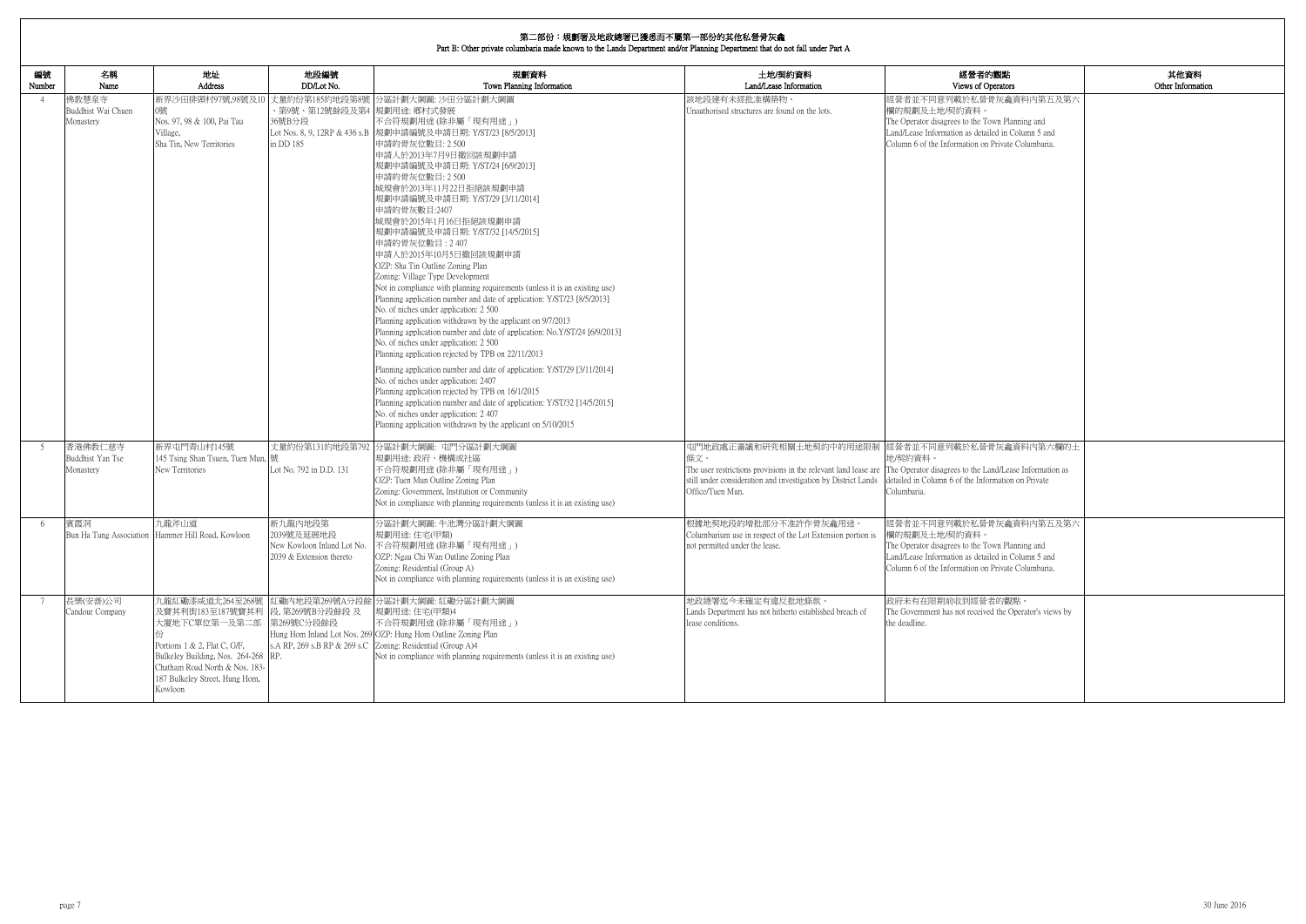## 第二部份：規劃署及地政總署已獲悉而不屬第一部份的其他私營骨灰龕
## Part B: Other private columbaria made known to the Lands Department and/or Planning Department that do not fall under Part A

| 編號 Number | 名稱 Name | 地址 Address | 地段編號 DD/Lot No. | 規劃資料 Town Planning Information | 土地/契約資料 Land/Lease Information | 經營者的觀點 Views of Operators | 其他資料 Other Information |
|---|---|---|---|---|---|---|---|
| 4 | 佛教慧泉寺<br>Buddhist Wai Chuen Monastery | 新界沙田排頭村97號,98號及100號<br>Nos. 97, 98 & 100, Pai Tau Village, Sha Tin, New Territories | 丈量約份第185約地段第8號、第9號、第12號餘段及第436號B分段<br>Lot Nos. 8, 9, 12RP & 436 s.B in DD 185 | 分區計劃大綱圖: 沙田分區計劃大綱圖<br>規劃用途: 鄉村式發展<br>不合符規劃用途 (除非屬「現有用途」)<br>規劃申請編號及申請日期: Y/ST/23 [8/5/2013]<br>申請的骨灰位數目: 2 500<br>申請人於2013年7月9日撤回該規劃申請<br>規劃申請編號及申請日期: Y/ST/24 [6/9/2013]<br>申請的骨灰位數目: 2 500<br>城規會於2013年11月22日拒絕該規劃申請<br>規劃申請編號及申請日期: Y/ST/29 [3/11/2014]<br>申請的骨灰數目:2407<br>城規會於2015年1月16日拒絕該規劃申請<br>規劃申請編號及申請日期: Y/ST/32 [14/5/2015]<br>申請的骨灰位數目 : 2 407<br>申請人於2015年10月5日撤回該規劃申請<br>OZP: Sha Tin Outline Zoning Plan<br>Zoning: Village Type Development<br>Not in compliance with planning requirements (unless it is an existing use)<br>Planning application number and date of application: Y/ST/23 [8/5/2013]<br>No. of niches under application: 2 500<br>Planning application withdrawn by the applicant on 9/7/2013<br>Planning application number and date of application: No.Y/ST/24 [6/9/2013]<br>No. of niches under application: 2 500<br>Planning application rejected by TPB on 22/11/2013<br>Planning application number and date of application: Y/ST/29 [3/11/2014]<br>No. of niches under application: 2407<br>Planning application rejected by TPB on 16/1/2015<br>Planning application number and date of application: Y/ST/32 [14/5/2015]<br>No. of niches under application: 2 407<br>Planning application withdrawn by the applicant on 5/10/2015 | 該地段建有未經批准構築物。<br>Unauthorised structures are found on the lots. | 經營者並不同意列載於私營骨灰龕資料內第五及第六欄的規劃及土地/契約資料。<br>The Operator disagrees to the Town Planning and Land/Lease Information as detailed in Column 5 and Column 6 of the Information on Private Columbaria. | |
| 5 | 香港佛教仁慈寺<br>Buddhist Yan Tse Monastery | 新界屯門青山村145號<br>145 Tsing Shan Tsuen, Tuen Mun, New Territories | 丈量約份第131約地段第792號<br>Lot No. 792 in D.D. 131 | 分區計劃大綱圖: 屯門分區計劃大綱圖<br>規劃用途: 政府、機構或社區<br>不合符規劃用途 (除非屬「現有用途」)<br>OZP: Tuen Mun Outline Zoning Plan<br>Zoning: Government, Institution or Community<br>Not in compliance with planning requirements (unless it is an existing use) | 屯門地政處正審議和研究相關土地契約中的用途限制條文。<br>The user restrictions provisions in the relevant land lease are still under consideration and investigation by District Lands Office/Tuen Mun. | 經營者並不同意列載於私營骨灰龕資料內第六欄的土地/契約資料。<br>The Operator disagrees to the Land/Lease Information as detailed in Column 6 of the Information on Private Columbaria. | |
| 6 | 賓霞洞<br>Bun Ha Tung Association | 九龍斧山道<br>Hammer Hill Road, Kowloon | 新九龍內地段第2039號及延展地段<br>New Kowloon Inland Lot No. 2039 & Extension thereto | 分區計劃大綱圖: 牛池灣分區計劃大綱圖<br>規劃用途: 住宅(甲類)<br>不合符規劃用途 (除非屬「現有用途」)<br>OZP: Ngau Chi Wan Outline Zoning Plan<br>Zoning: Residential (Group A)<br>Not in compliance with planning requirements (unless it is an existing use) | 根據地契地段的增批部分不准許作骨灰龕用途。<br>Columbarium use in respect of the Lot Extension portion is not permitted under the lease. | 經營者並不同意列載於私營骨灰龕資料內第五及第六欄的規劃及土地/契約資料。<br>The Operator disagrees to the Town Planning and Land/Lease Information as detailed in Column 5 and Column 6 of the Information on Private Columbaria. | |
| 7 | 長樂(安善)公司<br>Candour Company | 九龍紅磡漆咸道北264至268號及寶其利街183至187號寶其利大廈地下C單位第一及第二部份<br>Portions 1 & 2, Flat C, G/F, Bulkeley Building, Nos. 264-268 Chatham Road North & Nos. 183-187 Bulkeley Street, Hung Hom, Kowloon | 紅磡內地段第269號A分段餘段, 第269號B分段餘段 及 第269號C分段餘段<br>Hung Hom Inland Lot Nos. 269 s.A RP, 269 s.B RP & 269 s.C RP. | 分區計劃大綱圖: 紅磡分區計劃大綱圖<br>規劃用途: 住宅(甲類)4<br>不合符規劃用途 (除非屬「現有用途」)<br>OZP: Hung Hom Outline Zoning Plan<br>Zoning: Residential (Group A)4<br>Not in compliance with planning requirements (unless it is an existing use) | 地政總署迄今未確定有違反批地條款。<br>Lands Department has not hitherto established breach of lease conditions. | 政府未有在限期前收到經營者的觀點。<br>The Government has not received the Operator's views by the deadline. | |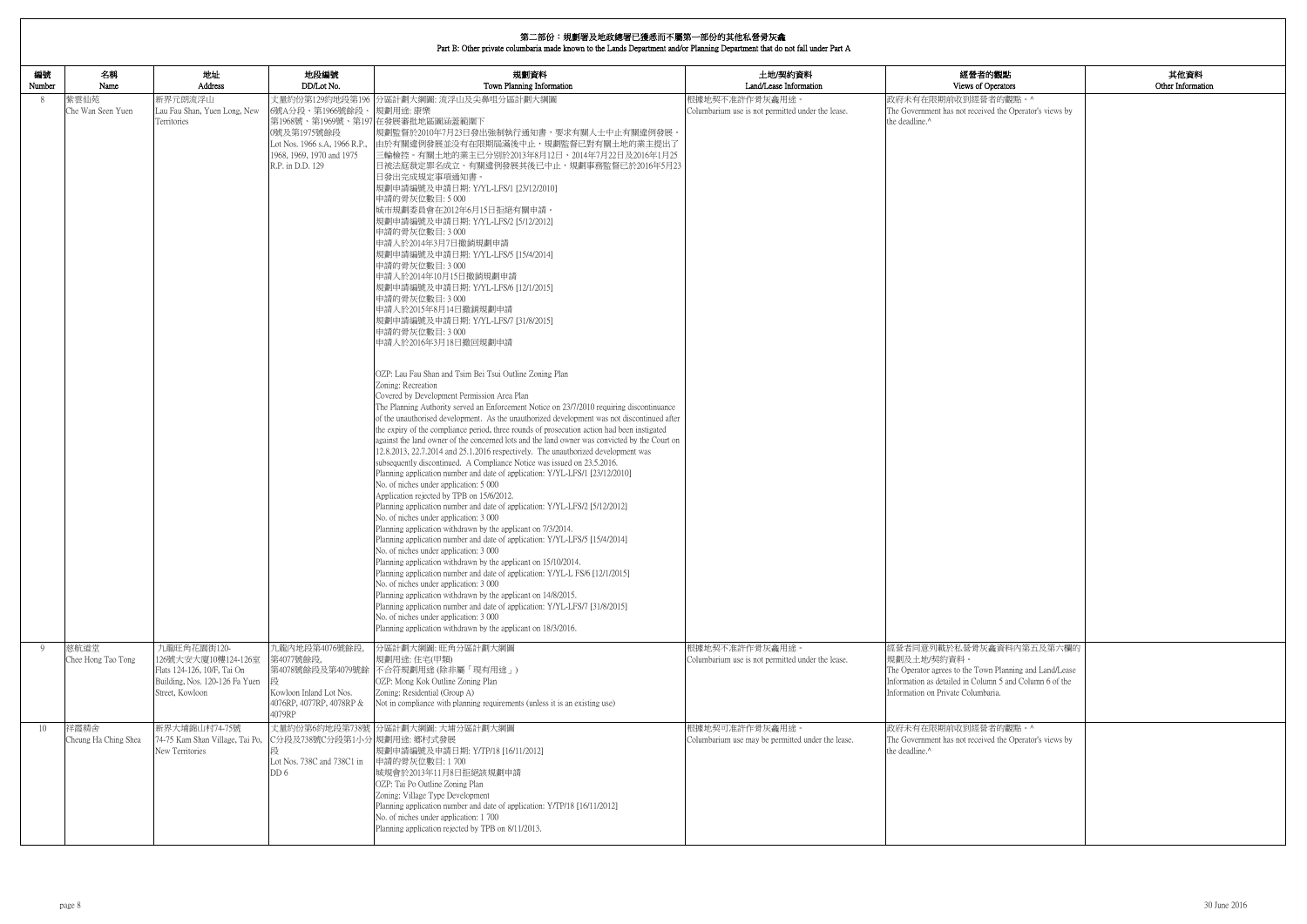## 第二部份：規劃署及地政總署已獲悉而不屬第一部份的其他私營骨灰龕
## Part B: Other private columbaria made known to the Lands Department and/or Planning Department that do not fall under Part A

| 編號 Number | 名稱 Name | 地址 Address | 地段編號 DD/Lot No. | 規劃資料 Town Planning Information | 土地/契約資料 Land/Lease Information | 經營者的觀點 Views of Operators | 其他資料 Other Information |
|---|---|---|---|---|---|---|---|
| 8 | 紫雲仙苑<br>Che Wan Seen Yuen | 新界元朗流浮山<br>Lau Fau Shan, Yuen Long, New Territories | 丈量約份第129約地段第1966號A分段、第1966號餘段、第1968號、第1969號、第1970號及第1975號餘段<br>Lot Nos. 1966 s.A, 1966 R.P., 1968, 1969, 1970 and 1975 R.P. in D.D. 129 | 分區計劃大綱圖: 流浮山及尖鼻咀分區計劃大綱圖<br>規劃用途: 康樂<br>在發展審批地區圖涵蓋範圍下<br>規劃監督於2010年7月23日發出強制執行通知書，要求有關人士中止有關違例發展。由於有關違例發展並沒有在限期屆滿後中止，規劃監督已對有關土地的業主提出了三輪檢控。有關土地的業主已分別於2013年8月12日，2014年7月22日及2016年1月25日被法庭裁定罪名成立。有關違例發展其後已中止，規劃事務監督已於2016年5月23日發出完成規定事項通知書。<br>規劃申請編號及申請日期: Y/YL-LFS/1 [23/12/2010]<br>申請的骨灰位數目: 5 000<br>城市規劃委員會在2012年6月15日拒絕有關申請。<br>規劃申請編號及申請日期: Y/YL-LFS/2 [5/12/2012]<br>申請的骨灰位數目: 3 000<br>申請人於2014年3月7日撤銷規劃申請<br>規劃申請編號及申請日期: Y/YL-LFS/5 [15/4/2014]<br>申請的骨灰位數目: 3 000<br>申請人於2014年10月15日撤銷規劃申請<br>規劃申請編號及申請日期: Y/YL-LFS/6 [12/1/2015]<br>申請的骨灰位數目: 3 000<br>申請人於2015年8月14日撤銷規劃申請<br>規劃申請編號及申請日期: Y/YL-LFS/7 [31/8/2015]<br>申請的骨灰位數目: 3 000<br>申請人於2016年3月18日撤回規劃申請<br><br>OZP: Lau Fau Shan and Tsim Bei Tsui Outline Zoning Plan<br>Zoning: Recreation<br>Covered by Development Permission Area Plan<br>The Planning Authority served an Enforcement Notice on 23/7/2010 requiring discontinuance of the unauthorised development. As the unauthorized development was not discontinued after the expiry of the compliance period, three rounds of prosecution action had been instigated against the land owner of the concerned lots and the land owner was convicted by the Court on 12.8.2013, 22.7.2014 and 25.1.2016 respectively. The unauthorized development was subsequently discontinued. A Compliance Notice was issued on 23.5.2016.<br>Planning application number and date of application: Y/YL-LFS/1 [23/12/2010]<br>No. of niches under application: 5 000<br>Application rejected by TPB on 15/6/2012.<br>Planning application number and date of application: Y/YL-LFS/2 [5/12/2012]<br>No. of niches under application: 3 000<br>Planning application withdrawn by the applicant on 7/3/2014.<br>Planning application number and date of application: Y/YL-LFS/5 [15/4/2014]<br>No. of niches under application: 3 000<br>Planning application withdrawn by the applicant on 15/10/2014.<br>Planning application number and date of application: Y/YL-L FS/6 [12/1/2015]<br>No. of niches under application: 3 000<br>Planning application withdrawn by the applicant on 14/8/2015.<br>Planning application number and date of application: Y/YL-LFS/7 [31/8/2015]<br>No. of niches under application: 3 000<br>Planning application withdrawn by the applicant on 18/3/2016. | 根據地契不准許作骨灰龕用途。<br>Columbarium use is not permitted under the lease. | 政府未有在限期前收到經營者的觀點。^<br>The Government has not received the Operator's views by the deadline.^ | |
| 9 | 慈航道堂<br>Chee Hong Tao Tong | 九龍旺角花園街120-126號大安大廈10樓124-126室<br>Flats 124-126, 10/F, Tai On Building, Nos. 120-126 Fa Yuen Street, Kowloon | 九龍內地段第4076號餘段, 第4077號餘段, 第4078號餘段及第4079號餘段<br>Kowloon Inland Lot Nos. 4076RP, 4077RP, 4078RP & 4079RP | 分區計劃大綱圖: 旺角分區計劃大綱圖<br>規劃用途: 住宅(甲類)<br>不合符規劃用途 (除非屬「現有用途」)<br>OZP: Mong Kok Outline Zoning Plan<br>Zoning: Residential (Group A)<br>Not in compliance with planning requirements (unless it is an existing use) | 根據地契不准許作骨灰龕用途。<br>Columbarium use is not permitted under the lease. | 經營者同意列載於私營骨灰龕資料內第五及第六欄的規劃及土地/契約資料。<br>The Operator agrees to the Town Planning and Land/Lease Information as detailed in Column 5 and Column 6 of the Information on Private Columbaria. | |
| 10 | 祥霞精舍<br>Cheung Ha Ching Shea | 新界大埔錦山村74-75號<br>74-75 Kam Shan Village, Tai Po, New Territories | 丈量約份第6約地段第738號C分段及738號C分段第1小分段<br>Lot Nos. 738C and 738C1 in DD 6 | 分區計劃大綱圖: 大埔分區計劃大綱圖<br>規劃用途: 鄉村式發展<br>規劃申請編號及申請日期: Y/TP/18 [16/11/2012]<br>申請的骨灰位數目: 1 700<br>城規會於2013年11月8日拒絕該規劃申請<br>OZP: Tai Po Outline Zoning Plan<br>Zoning: Village Type Development<br>Planning application number and date of application: Y/TP/18 [16/11/2012]<br>No. of niches under application: 1 700<br>Planning application rejected by TPB on 8/11/2013. | 根據地契可准許作骨灰龕用途。<br>Columbarium use may be permitted under the lease. | 政府未有在限期前收到經營者的觀點。^<br>The Government has not received the Operator's views by the deadline.^ | |

30 June 2016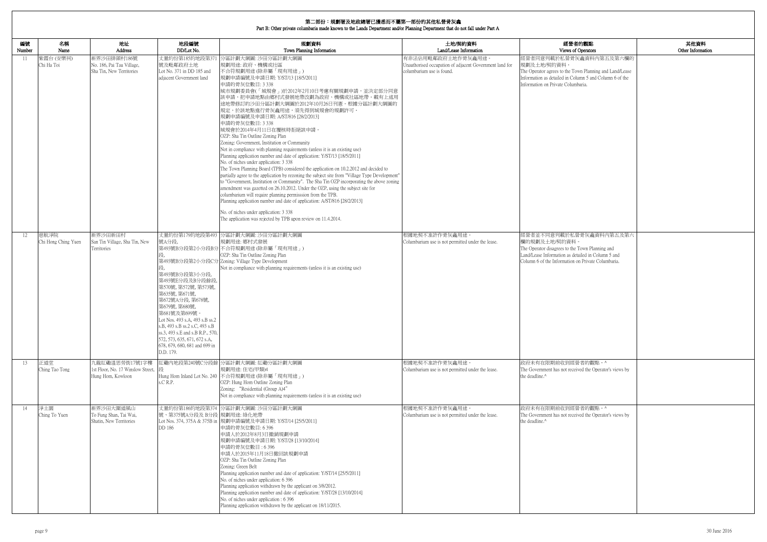## 第二部份：規劃署及地政總署已獲悉而不屬第一部份的其他私營骨灰龕
## Part B: Other private columbaria made known to the Lands Department and/or Planning Department that do not fall under Part A

| 編號 Number | 名稱 Name | 地址 Address | 地段編號 DD/Lot No. | 規劃資料 Town Planning Information | 土地/契約資料 Land/Lease Information | 經營者的觀點 Views of Operators | 其他資料 Other Information |
|---|---|---|---|---|---|---|---|
| 11 | 紫霞台 (安樂祠) Chi Ha Toi | 新界沙田排頭村186號 No. 186, Pai Tau Village, Sha Tin, New Territories | 丈量約份第185約地段第371號及毗鄰政府土地 Lot No. 371 in DD 185 and adjacent Government land | 分區計劃大綱圖: 沙田分區計劃大綱圖<br>規劃用途: 政府、機構或社區<br>不合符規劃用途 (除非屬「現有用途」)<br>規劃申請編號及申請日期: Y/ST/13 [18/5/2011]<br>申請的骨灰位數目: 3 338<br>城市規劃委員會(「城規會」)於2012年2月10日考慮有關規劃申請，並決定部分同意該申請，把申請地點由鄉村式發展地帶改劃為政府、機構或社區地帶，載有上述用途地帶修訂的沙田分區計劃大綱圖於2012年10月26日刊憲。根據分區計劃大綱圖的規定，於該地點進行骨灰龕用途，須先得到城規會的規劃許可。<br>規劃申請編號及申請日期: A/ST/816 [28/2/2013]<br>申請的骨灰位數目: 3 338<br>城規會於2014年4月11日在覆核時拒絕該申請。<br>OZP: Sha Tin Outline Zoning Plan<br>Zoning: Government, Institution or Community<br>Not in compliance with planning requirements (unless it is an existing use)<br>Planning application number and date of application: Y/ST/13 [18/5/2011]<br>No. of niches under application: 3 338<br>The Town Planning Board (TPB) considered the application on 10.2.2012 and decided to partially agree to the application by rezoning the subject site from "Village Type Development" to "Government, Institution or Community". The Sha Tin OZP incorporating the above zoning amendment was gazetted on 26.10.2012. Under the OZP, using the subject site for columbarium will require planning permisssion from the TPB.<br>Planning application number and date of application: A/ST/816 [28/2/2013]<br>No. of niches under application: 3 338<br>The application was rejected by TPB upon review on 11.4.2014. | 有非法佔用毗鄰政府土地作骨灰龕用途。<br>Unauthorised occupation of adjacent Government land for columbarium use is found. | 經營者同意列載於私營骨灰龕資料內第五及第六欄的規劃及土地/契約資料。<br>The Operator agrees to the Town Planning and Land/Lease Information as detailed in Column 5 and Column 6 of the Information on Private Columbaria. | |
| 12 | 慈航淨院 Chi Hong Ching Yuen | 新界沙田新田村 San Tin Village, Sha Tin, New Territories | 丈量約份第179約地段第493號A分段, 第493號B分段第2小分段B分段, 第493號B分段第2小分段C分段, 第493號B分段第3小分段, 第493號E分段及B分段餘段, 第570號, 第572號, 第573號, 第635號, 第671號, 第672號A分段, 第678號, 第679號, 第680號, 第681號及第699號。<br>Lot Nos. 493 s.A, 493 s.B ss.2 s.B, 493 s.B ss.2 s.C, 493 s.B ss.3, 493 s.E and s.B R.P., 570, 572, 573, 635, 671, 672 s.A, 678, 679, 680, 681 and 699 in D.D. 179. | 分區計劃大綱圖: 沙田分區計劃大綱圖<br>規劃用途: 鄉村式發展<br>不合符規劃用途 (除非屬「現有用途」)<br>OZP: Sha Tin Outline Zoning Plan<br>Zoning: Village Type Development<br>Not in compliance with planning requirements (unless it is an existing use) | 根據地契不准許作骨灰龕用途。<br>Columbarium use is not permitted under the lease. | 經營者並不同意列載於私營骨灰龕資料內第五及第六欄的規劃及土地/契約資料。<br>The Operator disagrees to the Town Planning and Land/Lease Information as detailed in Column 5 and Column 6 of the Information on Private Columbaria. | |
| 13 | 正道堂 Ching Tao Tong | 九龍紅磡溫思勞街17號1字樓 1st Floor, No. 17 Winslow Street, Hung Hom, Kowloon | 紅磡內地段第240號C分段餘段 Hung Hom Inland Lot No. 240 s.C R.P. | 分區計劃大綱圖: 紅磡分區計劃大綱圖<br>規劃用途: 住宅(甲類)4<br>不合符規劃用途 (除非屬「現有用途」)<br>OZP: Hung Hom Outline Zoning Plan<br>Zoning: "Residential (Group A)4"<br>Not in compliance with planning requirements (unless it is an existing use) | 根據地契不准許作骨灰龕用途。<br>Columbarium use is not permitted under the lease. | 政府未有在限期前收到經營者的觀點。^<br>The Government has not received the Operator's views by the deadline.^ | |
| 14 | 淨土園 Ching To Yuen | 新界沙田大圍道風山 To Fung Shan, Tai Wai, Shatin, New Territories | 丈量約份第186約地段第374號、第375號A分段及 B分段 Lot Nos. 374, 375A & 375B in DD 186 | 分區計劃大綱圖: 沙田分區計劃大綱圖<br>規劃用途: 綠化地帶<br>規劃申請編號及申請日期: Y/ST/14 [25/5/2011]<br>申請的骨灰位數目: 6 396<br>申請人於2012年8月3日撤銷規劃申請<br>規劃申請編號及申請日期: Y/ST/28 [13/10/2014]<br>申請的骨灰位數目 : 6 396<br>申請人於2015年11月18日撤回該規劃申請<br>OZP: Sha Tin Outline Zoning Plan<br>Zoning: Green Belt<br>Planning application number and date of application: Y/ST/14 [25/5/2011]<br>No. of niches under application: 6 396<br>Planning application withdrawn by the applicant on 3/8/2012.<br>Planning application number and date of application: Y/ST/28 [13/10/2014]<br>No. of niches under application : 6 396<br>Planning application withdrawn by the applicant on 18/11/2015. | 根據地契不准許作骨灰龕用途。<br>Columbarium use is not permitted under the lease. | 政府未有在限期前收到經營者的觀點。^<br>The Government has not received the Operator's views by the deadline.^ | |

30 June 2016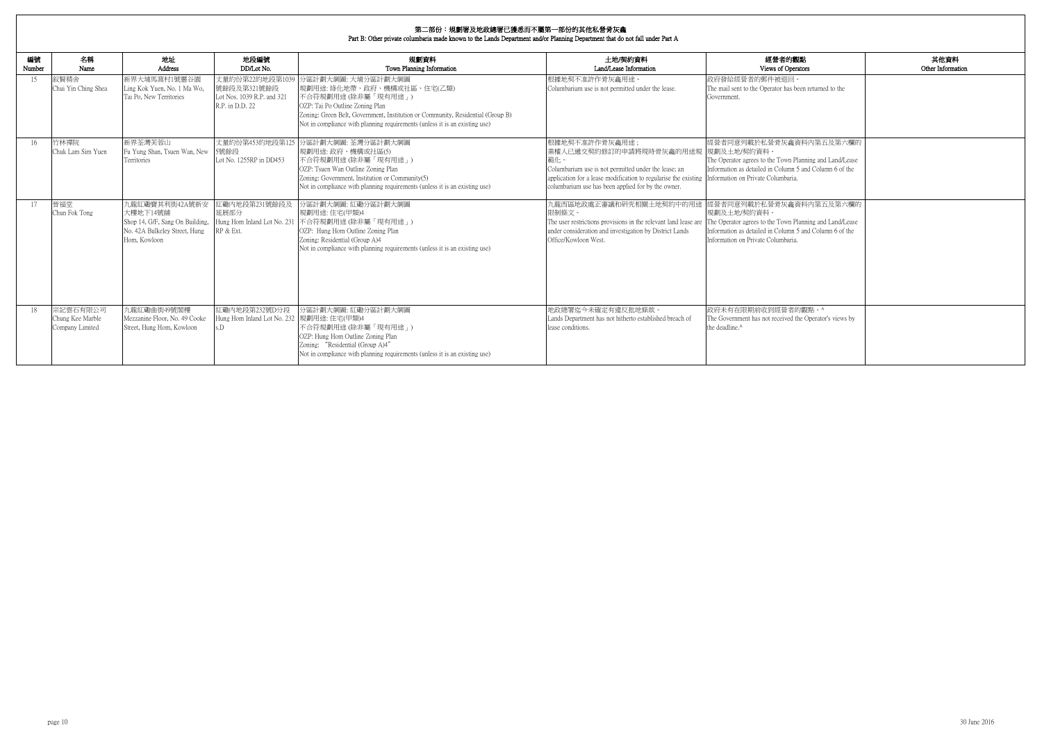# 第二部份：規劃署及地政總署已獲悉而不屬第一部份的其他私營骨灰龕

Part B: Other private columbaria made known to the Lands Department and/or Planning Department that do not fall under Part A

| 編號 Number | 名稱 Name | 地址 Address | 地段編號 DD/Lot No. | 規劃資料 Town Planning Information | 土地/契約資料 Land/Lease Information | 經營者的觀點 Views of Operators | 其他資料 Other Information |
|---|---|---|---|---|---|---|---|
| 15 | 叙賢精舍 Chui Yin Ching Shea | 新界大埔馬窩村1號靈谷園 Ling Kok Yuen, No. 1 Ma Wo, Tai Po, New Territories | 丈量約份第22約地段第1039號餘段及第321號餘段 Lot Nos. 1039 R.P. and 321 R.P. in D.D. 22 | 分區計劃大綱圖: 大埔分區計劃大綱圖<br>規劃用途: 綠化地帶、政府、機構或社區、住宅(乙類)<br>不合符規劃用途 (除非屬「現有用途」)<br>OZP: Tai Po Outline Zoning Plan<br>Zoning: Green Belt, Government, Institution or Community, Residential (Group B)<br>Not in compliance with planning requirements (unless it is an existing use) | 根據地契不准許作骨灰龕用途。<br>Columbarium use is not permitted under the lease. | 政府發給經營者的郵件被退回。<br>The mail sent to the Operator has been returned to the Government. | |
| 16 | 竹林禪院 Chuk Lam Sim Yuen | 新界荃灣芙蓉山 Fu Yung Shan, Tsuen Wan, New Territories | 丈量約份第453約地段第1255號餘段 Lot No. 1255RP in DD453 | 分區計劃大綱圖: 荃灣分區計劃大綱圖<br>規劃用途: 政府、機構或社區(5)<br>不合符規劃用途 (除非屬「現有用途」)<br>OZP: Tsuen Wan Outline Zoning Plan<br>Zoning: Government, Institution or Community(5)<br>Not in compliance with planning requirements (unless it is an existing use) | 根據地契不准許作骨灰龕用途；<br>業權人已遞交契約修訂的申請將現時骨灰龕的用途規範化。<br>Columbarium use is not permitted under the lease; an application for a lease modification to regularise the existing columbarium use has been applied for by the owner. | 經營者同意列載於私營骨灰龕資料內第五及第六欄的規劃及土地/契約資料。<br>The Operator agrees to the Town Planning and Land/Lease Information as detailed in Column 5 and Column 6 of the Information on Private Columbaria. | |
| 17 | 晉福堂 Chun Fok Tong | 九龍紅磡寶其利街42A號新安大樓地下14號舖 Shop 14, G/F, Sang On Building, No. 42A Bulkeley Street, Hung Hom, Kowloon | 紅磡內地段第231號餘段及延展部分 Hung Hom Inland Lot No. 231 RP & Ext. | 分區計劃大綱圖: 紅磡分區計劃大綱圖<br>規劃用途: 住宅(甲類)4<br>不合符規劃用途 (除非屬「現有用途」)<br>OZP: Hung Hom Outline Zoning Plan<br>Zoning: Residential (Group A)4<br>Not in compliance with planning requirements (unless it is an existing use) | 九龍西區地政處正審議和研究相關土地契約中的用途限制條文。<br>The user restrictions provisions in the relevant land lease are under consideration and investigation by District Lands Office/Kowloon West. | 經營者同意列載於私營骨灰龕資料內第五及第六欄的規劃及土地/契約資料。<br>The Operator agrees to the Town Planning and Land/Lease Information as detailed in Column 5 and Column 6 of the Information on Private Columbaria. | |
| 18 | 宗記雲石有限公司 Chung Kee Marble Company Limited | 九龍紅磡曲街49號閣樓 Mezzanine Floor, No. 49 Cooke Street, Hung Hom, Kowloon | 紅磡內地段第232號D分段 Hung Hom Inland Lot No. 232 s.D | 分區計劃大綱圖: 紅磡分區計劃大綱圖<br>規劃用途: 住宅(甲類)4<br>不合符規劃用途 (除非屬「現有用途」)<br>OZP: Hung Hom Outline Zoning Plan<br>Zoning: "Residential (Group A)4"<br>Not in compliance with planning requirements (unless it is an existing use) | 地政總署迄今未確定有違反批地條款。<br>Lands Department has not hitherto established breach of lease conditions. | 政府未有在限期前收到經營者的觀點。^<br>The Government has not received the Operator's views by the deadline.^ | |

30 June 2016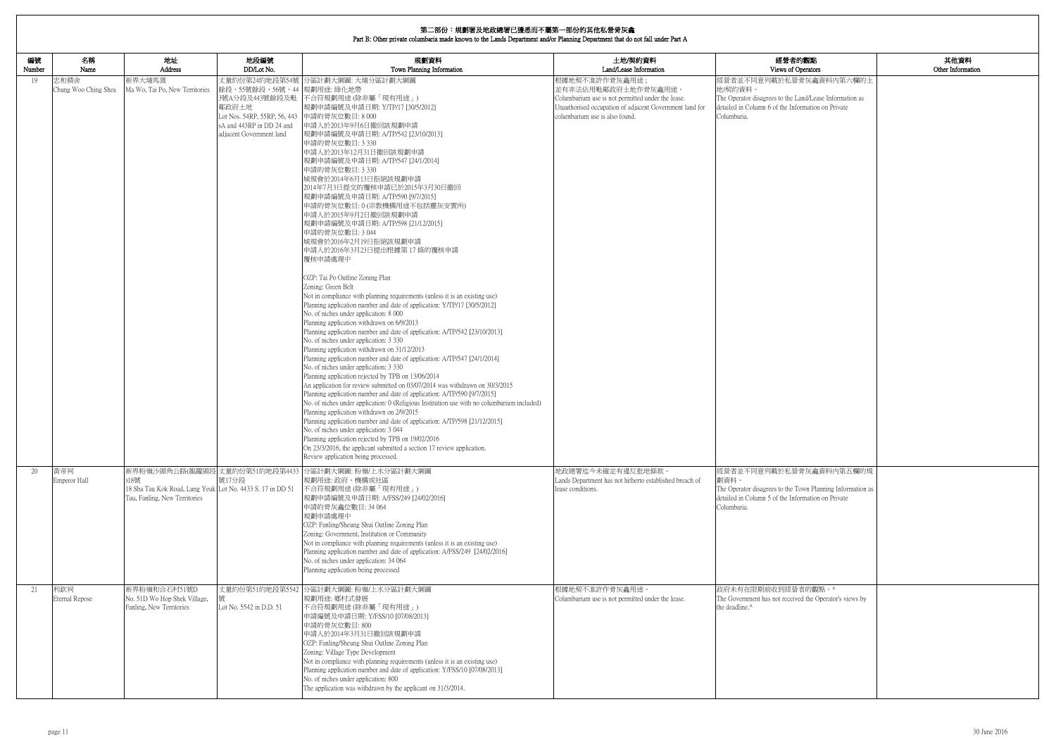# 第二部份：規劃署及地政總署已獲悉而不屬第一部份的其他私營骨灰龕
## Part B: Other private columbaria made known to the Lands Department and/or Planning Department that do not fall under Part A

| 編號 Number | 名稱 Name | 地址 Address | 地段編號 DD/Lot No. | 規劃資料 Town Planning Information | 土地/契約資料 Land/Lease Information | 經營者的觀點 Views of Operators | 其他資料 Other Information |
|---|---|---|---|---|---|---|---|
| 19 | 忠和精舍<br>Chung Woo Ching Shea | 新界大埔馬窩<br>Ma Wo, Tai Po, New Territories | 丈量約份第24約地段第54號餘段、55號餘段、56號、443號A分段及443號餘段及毗鄰政府土地<br>Lot Nos. 54RP, 55RP, 56, 443sA and 443RP in DD 24 and adjacent Government land | 分區計劃大綱圖: 大埔分區計劃大綱圖<br>規劃用途: 綠化地帶<br>不合符規劃用途 (除非屬「現有用途」)<br>規劃申請編號及申請日期: Y/TP/17 [30/5/2012]<br>申請的骨灰位數目: 8 000<br>申請人於2013年9月6日撤回該規劃申請<br>規劃申請編號及申請日期: A/TP/542 [23/10/2013]<br>申請的骨灰位數目: 3 330<br>申請人於2013年12月31日撤回該規劃申請<br>規劃申請編號及申請日期: A/TP/547 [24/1/2014]<br>申請的骨灰位數目: 3 330<br>城規會於2014年6月13日拒絕該規劃申請<br>2014年7月3日提交的覆核申請已於2015年3月30日撤回<br>規劃申請編號及申請日期: A/TP/590 [9/7/2015]<br>申請的骨灰位數目: 0 (宗教機構用途不包括靈灰安置所)<br>申請人於2015年9月2日撤回該規劃申請<br>規劃申請編號及申請日期: A/TP/598 [21/12/2015]<br>申請的骨灰位數目: 3 044<br>城規會於2016年2月19日拒絕該規劃申請<br>申請人於2016年3月23日提出根據第 17 條的覆核申請<br>覆核申請處理中<br><br>OZP: Tai Po Outline Zoning Plan<br>Zoning: Green Belt<br>Not in compliance with planning requirements (unless it is an existing use)<br>Planning application number and date of application: Y/TP/17 [30/5/2012]<br>No. of niches under application: 8 000<br>Planning application withdrawn on 6/9/2013<br>Planning application number and date of application: A/TP/542 [23/10/2013]<br>No. of niches under application: 3 330<br>Planning application withdrawn on 31/12/2013<br>Planning application number and date of application: A/TP/547 [24/1/2014]<br>No. of niches under application: 3 330<br>Planning application rejected by TPB on 13/06/2014<br>An application for review submitted on 03/07/2014 was withdrawn on 30/3/2015<br>Planning application number and date of application: A/TP/590 [9/7/2015]<br>No. of niches under application: 0 (Religious Institution use with no columbarium included)<br>Planning application withdrawn on 2/9/2015<br>Planning application number and date of application: A/TP/598 [21/12/2015]<br>No. of niches under application: 3 044<br>Planning application rejected by TPB on 19/02/2016<br>On 23/3/2016, the applicant submitted a section 17 review application.<br>Review application being processed. | 根據地契不准許作骨灰龕用途；<br>並有非法佔用毗鄰政府土地作骨灰龕用途。<br>Columbarium use is not permitted under the lease.<br>Unauthorised occupation of adjacent Government land for columbarium use is also found. | 經營者並不同意列載於私營骨灰龕資料內第六欄的土地/契約資料。<br>The Operator disagrees to the Land/Lease Information as detailed in Column 6 of the Information on Private Columbaria. | |
| 20 | 黃帝祠<br>Emperor Hall | 新界粉嶺沙頭角公路(龍躍頭段)18號<br>18 Sha Tau Kok Road, Lung Yeuk Tau, Fanling, New Territories | 丈量約份第51約地段第4433號17分段<br>Lot No. 4433 S. 17 in DD 51 | 分區計劃大綱圖: 粉嶺/上水分區計劃大綱圖<br>規劃用途: 政府、機構或社區<br>不合符規劃用途 (除非屬「現有用途」)<br>規劃申請編號及申請日期: A/FSS/249 [24/02/2016]<br>申請的骨灰龕位數目: 34 064<br>規劃申請處理中<br>OZP: Fanling/Sheung Shui Outline Zoning Plan<br>Zoning: Government, Institution or Community<br>Not in compliance with planning requirements (unless it is an existing use)<br>Planning application number and date of application: A/FSS/249 [24/02/2016]<br>No. of niches under application: 34 064<br>Planning application being processed | 地政總署迄今未確定有違反批地條款。<br>Lands Department has not hitherto established breach of lease conditions. | 經營者並不同意列載於私營骨灰龕資料內第五欄的規劃資料。<br>The Operator disagrees to the Town Planning Information as detailed in Column 5 of the Information on Private Columbaria. | |
| 21 | 利欽祠<br>Eternal Repose | 新界粉嶺和合石村51號D<br>No. 51D Wo Hop Shek Village, Fanling, New Territories | 丈量約份第51約地段第5542號<br>Lot No. 5542 in D.D. 51 | 分區計劃大綱圖: 粉嶺/上水分區計劃大綱圖<br>規劃用途: 鄉村式發展<br>不合符規劃用途 (除非屬「現有用途」)<br>申請編號及申請日期: Y/FSS/10 [07/08/2013]<br>申請的骨灰位數目: 800<br>申請人於2014年3月31日撤回該規劃申請<br>OZP: Fanling/Sheung Shui Outline Zoning Plan<br>Zoning: Village Type Development<br>Not in compliance with planning requirements (unless it is an existing use)<br>Planning application number and date of application: Y/FSS/10 [07/08/2013]<br>No. of niches under application: 800<br>The application was withdrawn by the applicant on 31/3/2014. | 根據地契不准許作骨灰龕用途。<br>Columbarium use is not permitted under the lease. | 政府未有在限期前收到經營者的觀點。^<br>The Government has not received the Operator's views by the deadline.^ | |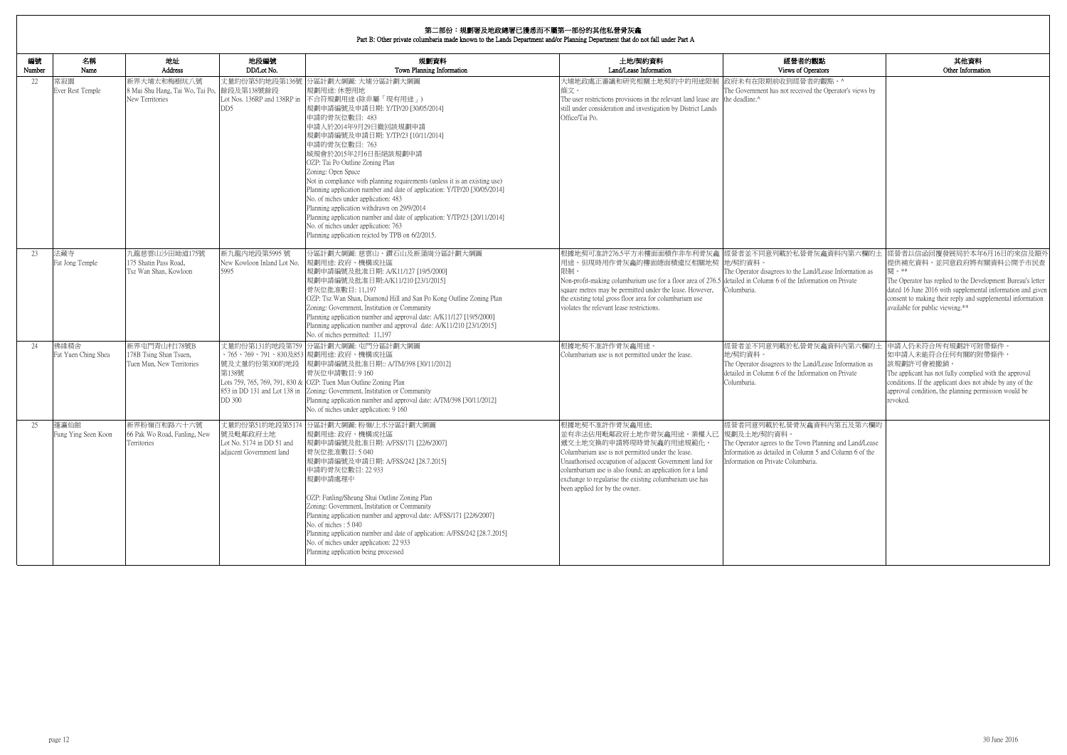# 第二部份：規劃署及地政總署已獲悉而不屬第一部份的其他私營骨灰龕
## Part B: Other private columbaria made known to the Lands Department and/or Planning Department that do not fall under Part A

| 編號 Number | 名稱 Name | 地址 Address | 地段編號 DD/Lot No. | 規劃資料 Town Planning Information | 土地/契約資料 Land/Lease Information | 經營者的觀點 Views of Operators | 其他資料 Other Information |
|---|---|---|---|---|---|---|---|
| 22 | 常寂園 Ever Rest Temple | 新界大埔太和梅樹坑八號 8 Mui Shu Hang, Tai Wo, Tai Po, New Territories | 丈量約份第5約地段第136號餘段及第138號餘段 Lot Nos. 136RP and 138RP in DD5 | 分區計劃大綱圖: 大埔分區計劃大綱圖<br>規劃用途: 休憩用地<br>不合符規劃用途 (除非屬「現有用途」)<br>規劃申請編號及申請日期: Y/TP/20 [30/05/2014]<br>申請的骨灰位數目: 483<br>申請人於2014年9月29日撤回該規劃申請<br>規劃申請編號及申請日期: Y/TP/23 [10/11/2014]<br>申請的骨灰位數目: 763<br>城規會於2015年2月6日拒絕該規劃申請<br>OZP: Tai Po Outline Zoning Plan<br>Zoning: Open Space<br>Not in compliance with planning requirements (unless it is an existing use)<br>Planning application number and date of application: Y/TP/20 [30/05/2014]<br>No. of niches under application: 483<br>Planning application withdrawn on 29/9/2014<br>Planning application number and date of application: Y/TP/23 [20/11/2014]<br>No. of niches under application: 763<br>Planning application rejcted by TPB on 6/2/2015. | 大埔地政處正審議和研究相關土地契約中的用途限制條文。<br>The user restrictions provisions in the relevant land lease are still under consideration and investigation by District Lands Office/Tai Po. | 政府未有在限期前收到經營者的觀點。^<br>The Government has not received the Operator's views by the deadline.^ | |
| 23 | 法藏寺 Fat Jong Temple | 九龍慈雲山沙田坳道175號 175 Shatin Pass Road, Tsz Wan Shan, Kowloon | 新九龍內地段第5995 號 New Kowloon Inland Lot No. 5995 | 分區計劃大綱圖: 慈雲山、鑽石山及新蒲崗分區計劃大綱圖<br>規劃用途: 政府、機構或社區<br>規劃申請編號及批准日期: A/K11/127 [19/5/2000]<br>規劃申請編號及批准日期:A/K11/210 [23/1/2015]<br>骨灰位批准數目: 11,197<br>OZP: Tsz Wan Shan, Diamond Hill and San Po Kong Outline Zoning Plan<br>Zoning: Government, Institution or Community<br>Planning application number and approval date: A/K11/127 [19/5/2000]<br>Planning application number and approval date: A/K11/210 [23/1/2015]<br>No. of niches permitted: 11,197 | 根據地契可准許276.5平方米樓面面積作非牟利骨灰龕用途，但現時用作骨灰龕的樓面總面積違反相關地契限制。<br>Non-profit-making columbarium use for a floor area of 276.5 square metres may be permitted under the lease. However, the existing total gross floor area for columbarium use violates the relevant lease restrictions. | 經營者並不同意列載於私營骨灰龕資料內第六欄的土地/契約資料。<br>The Operator disagrees to the Land/Lease Information as detailed in Column 6 of the Information on Private Columbaria. | 經營者以信函回覆發展局於本年6月16日的來信及額外提供補充資料，並同意政府將有關資料公開予市民查閱。**<br>The Operator has replied to the Development Bureau's letter dated 16 June 2016 with supplemental information and given consent to making their reply and supplemental information available for public viewing.** |
| 24 | 佛緣精舍 Fat Yuen Ching Shea | 新界屯門青山村178號B 178B Tsing Shan Tsuen, Tuen Mun, New Territories | 丈量約份第131約地段第759、765、769、791、830及853號及丈量約份第300約地段第138號<br>Lots 759, 765, 769, 791, 830 & 853 in DD 131 and Lot 138 in DD 300 | 分區計劃大綱圖: 屯門分區計劃大綱圖<br>規劃用途: 政府、機構或社區<br>規劃申請編號及批准日期:: A/TM/398 [30/11/2012]<br>骨灰位申請數目: 9 160<br>OZP: Tuen Mun Outline Zoning Plan<br>Zoning: Government, Institution or Community<br>Planning application number and approval date: A/TM/398 [30/11/2012]<br>No. of niches under application: 9 160 | 根據地契不准許作骨灰龕用途。<br>Columbarium use is not permitted under the lease. | 經營者並不同意列載於私營骨灰龕資料內第六欄的土地/契約資料。<br>The Operator disagrees to the Land/Lease Information as detailed in Column 6 of the Information on Private Columbaria. | 申請人仍未符合所有規劃許可附帶條件。<br>如申請人未能符合任何有關的附帶條件，該規劃許可會被撤銷。<br>The applicant has not fully complied with the approval conditions. If the applicant does not abide by any of the approval condition, the planning permission would be revoked. |
| 25 | 蓬瀛仙館 Fung Ying Seen Koon | 新界粉嶺百和路六十六號 66 Pak Wo Road, Fanling, New Territories | 丈量約份第51約地段第5174號及毗鄰政府土地 Lot No. 5174 in DD 51 and adjacent Government land | 分區計劃大綱圖: 粉嶺/上水分區計劃大綱圖<br>規劃用途: 政府、機構或社區<br>規劃申請編號及批准日期: A/FSS/171 [22/6/2007]<br>骨灰位批准數目: 5 040<br>規劃申請編號及申請日期: A/FSS/242 [28.7.2015]<br>申請的骨灰位數目: 22 933<br>規劃申請處理中<br><br>OZP: Fanling/Sheung Shui Outline Zoning Plan<br>Zoning: Government, Institution or Community<br>Planning application number and approval date: A/FSS/171 [22/6/2007]<br>No. of niches : 5 040<br>Planning application number and date of application: A/FSS/242 [28.7.2015]<br>No. of niches under application: 22 933<br>Planning application being processed | 根據地契不准許作骨灰龕用途;<br>並有非法佔用毗鄰政府土地作骨灰龕用途，業權人已遞交土地交換的申請將現時骨灰龕的用途規範化。<br>Columbarium use is not permitted under the lease. Unauthorised occupation of adjacent Government land for columbarium use is also found; an application for a land exchange to regularise the existing columbarium use has been applied for by the owner. | 經營者同意列載於私營骨灰龕資料內第五及第六欄的規劃及土地/契約資料。<br>The Operator agrees to the Town Planning and Land/Lease Information as detailed in Column 5 and Column 6 of the Information on Private Columbaria. | |

30 June 2016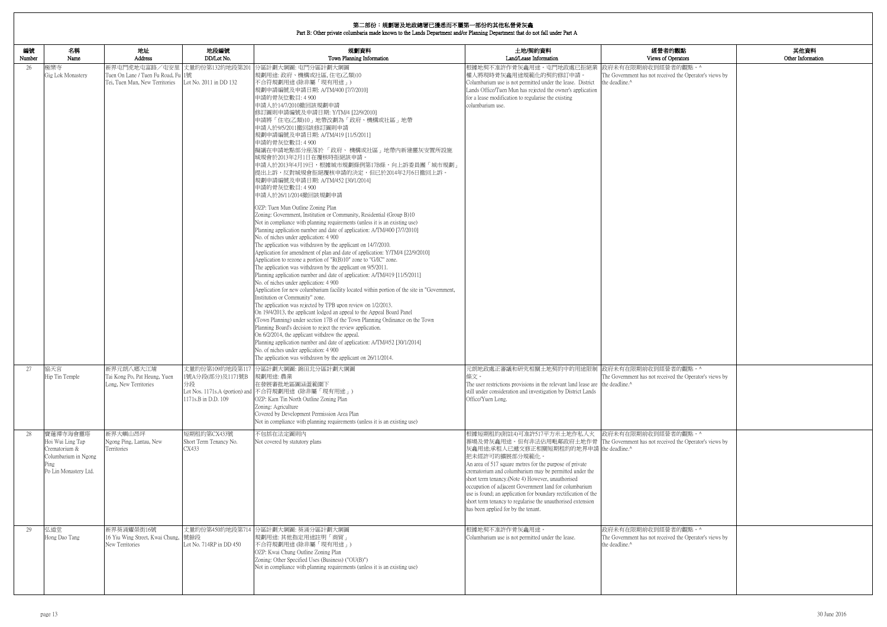## 第二部份：規劃署及地政總署已獲悉而不屬第一部份的其他私營骨灰龕
## Part B: Other private columbaria made known to the Lands Department and/or Planning Department that do not fall under Part A

| 編號 Number | 名稱 Name | 地址 Address | 地段編號 DD/Lot No. | 規劃資料 Town Planning Information | 土地/契約資料 Land/Lease Information | 經營者的觀點 Views of Operators | 其他資料 Other Information |
|---|---|---|---|---|---|---|---|
| 26 | 極樂寺<br>Gig Lok Monastery | 新界屯門虎地屯富路／屯安里1號<br>Tuen On Lane / Tuen Fu Road, Fu Tei, Tuen Mun, New Territories | 丈量約份第132約地段第2011號<br>Lot No. 2011 in DD 132 | 分區計劃大綱圖: 屯門分區計劃大綱圖<br>規劃用途: 政府、機構或社區, 住宅(乙類)10<br>不合符規劃用途 (除非屬「現有用途」)<br>規劃申請編號及申請日期: A/TM/400 [7/7/2010]<br>申請的骨灰位數目: 4 900<br>申請人於14/7/2010撤回該規劃申請<br>修訂圖則申請編號及申請日期: Y/TM/4 [22/9/2010]<br>申請將「住宅(乙類)10」地帶改劃為「政府、機構或社區」地帶<br>申請人於9/5/2011撤回該修訂圖則申請<br>規劃申請編號及申請日期: A/TM/419 [11/5/2011]<br>申請的骨灰位數目: 4 900<br>擬議在申請地點部分座落於「政府、機構或社區」地帶內新建靈灰安置所設施<br>城規會於2013年2月1日在覆核時拒絕該申請。<br>申請人於2013年4月19日，根據城市規劃條例第17B條，向上訴委員團「城市規劃」提出上訴，反對城規會拒絕覆核申請的決定，但已於2014年2月6日撤回上訴。<br>規劃申請編號及申請日期: A/TM/452 [30/1/2014]<br>申請的骨灰位數目: 4 900<br>申請人於26/11/2014撤回該規劃申請<br><br>OZP: Tuen Mun Outline Zoning Plan<br>Zoning: Government, Institution or Community, Residential (Group B)10<br>Not in compliance with planning requirements (unless it is an existing use)<br>Planning application number and date of application: A/TM/400 [7/7/2010]<br>No. of niches under application: 4 900<br>The application was withdrawn by the applicant on 14/7/2010.<br>Application for amendment of plan and date of application: Y/TM/4 [22/9/2010]<br>Application to rezone a portion of "R(B)10" zone to "G/IC" zone.<br>The application was withdrawn by the applicant on 9/5/2011.<br>Planning application number and date of application: A/TM/419 [11/5/2011]<br>No. of niches under application: 4 900<br>Application for new columbarium facility located within portion of the site in "Government, Institution or Community" zone.<br>The application was rejected by TPB upon review on 1/2/2013.<br>On 19/4/2013, the applicant lodged an appeal to the Appeal Board Panel (Town Planning) under section 17B of the Town Planning Ordinance on the Town Planning Board's decision to reject the review application.<br>On 6/2/2014, the applicant withdrew the appeal.<br>Planning application number and date of application: A/TM/452 [30/1/2014]<br>No. of niches under application: 4 900<br>The application was withdrawn by the applicant on 26/11/2014. | 根據地契不准許作骨灰龕用途。屯門地政處已拒絕業權人將現時骨灰龕用途規範化的契約修訂申請。<br>Columbarium use is not permitted under the lease. District Lands Office/Tuen Mun has rejected the owner's application for a lease modification to regularise the existing columbarium use. | 政府未有在限期前收到經營者的觀點。^<br>The Government has not received the Operator's views by the deadline.^ | |
| 27 | 協天宮<br>Hip Tin Temple | 新界元朗八鄉大江埔<br>Tai Kong Po, Pat Heung, Yuen Long, New Territories | 丈量約份第109約地段第1171號A分段(部分)及1171號B分段<br>Lot Nos. 1171s.A (portion) and 1171s.B in D.D. 109 | 分區計劃大綱圖: 錦田北分區計劃大綱圖<br>規劃用途: 農業<br>在發展審批地區圖涵蓋範圍下<br>不合符規劃用途 (除非屬「現有用途」)<br>OZP: Kam Tin North Outline Zoning Plan<br>Zoning: Agriculture<br>Covered by Development Permission Area Plan<br>Not in compliance with planning requirements (unless it is an existing use) | 元朗地政處正審議和研究相關土地契約中的用途限制條文。<br>The user restrictions provisions in the relevant land lease are still under consideration and investigation by District Lands Office/Yuen Long. | 政府未有在限期前收到經營者的觀點。^<br>The Government has not received the Operator's views by the deadline.^ | |
| 28 | 寶蓮禪寺海會靈塔<br>Hoi Wui Ling Tap Crematorium & Columbarium in Ngong Ping<br>Po Lin Monastery Ltd. | 新界大嶼山昂坪<br>Ngong Ping, Lantau, New Territories | 短期租約第CX433號<br>Short Term Tenancy No. CX433 | 不包括在法定圖則內<br>Not covered by statutory plans | 根據短期租約(附註4)可准許517平方米土地作私人火葬場及骨灰龕用途。但有非法佔用毗鄰政府土地作骨灰龕用途;承租人已遞交修正相關短期租約的地界申請把未經許可的擴展部分規範化。<br>An area of 517 square metres for the purpose of private crematorium and columbarium may be permitted under the short term tenancy.(Note 4) However, unauthorised occupation of adjacent Government land for columbarium use is found; an application for boundary rectification of the short term tenancy to regularise the unauthorised extension has been applied for by the tenant. | 政府未有在限期前收到經營者的觀點。^<br>The Government has not received the Operator's views by the deadline.^ | |
| 29 | 弘道堂<br>Hong Dao Tang | 新界葵涌耀榮街16號<br>16 Yiu Wing Street, Kwai Chung, New Territories | 丈量約份第450約地段第714號餘段<br>Lot No. 714RP in DD 450 | 分區計劃大綱圖: 葵涌分區計劃大綱圖<br>規劃用途: 其他指定用途註明「商貿」<br>不合符規劃用途 (除非屬「現有用途」)<br>OZP: Kwai Chung Outline Zoning Plan<br>Zoning: Other Specified Uses (Business) ("OU(B)")<br>Not in compliance with planning requirements (unless it is an existing use) | 根據地契不准許作骨灰龕用途。<br>Columbarium use is not permitted under the lease. | 政府未有在限期前收到經營者的觀點。^<br>The Government has not received the Operator's views by the deadline.^ | |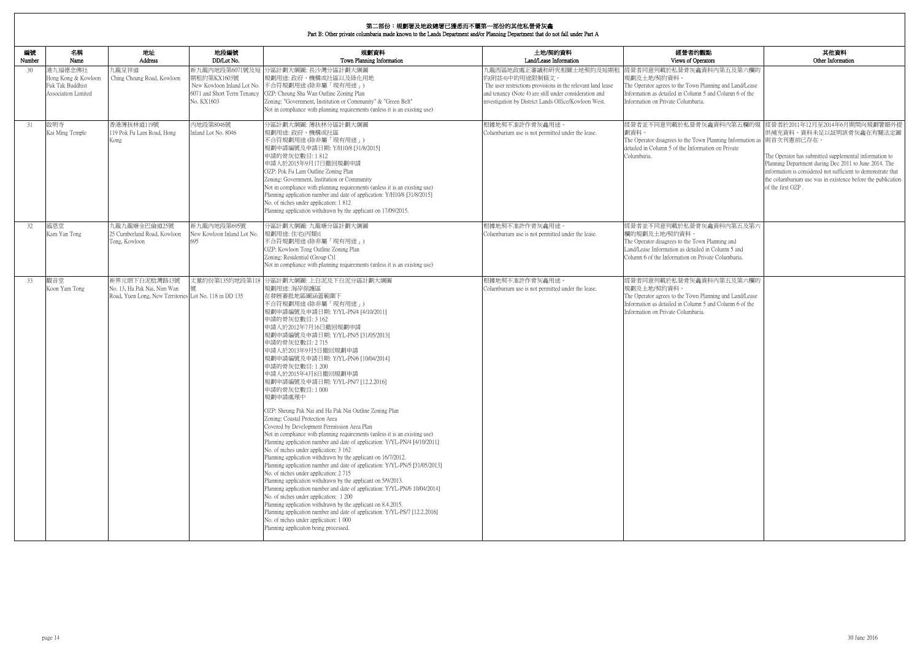## 第二部份：規劃署及地政總署已獲悉而不屬第一部份的其他私營骨灰龕
## Part B: Other private columbaria made known to the Lands Department and/or Planning Department that do not fall under Part A

| 編號 Number | 名稱 Name | 地址 Address | 地段編號 DD/Lot No. | 規劃資料 Town Planning Information | 土地/契約資料 Land/Lease Information | 經營者的觀點 Views of Operators | 其他資料 Other Information |
|---|---|---|---|---|---|---|---|
| 30 | 港九福德念佛社 Hong Kong & Kowloon Fuk Tak Buddhist Association Limited | 九龍呈祥道 Ching Cheung Road, Kowloon | 新九龍內地段第6071號及短期租約第KX1603號 New Kowloon Inland Lot No. 6071 and Short Term Tenancy No. KX1603 | 分區計劃大綱圖: 長沙灣分區計劃大綱圖<br>規劃用途: 政府、機構或社區以及綠化地<br>不合符規劃用途 (除非屬「現有用途」)<br>OZP: Cheung Sha Wan Outline Zoning Plan<br>Zoning: "Government, Institution or Community" & "Green Belt"<br>Not in compliance with planning requirements (unless it is an existing use) | 九龍西區地政處正審議和研究相關土地契約及短期租約(附註4)中的用途限制條文。<br>The user restrictions provisions in the relevant land lease and tenancy (Note 4) are still under consideration and investigation by District Lands Office/Kowloon West. | 經營者同意列載於私營骨灰龕資料內第五及第六欄的規劃及土地/契約資料。<br>The Operator agrees to the Town Planning and Land/Lease Information as detailed in Column 5 and Column 6 of the Information on Private Columbaria. | |
| 31 | 啟明寺 Kai Ming Temple | 香港薄扶林道119號 119 Pok Fu Lam Road, Hong Kong | 內地段第8046號 Inland Lot No. 8046 | 分區計劃大綱圖: 薄扶林分區計劃大綱圖<br>規劃用途: 政府、機構或社區<br>不合符規劃用途 (除非屬「現有用途」)<br>規劃申請編號及申請日期: Y/H10/8 [31/8/2015]<br>申請的骨灰位數目: 1 812<br>申請人於2015年9月17日撤回規劃申請<br>OZP: Pok Fu Lam Outline Zoning Plan<br>Zoning: Government, Institution or Community<br>Not in compliance with planning requirements (unless it is an existing use)<br>Planning application number and date of application: Y/H10/8 [31/8/2015]<br>No. of niches under application: 1 812<br>Planning application withdrawn by the applicant on 17/09/2015. | 根據地契不准許作骨灰龕用途。<br>Columbarium use is not permitted under the lease. | 經營者並不同意列載於私營骨灰龕資料內第五欄的規劃資料。<br>The Operator disagrees to the Town Planning Information as detailed in Column 5 of the Information on Private Columbaria. | 經營者於2011年12月至2014年6月期間向規劃署額外提供補充資料。資料未足以証明該骨灰龕在有關法定圖則首次刊憲前已存在。<br><br>The Operator has submitted supplemental information to Planning Department during Dec 2011 to June 2014. The information is considered not sufficient to demonstrate that the columbarium use was in existence before the publication of the first OZP . |
| 32 | 感恩堂 Kam Yan Tong | 九龍九龍塘金巴倫道25號 25 Cumberland Road, Kowloon Tong, Kowloon | 新九龍內地段第695號 New Kowloon Inland Lot No. 695 | 分區計劃大綱圖: 九龍塘分區計劃大綱圖<br>規劃用途: 住宅(丙類)1<br>不合符規劃用途 (除非屬「現有用途」)<br>OZP: Kowloon Tong Outline Zoning Plan<br>Zoning: Residential (Group C)1<br>Not in compliance with planning requirements (unless it is an existing use) | 根據地契不准許作骨灰龕用途。<br>Columbarium use is not permitted under the lease. | 經營者並不同意列載於私營骨灰龕資料內第五及第六欄的規劃及土地/契約資料。<br>The Operator disagrees to the Town Planning and Land/Lease Information as detailed in Column 5 and Column 6 of the Information on Private Columbaria. | |
| 33 | 觀音堂 Koon Yam Tong | 新界元朗下白泥稔灣路13號 No. 13, Ha Pak Nai, Nim Wan Road, Yuen Long, New Territories | 丈量約份第135約地段第118號 Lot No. 118 in DD 135 | 分區計劃大綱圖: 上白泥及下白泥分區計劃大綱圖<br>規劃用途: 海岸保護區<br>在發展審批地區圖涵蓋範圍下<br>不合符規劃用途 (除非屬「現有用途」)<br>規劃申請編號及申請日期: Y/YL-PN/4 [4/10/2011]<br>申請的骨灰位數目: 3 162<br>申請人於2012年7月16日撤回規劃申請<br>規劃申請編號及申請日期: Y/YL-PN/5 [31/05/2013]<br>申請的骨灰位數目: 2 715<br>申請人於2013年9月5日撤回規劃申請<br>規劃申請編號及申請日期: Y/YL-PN/6 [10/04/2014]<br>申請的骨灰位數目: 1 200<br>申請人於2015年4月8日撤回規劃申請<br>規劃申請編號及申請日期: Y/YL-PN/7 [12.2.2016]<br>申請的骨灰位數目: 1 000<br>規劃申請處理中<br><br>OZP: Sheung Pak Nai and Ha Pak Nai Outline Zoning Plan<br>Zoning: Coastal Protection Area<br>Covered by Development Permission Area Plan<br>Not in compliance with planning requirements (unless it is an existing use)<br>Planning application number and date of application: Y/YL-PN/4 [4/10/2011]<br>No. of niches under application: 3 162<br>Planning application withdrawn by the applicant on 16/7/2012.<br>Planning application number and date of application: Y/YL-PN/5 [31/05/2013]<br>No. of niches under application: 2 715<br>Planning application withdrawn by the applicant on 5/9/2013.<br>Planning application number and date of application: Y/YL-PN/6 10/04/2014]<br>No. of niches under application: 1 200<br>Planning application withdrawn by the applicant on 8.4.2015.<br>Planning application number and date of application: Y/YL-PS/7 [12.2.2016]<br>No. of niches under application: 1 000<br>Planning applicaiton being processed. | 根據地契不准許作骨灰龕用途。<br>Columbarium use is not permitted under the lease. | 經營者同意列載於私營骨灰龕資料內第五及第六欄的規劃及土地/契約資料。<br>The Operator agrees to the Town Planning and Land/Lease Information as detailed in Column 5 and Column 6 of the Information on Private Columbaria. | |

30 June 2016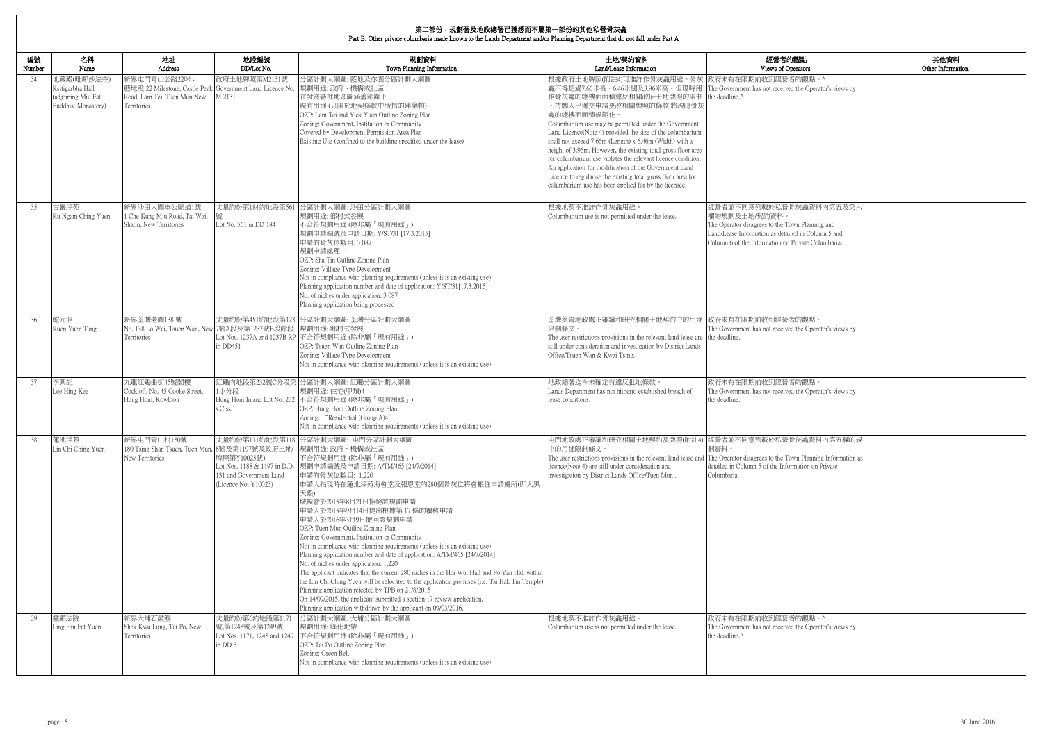# 第二部份：規劃署及地政總署已獲悉而不屬第一部份的其他私營骨灰龕
## Part B: Other private columbaria made known to the Lands Department and/or Planning Department that do not fall under Part A

| 編號 Number | 名稱 Name | 地址 Address | 地段編號 DD/Lot No. | 規劃資料 Town Planning Information | 土地/契約資料 Land/Lease Information | 經營者的觀點 Views of Operators | 其他資料 Other Information |
|---|---|---|---|---|---|---|---|
| 34 | 地藏殿(毗鄰妙法寺)<br>Ksitigarbha Hall (adjoining Miu Fat Buddhist Monastery) | 新界屯門青山公路22咪 - 藍地段<br>22 Milestone, Castle Peak Road, Lam Tei, Tuen Mun New Territories | 政府土地牌照第M2131號<br>Government Land Licence No. M 2131 | 分區計劃大綱圖: 藍地及亦園分區計劃大綱圖<br>規劃用途: 政府、機構或社區<br>在發展審批地區圖涵蓋範圍下<br>現有用途 (只限於地契條款中所指的建築物)<br>OZP: Lam Tei and Yick Yuen Outline Zoning Plan<br>Zoning: Government, Institution or Community<br>Covered by Development Permission Area Plan<br>Existing Use (confined to the building specified under the lease) | 根據政府土地牌照(附註4)可准許作骨灰龕用途。骨灰龕不得超過7.66米長，6.46米闊及3.96米高。但現時用作骨灰龕的總樓面面積違反相關政府土地牌照的限制，持牌人已遞交申請更改相關牌照的條款,將現時骨灰龕的總樓面面積規範化。<br>Columbarium use may be permitted under the Government Land Licence(Note 4) provided the size of the columbarium shall not exceed 7.66m (Length) x 6.46m (Width) with a height of 3.96m. However, the existing total gross floor area for columbarium use violates the relevant licence condition. An application for modification of the Government Land Licence to regularise the existing total gross floor area for columbarium use has been applied for by the licensee. | 政府未有在限期前收到經營者的觀點。^<br>The Government has not received the Operator's views by the deadline.^ | |
| 35 | 古巖淨苑<br>Ku Ngam Ching Yuen | 新界沙田大圍車公廟道1號<br>1 Che Kung Miu Road, Tai Wai, Shatin, New Territories | 丈量約份第184約地段第561號<br>Lot No. 561 in DD 184 | 分區計劃大綱圖: 沙田分區計劃大綱圖<br>規劃用途: 鄉村式發展<br>不合符規劃用途 (除非屬「現有用途」)<br>規劃申請編號及申請日期: Y/ST/31 [17.3.2015]<br>申請的骨灰位數目: 3 087<br>規劃申請處理中<br>OZP: Sha Tin Outline Zoning Plan<br>Zoning: Village Type Development<br>Not in compliance with planning requirements (unless it is an existing use)<br>Planning application number and date of application: Y/ST/31[17.3.2015]<br>No. of niches under application: 3 087<br>Planning application being processed | 根據地契不准許作骨灰龕用途。<br>Columbarium use is not permitted under the lease. | 經營者並不同意列載於私營骨灰龕資料內第五及第六欄的規劃及土地/契約資料。<br>The Operator disagrees to the Town Planning and Land/Lease Information as detailed in Column 5 and Column 6 of the Information on Private Columbaria. | |
| 36 | 乾元洞<br>Kuen Yuen Tung | 新界荃灣老圍138 號<br>No. 138 Lo Wai, Tsuen Wan, New Territories | 丈量約份第451約地段第1237號A段及第1237號B段餘段<br>Lot Nos. 1237A and 1237B RP in DD451 | 分區計劃大綱圖: 荃灣分區計劃大綱圖<br>規劃用途: 鄉村式發展<br>不合符規劃用途 (除非屬「現有用途」)<br>OZP: Tsuen Wan Outline Zoning Plan<br>Zoning: Village Type Development<br>Not in compliance with planning requirements (unless it is an existing use) | 荃灣葵青地政處正審議和研究相關土地契約中的用途限制條文。<br>The user restrictions provisions in the relevant land lease are still under consideration and investigation by District Lands Office/Tsuen Wan & Kwai Tsing. | 政府未有在限期前收到經營者的觀點。<br>The Government has not received the Operator's views by the deadline. | |
| 37 | 李興記<br>Lee Hing Kee | 九龍紅磡曲街45號閣樓<br>Cockloft, No. 45 Cooke Street, Hung Hom, Kowloon | 紅磡內地段第232號C分段第1小分段<br>Hung Hom Inland Lot No. 232 s.C ss.1 | 分區計劃大綱圖: 紅磡分區計劃大綱圖<br>規劃用途: 住宅(甲類)4<br>不合符規劃用途 (除非屬「現有用途」)<br>OZP: Hung Hom Outline Zoning Plan<br>Zoning: "Residential (Group A)4"<br>Not in compliance with planning requirements (unless it is an existing use) | 地政總署迄今未確定有違反批地條款。<br>Lands Department has not hitherto established breach of lease conditions. | 政府未有在限期前收到經營者的觀點。<br>The Government has not received the Operator's views by the deadline. | |
| 38 | 蓮池淨苑<br>Lin Chi Ching Yuen | 新界屯門青山村180號<br>180 Tsing Shan Tsuen, Tuen Mun, New Territories | 丈量約份第131約地段第1188號及第1197號及政府土地(牌照第Y10023號)<br>Lot Nos. 1188 & 1197 in D.D. 131 and Government Land (Licence No. Y10023) | 分區計劃大綱圖: 屯門分區計劃大綱圖<br>規劃用途: 政府、機構或社區<br>不合符規劃用途 (除非屬「現有用途」)<br>規劃申請編號及申請日期: A/TM/465 [24/7/2014]<br>申請的骨灰位數目: 1,220<br>申請人指現時在蓮池淨苑海會堂及報恩堂的280個骨灰位將會搬往申請處所(即大黑天殿)<br>城規會於2015年8月21日拒絕該規劃申請<br>申請人於2015年9月14日提出根據第 17 條的覆核申請<br>申請人於2016年3月9日撤回該規劃申請<br>OZP: Tuen Mun Outline Zoning Plan<br>Zoning: Government, Institution or Community<br>Not in compliance with planning requirements (unless it is an existing use)<br>Planning application number and date of application: A/TM/465 [24/7/2014]<br>No. of niches under application: 1,220<br>The applicant indicates that the current 280 niches in the Hoi Wui Hall and Po Yan Hall within the Lin Chi Ching Yuen will be relocated to the application premises (i.e. Tai Hak Tin Temple)<br>Planning application rejected by TPB on 21/8/2015<br>On 14/09/2015, the applicant submitted a section 17 review application.<br>Planning application withdrawn by the applicant on 09/03/2016. | 屯門地政處正審議和研究相關土地契約及牌照(附註4)中的用途限制條文。<br>The user restrictions provisions in the relevant land lease and licence(Note 4) are still under consideration and investigation by District Lands Office/Tuen Mun . | 經營者並不同意列載於私營骨灰龕資料內第五欄的規劃資料。<br>The Operator disagrees to the Town Planning Information as detailed in Column 5 of the Information on Private Columbaria. | |
| 39 | 靈顯法院<br>Ling Hin Fat Yuen | 新界大埔石鼓壟<br>Shek Kwu Lung, Tai Po, New Territories | 丈量約份第6約地段第1171號,第1248號及第1249號<br>Lot Nos. 1171, 1248 and 1249 in DD 6 | 分區計劃大綱圖: 大埔分區計劃大綱圖<br>規劃用途: 綠化地帶<br>不合符規劃用途 (除非屬「現有用途」)<br>OZP: Tai Po Outline Zoning Plan<br>Zoning: Green Belt<br>Not in compliance with planning requirements (unless it is an existing use) | 根據地契不准許作骨灰龕用途。<br>Columbarium use is not permitted under the lease. | 政府未有在限期前收到經營者的觀點。^<br>The Government has not received the Operator's views by the deadline.^ | |

30 June 2016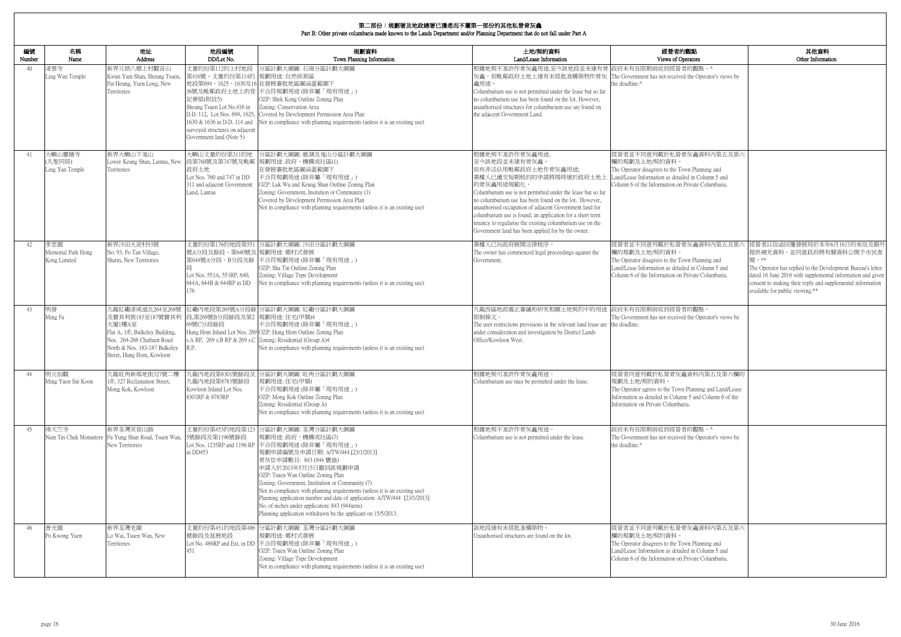# 第二部份：規劃署及地政總署已獲悉而不屬第一部份的其他私營骨灰龕
## Part B: Other private columbaria made known to the Lands Department and/or Planning Department that do not fall under Part A

| 編號 Number | 名稱 Name | 地址 Address | 地段編號 DD/Lot No. | 規劃資料 Town Planning Information | 土地/契約資料 Land/Lease Information | 經營者的觀點 Views of Operators | 其他資料 Other Information |
|---|---|---|---|---|---|---|---|
| 40 | 凌雲寺 Ling Wan Temple | 新界元朗八鄉上村觀音山 Kwun Yam Shan, Sheung Tsuen, Pat Heung, Yuen Long, New Territories | 丈量約份第112約上村地段第416號、丈量約份第114約地段第694、1625、1630及1636號及毗鄰政府土地上的登記寮屋(附註5) Sheung Tsuen Lot No.416 in D.D. 112, Lot Nos. 694, 1625, 1630 & 1636 in D.D. 114 and surveyed structures on adjacent Government land (Note 5) | 分區計劃大綱圖: 石崗分區計劃大綱圖 規劃用途: 自然保育區 在發展審批地區圖涵蓋範圍下 不合符規劃用途 (除非屬「現有用途」) OZP: Shek Kong Outline Zoning Plan Zoning: Conservation Area Covered by Development Permission Area Plan Not in compliance with planning requirements (unless it is an existing use) | 根據地契不准許作骨灰龕用途,至今該地段並未建有骨灰龕。但毗鄰政府土地上建有未經批准構築物作骨灰龕用途。 Columbarium use is not permitted under the lease but so far no columbarium use has been found on the lot. However, unauthorised structures for columbarium use are found on the adjacent Government Land. | 政府未有在限期前收到經營者的觀點。^ The Government has not received the Operator's views by the deadline.^ | |
| 41 | 大嶼山靈隱寺 (凡聖同居) Ling Yan Temple | 新界大嶼山下羌山 Lower Keung Shan, Lantau, New Territories | 大嶼山丈量約份第311約地段第760號及第747號及毗鄰政府土地 Lot Nos. 760 and 747 in DD 311 and adjacent Government Land, Lantau | 分區計劃大綱圖: 鹿湖及羌山分區計劃大綱圖 規劃用途: 政府、機構或社區(1) 在發展審批地區圖涵蓋範圍下 不合符規劃用途 (除非屬「現有用途」) OZP: Luk Wu and Keung Shan Outline Zoning Plan Zoning: Government, Insitution or Community (1) Covered by Development Permission Area Plan Not in compliance with planning requirements (unless it is an existing use) | 根據地契不准許作骨灰龕用途, 至今該地段並未建有骨灰龕。 但有非法佔用毗鄰政府土地作骨灰龕用途; 業權人已遞交短期租約的申請將現時建於政府土地上的骨灰龕用途規範化。 Columbarium use is not permitted under the lease but so far no columbarium use has been found on the lot. However, unauthorised occupation of adjacent Government land for columbarium use is found; an application for a short term tenancy to regularise the existing columbarium use on the Government land has been applied for by the owner. | 經營者並不同意列載於私營骨灰龕資料內第五及第六欄的規劃及土地/契約資料。 The Operator disagrees to the Town Planning and Land/Lease Information as detailed in Column 5 and Column 6 of the Information on Private Columbaria. | |
| 42 | 孝思園 Memorial Park Hong Kong Limited | 新界沙田火炭村93號 No. 93, Fo Tan Village, Shatin, New Territories | 丈量約份第176約地段第551號A分段及餘段、第640號及第644號A分段、B分段及餘段 Lot Nos. 551A, 551RP, 640, 644A, 644B & 644RP in DD 176 | 分區計劃大綱圖: 沙田分區計劃大綱圖 規劃用途: 鄉村式發展 不合符規劃用途 (除非屬「現有用途」) OZP: Sha Tin Outline Zoning Plan Zoning: Village Type Development Not in compliance with planning requirements (unless it is an existing use) | 業權人已向政府展開法律程序。 The owner has commenced legal proceedings against the Government. | 經營者並不同意列載於私營骨灰龕資料內第五及第六欄的規劃及土地/契約資料。 The Operator disagrees to the Town Planning and Land/Lease Information as detailed in Column 5 and Column 6 of the Information on Private Columbaria. | 經營者以信函回覆發展局於本年6月16日的來信及額外提供補充資料，並同意政府將有關資料公開予市民查閱。** The Operator has replied to the Development Bureau's letter dated 16 June 2016 with supplemental information and given consent to making their reply and supplemental information available for public viewing.** |
| 43 | 明發 Ming Fa | 九龍紅磡漆咸道北264至268號及寶其利街183至187號寶其利大廈1樓A室 Flat A, 1/F, Bulkeley Building, Nos. 264-268 Chatham Road North & Nos. 183-187 Bulkeley Street, Hung Hom, Kowloon | 紅磡內地段第269號A分段餘段,第269號B分段餘段及第2 69號C分段餘段 Hung Hom Inland Lot Nos. 269 s.A RP, 269 s.B RP & 269 s.C R.P. | 分區計劃大綱圖: 紅磡分區計劃大綱圖 規劃用途: 住宅(甲類)4 不合符規劃用途 (除非屬「現有用途」) OZP: Hung Hom Outline Zoning Plan Zoning: Residential (Group A)4 Not in compliance with planning requirements (unless it is an existing use) | 九龍西區地政處正審議和研究相關土地契約中的用途限制條文。 The user restrictions provisions in the relevant land lease are under consideration and investigation by District Lands Office/Kowloon West. | 政府未有在限期前收到經營者的觀點。 The Government has not received the Operator's views by the deadline. | |
| 44 | 明元仙觀 Ming Yuen Sin Koon | 九龍旺角新填地街327號二樓 1/F, 327 Reclamation Street, Mong Kok, Kowloon | 九龍內地段第8301號餘段及九龍內地段第8783號餘段 Kowloon Inland Lot Nos. 8301RP & 8783RP | 分區計劃大綱圖: 旺角分區計劃大綱圖 規劃用途: 住宅(甲類) 不合符規劃用途 (除非屬「現有用途」) OZP: Mong Kok Outline Zoning Plan Zoning: Residential (Group A) Not in compliance with planning requirements (unless it is an existing use) | 根據地契可准許作骨灰龕用途。 Columbarium use may be permitted under the lease. | 經營者同意列載於私營骨灰龕資料內第五及第六欄的規劃及土地/契約資料。 The Operator agrees to the Town Planning and Land/Lease Information as detailed in Column 5 and Column 6 of the Information on Private Columbaria. | |
| 45 | 南天竺寺 Nam Tin Chuk Monastery | 新界荃灣芙蓉山路 Fu Yung Shan Road, Tsuen Wan, New Territories | 丈量約份第453約地段第1235號餘段及第1196號餘段 Lot Nos. 1235RP and 1196 RP in DD453 | 分區計劃大綱圖: 荃灣分區計劃大綱圖 規劃用途: 政府、機構或社區(7) 不合符規劃用途 (除非屬「現有用途」) 規劃申請編號及申請日期: A/TW/444 [23/1/2013] 骨灰位申請數目: 843 (944 甕盎) 申請人於2013年5月15日撤回該規劃申請 OZP: Tsuen Wan Outline Zoning Plan Zoning: Government, Institution or Community (7) Not in compliance with planning requirements (unless it is an existing use) Planning application number and date of application: A/TW/444 [23/1/2013] No. of niches under application: 843 (944urns) Planning application withdrawn by the applicant on 15/5/2013. | 根據地契不准許作骨灰龕用途。 Columbarium use is not permitted under the lease. | 政府未有在限期前收到經營者的觀點。^ The Government has not received the Operator's views by the deadline.^ | |
| 46 | 普光園 Po Kwong Yuen | 新界荃灣老圍 Lo Wai, Tsuen Wan, New Territories | 丈量約份第451約地段第486號餘段及延展地段 Lot No. 486RP and Ext. in DD 451 | 分區計劃大綱圖: 荃灣分區計劃大綱圖 規劃用途: 鄉村式發展 不合符規劃用途 (除非屬「現有用途」) OZP: Tsuen Wan Outline Zoning Plan Zoning: Village Type Development Not in compliance with planning requirements (unless it is an existing use) | 該地段建有未經批准構築物。 Unauthorised structures are found on the lot. | 經營者並不同意列載於私營骨灰龕資料內第五及第六欄的規劃及土地/契約資料。 The Operator disagrees to the Town Planning and Land/Lease Information as detailed in Column 5 and Column 6 of the Information on Private Columbaria. | |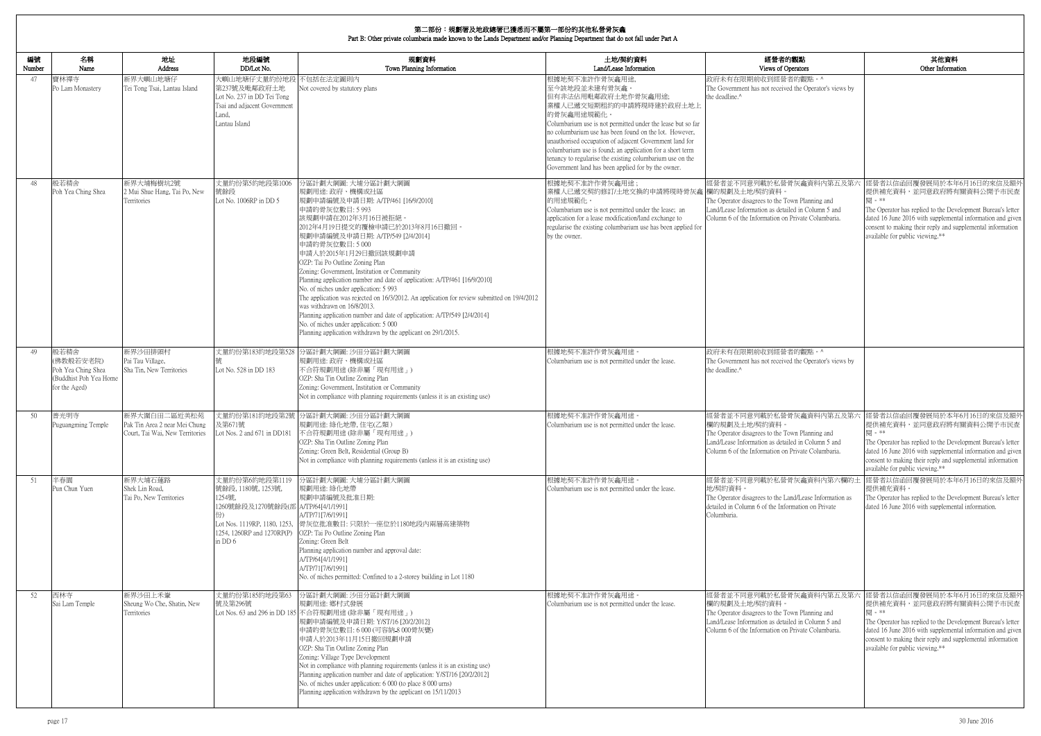## 第二部份：規劃署及地政總署已獲悉而不屬第一部份的其他私營骨灰龕
## Part B: Other private columbaria made known to the Lands Department and/or Planning Department that do not fall under Part A

| 編號 Number | 名稱 Name | 地址 Address | 地段編號 DD/Lot No. | 規劃資料 Town Planning Information | 土地/契約資料 Land/Lease Information | 經營者的觀點 Views of Operators | 其他資料 Other Information |
|---|---|---|---|---|---|---|---|
| 47 | 寶林禪寺<br>Po Lam Monastery | 新界大嶼山地塘仔<br>Tei Tong Tsai, Lantau Island | 大嶼山地塘仔丈量約份地段第237號及毗鄰政府土地<br>Lot No. 237 in DD Tei Tong Tsai and adjacent Government Land, Lantau Island | 不包括在法定圖則內<br>Not covered by statutory plans | 根據地契不准許作骨灰龕用途,至今該地段並未建有骨灰龕。但有非法佔用毗鄰政府土地作骨灰龕用途;業權人已遞交短期租約的申請將現時建於政府土地上的骨灰龕用途規範化。<br>Columbarium use is not permitted under the lease but so far no columbarium use has been found on the lot. However, unauthorised occupation of adjacent Government land for columbarium use is found; an application for a short term tenancy to regularise the existing columbarium use on the Government land has been applied for by the owner. | 政府未有限期前收到經營者的觀點。^<br>The Government has not received the Operator's views by the deadline.^ | |
| 48 | 般若精舍<br>Poh Yea Ching Shea | 新界大埔梅樹坑2號<br>2 Mui Shue Hang, Tai Po, New Territories | 丈量約份第5約地段第1006號餘段<br>Lot No. 1006RP in DD 5 | 分區計劃大綱圖: 大埔分區計劃大綱圖<br>規劃用途: 政府、機構或社區<br>規劃申請編號及申請日期: A/TP/461 [16/9/2010]<br>申請的骨灰位數目: 5 993<br>該規劃申請在2012年3月16日被拒絕。<br>2012年4月19日提交的覆檢申請已於2013年8月16日撤回。<br>規劃申請編號及申請日期: A/TP/549 [2/4/2014]<br>申請的骨灰位數目: 5 000<br>申請人於2015年1月29日撤回該規劃申請<br>OZP: Tai Po Outline Zoning Plan<br>Zoning: Government, Institution or Community<br>Planning application number and date of application: A/TP/461 [16/9/2010]<br>No. of niches under application: 5 993<br>The application was rejected on 16/3/2012. An application for review submitted on 19/4/2012 was withdrawn on 16/8/2013.<br>Planning application number and date of application: A/TP/549 [2/4/2014]<br>No. of niches under application: 5 000<br>Planning application withdrawn by the applicant on 29/1/2015. | 根據地契不准許作骨灰龕用途;業權人已遞交契約修訂/土地交換的申請將現時骨灰龕的用途規範化。<br>Columbarium use is not permitted under the lease; an application for a lease modification/land exchange to regularise the existing columbarium use has been applied for by the owner. | 經營者並不同意列載於私營骨灰龕資料內第五及第六欄的規劃及土地/契約資料。<br>The Operator disagrees to the Town Planning and Land/Lease Information as detailed in Column 5 and Column 6 of the Information on Private Columbaria. | 經營者以信函回覆發展局於本年6月16日的來信及額外提供補充資料，並同意政府將有關資料公開予市民查閱。**<br>The Operator has replied to the Development Bureau's letter dated 16 June 2016 with supplemental information and given consent to making their reply and supplemental information available for public viewing.** |
| 49 | 般若精舍 (佛教般若安老院)<br>Poh Yea Ching Shea (Buddhist Poh Yea Home for the Aged) | 新界沙田排頭村<br>Pai Tau Village, Sha Tin, New Territories | 丈量約份第183約地段第528號<br>Lot No. 528 in DD 183 | 分區計劃大綱圖: 沙田分區計劃大綱圖<br>規劃用途: 政府、機構或社區<br>不合符規劃用途 (除非屬「現有用途」)<br>OZP: Sha Tin Outline Zoning Plan<br>Zoning: Government, Institution or Community<br>Not in compliance with planning requirements (unless it is an existing use) | 根據地契不准許作骨灰龕用途。<br>Columbarium use is not permitted under the lease. | 政府未有限期前收到經營者的觀點。^<br>The Government has not received the Operator's views by the deadline.^ | |
| 50 | 普光明寺<br>Puguangming Temple | 新界大圍白田二區近美松苑<br>Pak Tin Area 2 near Mei Chung Court, Tai Wai, New Territories | 丈量約份第181約地段第2號及第671號<br>Lot Nos. 2 and 671 in DD181 | 分區計劃大綱圖: 沙田分區計劃大綱圖<br>規劃用途: 綠化地帶, 住宅(乙類)<br>不合符規劃用途 (除非屬「現有用途」)<br>OZP: Sha Tin Outline Zoning Plan<br>Zoning: Green Belt, Residential (Group B)<br>Not in compliance with planning requirements (unless it is an existing use) | 根據地契不准許作骨灰龕用途。<br>Columbarium use is not permitted under the lease. | 經營者並不同意列載於私營骨灰龕資料內第五及第六欄的規劃及土地/契約資料。<br>The Operator disagrees to the Town Planning and Land/Lease Information as detailed in Column 5 and Column 6 of the Information on Private Columbaria. | 經營者以信函回覆發展局於本年6月16日的來信及額外提供補充資料，並同意政府將有關資料公開予市民查閱。**<br>The Operator has replied to the Development Bureau's letter dated 16 June 2016 with supplemental information and given consent to making their reply and supplemental information available for public viewing.** |
| 51 | 半春園<br>Pun Chun Yuen | 新界大埔石蓮路<br>Shek Lin Road, Tai Po, New Territories | 丈量約份第6約地段第1119號餘段, 1180號, 1253號, 1254號, 1260號餘段及1270號餘段(部份)<br>Lot Nos. 1119RP, 1180, 1253, 1254, 1260RP and 1270RP(P) in DD 6 | 分區計劃大綱圖: 大埔分區計劃大綱圖<br>規劃用途: 綠化地帶<br>規劃申請編號及批准日期:<br>A/TP/64[4/1/1991]<br>A/TP/71[7/6/1991]<br>骨灰位批准數目: 只限於一座位於1180地段內兩層高建築物<br>OZP: Tai Po Outline Zoning Plan<br>Zoning: Green Belt<br>Planning application number and approval date:<br>A/TP/64[4/1/1991]<br>A/TP/71[7/6/1991]<br>No. of niches permitted: Confined to a 2-storey building in Lot 1180 | 根據地契不准許作骨灰龕用途。<br>Columbarium use is not permitted under the lease. | 經營者並不同意列載於私營骨灰龕資料內第六欄的土地/契約資料。<br>The Operator disagrees to the Land/Lease Information as detailed in Column 6 of the Information on Private Columbaria. | 經營者以信函回覆發展局於本年6月16日的來信及額外提供補充資料。<br>The Operator has replied to the Development Bureau's letter dated 16 June 2016 with supplemental information. |
| 52 | 西林寺<br>Sai Lam Temple | 新界沙田上禾輋<br>Sheung Wo Che, Shatin, New Territories | 丈量約份第185約地段第63號及第296號<br>Lot Nos. 63 and 296 in DD 185 | 分區計劃大綱圖: 沙田分區計劃大綱圖<br>規劃用途: 鄉村式發展<br>不合符規劃用途 (除非屬「現有用途」)<br>規劃申請編號及申請日期: Y/ST/16 [20/2/2012]<br>申請的骨灰位數目: 6 000 (可容納8 000骨灰甕)<br>申請人於2013年11月15日撤回規劃申請<br>OZP: Sha Tin Outline Zoning Plan<br>Zoning: Village Type Development<br>Not in compliance with planning requirements (unless it is an existing use)<br>Planning application number and date of application: Y/ST/16 [20/2/2012]<br>No. of niches under application: 6 000 (to place 8 000 urns)<br>Planning application withdrawn by the applicant on 15/11/2013 | 根據地契不准許作骨灰龕用途。<br>Columbarium use is not permitted under the lease. | 經營者並不同意列載於私營骨灰龕資料內第五及第六欄的規劃及土地/契約資料。<br>The Operator disagrees to the Town Planning and Land/Lease Information as detailed in Column 5 and Column 6 of the Information on Private Columbaria. | 經營者以信函回覆發展局於本年6月16日的來信及額外提供補充資料，並同意政府將有關資料公開予市民查閱。**<br>The Operator has replied to the Development Bureau's letter dated 16 June 2016 with supplemental information and given consent to making their reply and supplemental information available for public viewing.** |

30 June 2016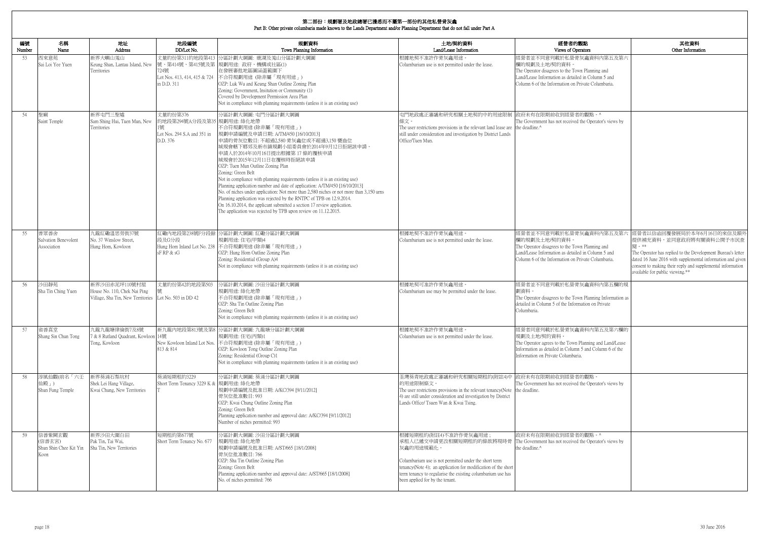# 第二部份：規劃署及地政總署已獲悉而不屬第一部份的其他私營骨灰龕
## Part B: Other private columbaria made known to the Lands Department and/or Planning Department that do not fall under Part A

| 編號 Number | 名稱 Name | 地址 Address | 地段編號 DD/Lot No. | 規劃資料 Town Planning Information | 土地/契約資料 Land/Lease Information | 經營者的觀點 Views of Operators | 其他資料 Other Information |
|---|---|---|---|---|---|---|---|
| 53 | 西來意苑<br>Sai Loi Yee Yuen | 新界大嶼山羗山<br>Keung Shan, Lantau Island, New Territories | 丈量約份第311約地段第413號、第414號、第415號及第724號<br>Lot Nos. 413, 414, 415 & 724 in D.D. 311 | 分區計劃大綱圖: 鹿湖及羗山分區計劃大綱圖<br>規劃用途: 政府、機構或社區(1)<br>在發展審批地區圖涵蓋範圍下<br>不合符規劃用途 (除非屬「現有用途」)<br>OZP: Luk Wu and Keung Shan Outline Zoning Plan<br>Zoning: Government, Insitution or Community (1)<br>Covered by Development Permission Area Plan<br>Not in compliance with planning requirements (unless it is an existing use) | 根據地契不准許作骨灰龕用途。<br>Columbarium use is not permitted under the lease. | 經營者並不同意列載於私營骨灰龕資料內第五及第六欄的規劃及土地/契約資料。<br>The Operator disagrees to the Town Planning and Land/Lease Information as detailed in Column 5 and Column 6 of the Information on Private Columbaria. | |
| 54 | 聖廟<br>Saint Temple | 新界屯門三聖墟<br>Sam Shing Hui, Tuen Mun, New Territories | 丈量約份第376約地段第294號A分段及第351號<br>Lot Nos. 294 S.A and 351 in D.D. 376 | 分區計劃大綱圖: 屯門分區計劃大綱圖<br>規劃用途: 綠化地帶<br>不合符規劃用途 (除非屬「現有用途」)<br>規劃申請編號及申請日期: A/TM/450 [16/10/2013]<br>申請的骨灰位數目: 不超過2,580 骨灰龕位或不超過3,150 骨灰甕<br>城規會轄下鄉郊及新市鎮規劃小組委員會於2014年9月12日拒絕該申請。<br>申請人於2014年10月16日提出根據第 17 條的覆核申請<br>城規會於2015年12月11日在覆核時拒絕該申請<br>OZP: Tuen Mun Outline Zoning Plan<br>Zoning: Green Belt<br>Not in compliance with planning requirements (unless it is an existing use)<br>Planning application number and date of application: A/TM/450 [16/10/2013]<br>No. of niches under application: Not more than 2,580 niches or not more than 3,150 urns<br>Planning application was rejected by the RNTPC of TPB on 12.9.2014.<br>On 16.10.2014, the applicant submitted a section 17 review application.<br>The application was rejected by TPB upon review on 11.12.2015. | 屯門地政處正審議和研究相關土地契約中的用途限制條文。<br>The user restrictions provisions in the relevant land lease are still under consideration and investigation by District Lands Office/Tuen Mun. | 政府未有在限期前收到經營者的觀點。^<br>The Government has not received the Operator's views by the deadline.^ | |
| 55 | 普眾善舍<br>Salvation Benevolent Association | 九龍紅磡溫思勞街37號<br>No. 37 Winslow Street, Hung Hom, Kowloon | 紅磡內地段第238號F分段餘段及G分段<br>Hung Hom Inland Lot No. 238 sF RP & sG | 分區計劃大綱圖: 紅磡分區計劃大綱圖<br>規劃用途: 住宅(甲類)4<br>不合符規劃用途 (除非屬「現有用途」)<br>OZP: Hung Hom Outline Zoning Plan<br>Zoning: Residential (Group A)4<br>Not in compliance with planning requirements (unless it is an existing use) | 根據地契不准許作骨灰龕用途。<br>Columbarium use is not permitted under the lease. | 經營者並不同意列載於私營骨灰龕資料內第五及第六欄的規劃及土地/契約資料。<br>The Operator disagrees to the Town Planning and Land/Lease Information as detailed in Column 5 and Column 6 of the Information on Private Columbaria. | 經營者以信函回覆發展局於本年6月16日的來信及額外提供補充資料，並同意政府將有關資料公開予市民查閱。**<br>The Operator has replied to the Development Bureau's letter dated 16 June 2016 with supplemental information and given consent to making their reply and supplemental information available for public viewing.** |
| 56 | 沙田靜苑<br>Sha Tin Ching Yuen | 新界沙田赤泥坪110號村屋<br>House No. 110, Chek Nai Ping Village, Sha Tin, New Territories | 丈量約份第42約地段第503號<br>Lot No. 503 in DD 42 | 分區計劃大綱圖: 沙田分區計劃大綱圖<br>規劃用途: 綠化地帶<br>不合符規劃用途 (除非屬「現有用途」)<br>OZP: Sha Tin Outline Zoning Plan<br>Zoning: Green Belt<br>Not in compliance with planning requirements (unless it is an existing use) | 根據地契可准許作骨灰龕用途。<br>Columbarium use may be permitted under the lease. | 經營者並不同意列載於私營骨灰龕資料內第五欄的規劃資料。<br>The Operator disagrees to the Town Planning Information as detailed in Column 5 of the Information on Private Columbaria. | |
| 57 | 省善真堂<br>Shang Sin Chun Tong | 九龍九龍塘律倫街7及8號<br>7 & 8 Rutland Quadrant, Kowloon Tong, Kowloon | 新九龍內地段第813號及第814號<br>New Kowloon Inland Lot Nos. 813 & 814 | 分區計劃大綱圖: 九龍塘分區計劃大綱圖<br>規劃用途: 住宅(丙類)1<br>不合符規劃用途 (除非屬「現有用途」)<br>OZP: Kowloon Tong Outline Zoning Plan<br>Zoning: Residential (Group C)1<br>Not in compliance with planning requirements (unless it is an existing use) | 根據地契不准許作骨灰龕用途。<br>Columbarium use is not permitted under the lease. | 經營者同意列載於私營骨灰龕資料內第五及第六欄的規劃及土地/契約資料。<br>The Operator agrees to the Town Planning and Land/Lease Information as detailed in Column 5 and Column 6 of the Information on Private Columbaria. | |
| 58 | 淳風仙觀(前名「六壬仙殿」)<br>Shun Fung Temple | 新界葵涌石梨坑村<br>Shek Lei Hang Village, Kwai Chung, New Territories | 葵涌短期租約3229<br>Short Term Tenancy 3229 K & T | 分區計劃大綱圖: 葵涌分區計劃大綱圖<br>規劃用途: 綠化地帶<br>規劃申請編號及批准日期: A/KC/394 [9/11/2012]<br>骨灰位批准數目: 993<br>OZP: Kwai Chung Outline Zoning Plan<br>Zoning: Green Belt<br>Planning application number and approval date: A/KC/394 [9/11/2012]<br>Number of niches permitted: 993 | 荃灣葵青地政處正審議和研究相關短期租約(附註4)中的用途限制條文。<br>The user restrictions provisions in the relevant tenancy(Note 4) are still under consideration and investigation by District Lands Office/ Tsuen Wan & Kwai Tsing. | 政府未有在限期前收到經營者的觀點。<br>The Government has not received the Operator's views by the deadline. | |
| 59 | 信善紫闕玄觀(信善玄宮)<br>Shun Shin Chee Kit Yin Koon | 新界沙田大圍白田<br>Pak Tin, Tai Wai, Sha Tin, New Territories | 短期租約第677號<br>Short Term Tenancy No. 677 | 分區計劃大綱圖: 沙田分區計劃大綱圖<br>規劃用途: 綠化地帶<br>規劃申請編號及批准日期: A/ST/665 [18/1/2008]<br>骨灰位批准數目: 766<br>OZP: Sha Tin Outline Zoning Plan<br>Zoning: Green Belt<br>Planning application number and approval date: A/ST/665 [18/1/2008]<br>No. of niches permitted: 766 | 根據短期租約(附註4)不准許作骨灰龕用途；承租人已遞交申請更改相關短期租約的條款將現時骨灰龕的用途規範化。<br>Columbarium use is not permitted under the short term tenancy(Note 4); an application for modification of the short term tenancy to regularise the existing columbarium use has been applied for by the tenant. | 政府未有在限期前收到經營者的觀點。^<br>The Government has not received the Operator's views by the deadline.^ | |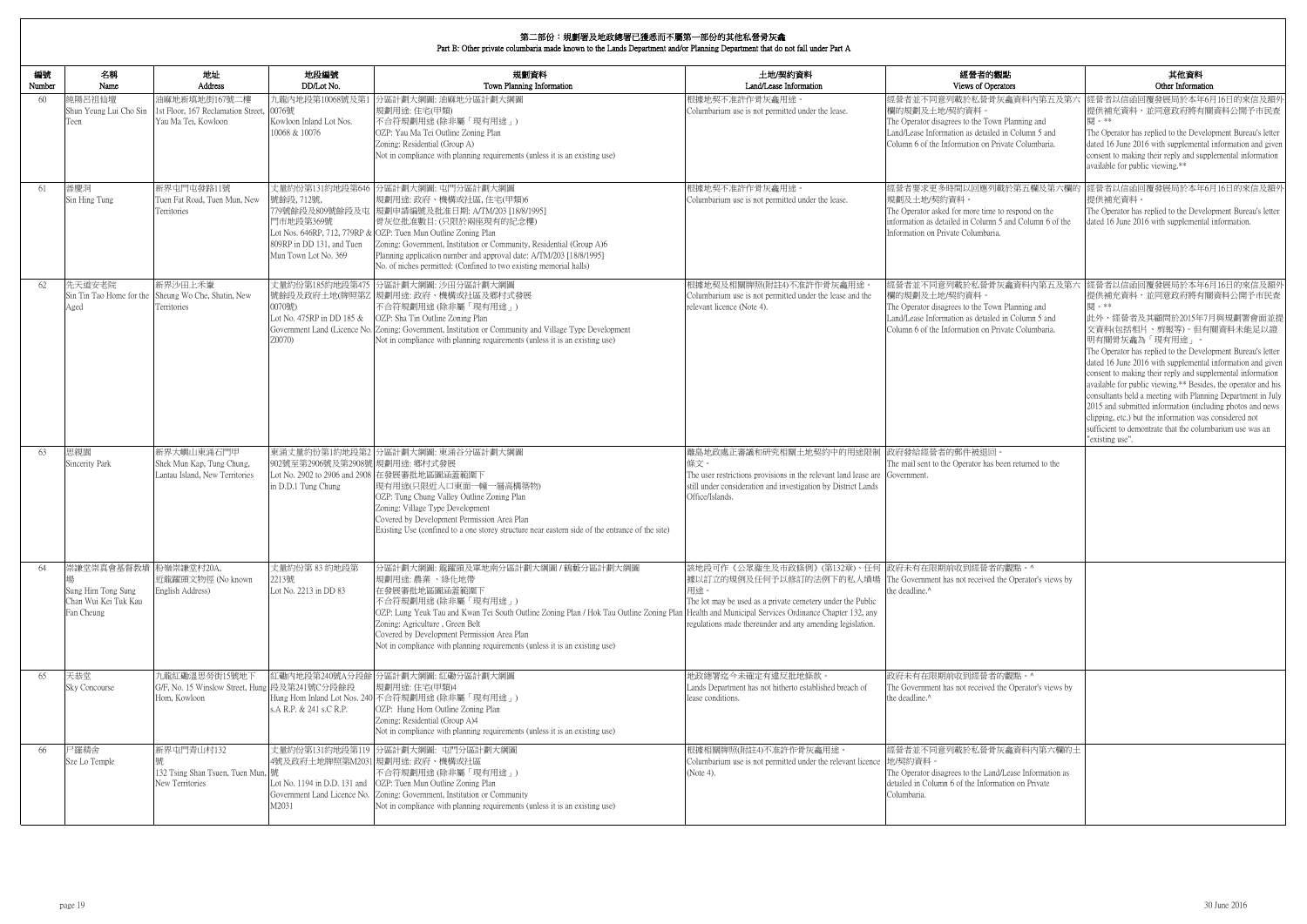# 第二部份：規劃署及地政總署已獲悉而不屬第一部份的其他私營骨灰龕
Part B: Other private columbaria made known to the Lands Department and/or Planning Department that do not fall under Part A

| 編號 Number | 名稱 Name | 地址 Address | 地段編號 DD/Lot No. | 規劃資料 Town Planning Information | 土地/契約資料 Land/Lease Information | 經營者的觀點 Views of Operators | 其他資料 Other Information |
|---|---|---|---|---|---|---|---|
| 60 | 純陽呂祖仙壇 Shun Yeung Lui Cho Sin Teen | 油麻地新填地街167號二樓 1st Floor, 167 Reclamation Street, Yau Ma Tei, Kowloon | 九龍內地段第10068號及第10076號 Kowloon Inland Lot Nos. 10068 & 10076 | 分區計劃大綱圖: 油麻地分區計劃大綱圖 規劃用途: 住宅(甲類) 不合符規劃用途 (除非屬「現有用途」) OZP: Yau Ma Tei Outline Zoning Plan Zoning: Residential (Group A) Not in compliance with planning requirements (unless it is an existing use) | 根據地契不准許作骨灰龕用途。 Columbarium use is not permitted under the lease. | 經營者並不同意列載於私營骨灰龕資料內第五及第六欄的規劃及土地/契約資料。 The Operator disagrees to the Town Planning and Land/Lease Information as detailed in Column 5 and Column 6 of the Information on Private Columbaria. | 經營者以信函回覆發展局於本年6月16日的來信及額外提供補充資料，並同意政府將有關資料公開予市民查閱。** The Operator has replied to the Development Bureau's letter dated 16 June 2016 with supplemental information and given consent to making their reply and supplemental information available for public viewing.** |
| 61 | 善慶洞 Sin Hing Tung | 新界屯門屯發路11號 Tuen Fat Road, Tuen Mun, New Territories | 丈量約份第131約地段第646號餘段, 712號, 779號餘段及809號餘段及屯門市地段第369號 Lot Nos. 646RP, 712, 779RP & 809RP in DD 131, and Tuen Mun Town Lot No. 369 | 分區計劃大綱圖: 屯門分區計劃大綱圖 規劃用途: 政府、機構或社區, 住宅(甲類)6 規劃申請編號及批准日期: A/TM/203 [18/8/1995] 骨灰位批准數目: (只限於兩座現有的紀念樓) OZP: Tuen Mun Outline Zoning Plan Zoning: Government, Institution or Community, Residential (Group A)6 Planning application number and approval date: A/TM/203 [18/8/1995] No. of niches permitted: (Confined to two existing memorial halls) | 根據地契不准許作骨灰龕用途。 Columbarium use is not permitted under the lease. | 經營者要求更多時間以回應列載於第五欄及第六欄的規劃及土地/契約資料。 The Operator asked for more time to respond on the information as detailed in Column 5 and Column 6 of the Information on Private Columbaria. | 經營者以信函回覆發展局於本年6月16日的來信及額外提供補充資料。 The Operator has replied to the Development Bureau's letter dated 16 June 2016 with supplemental information. |
| 62 | 先天道安老院 Sin Tin Tao Home for the Aged | 新界沙田上禾輋 Sheung Wo Che, Shatin, New Territories | 丈量約份第185約地段第475號餘段及政府土地(牌照第Z0070號) Lot No. 475RP in DD 185 & Government Land (Licence No. Z0070) | 分區計劃大綱圖: 沙田分區計劃大綱圖 規劃用途: 政府、機構或社區及鄉村式發展 不合符規劃用途 (除非屬「現有用途」) OZP: Sha Tin Outline Zoning Plan Zoning: Government, Institution or Community and Village Type Development Not in compliance with planning requirements (unless it is an existing use) | 根據地契及相關牌照(附註4)不准許作骨灰龕用途。 Columbarium use is not permitted under the lease and the relevant licence (Note 4). | 經營者並不同意列載於私營骨灰龕資料內第五及第六欄的規劃及土地/契約資料。 The Operator disagrees to the Town Planning and Land/Lease Information as detailed in Column 5 and Column 6 of the Information on Private Columbaria. | 經營者以信函回覆發展局於本年6月16日的來信及額外提供補充資料，並同意政府將有關資料公開予市民查閱。** 此外，經營者及其顧問於2015年7月與規劃署會面並提交資料(包括相片、剪報等)，但有關資料未能足以證明有關骨灰龕為「現有用途」。 The Operator has replied to the Development Bureau's letter dated 16 June 2016 with supplemental information and given consent to making their reply and supplemental information available for public viewing.** Besides, the operator and his consultants held a meeting with Planning Department in July 2015 and submitted information (including photos and news clipping, etc.) but the information was considered not sufficient to demonstrate that the columbarium use was an "existing use". |
| 63 | 思親園 Sincerity Park | 新界大嶼山東涌石門甲 Shek Mun Kap, Tung Chung, Lantau Island, New Territories | 東涌丈量約份第1約地段第2902號至第2906號及第2908號 Lot No. 2902 to 2906 and 2908 in D.D.1 Tung Chung | 分區計劃大綱圖: 東涌谷分區計劃大綱圖 規劃用途: 鄉村式發展 在發展審批地區圖涵蓋範圍下 現有用途(只限近入口東面一幢一層高構築物) OZP: Tung Chung Valley Outline Zoning Plan Zoning: Village Type Development Covered by Development Permission Area Plan Existing Use (confined to a one storey structure near eastern side of the entrance of the site) | 離島地政處正審議和研究相關土地契約中的用途限制條文。 The user restrictions provisions in the relevant land lease are still under consideration and investigation by District Lands Office/Islands. | 政府發給經營者的郵件被退回。 The mail sent to the Operator has been returned to the Government. | |
| 64 | 崇謙堂崇真會基督教墳場 Sung Him Tong Sung Chan Wui Kei Tuk Kau Fan Cheung | 粉嶺崇謙堂村20A, 近龍躍頭文物徑 (No known English Address) | 丈量約份第 83 約地段第2213號 Lot No. 2213 in DD 83 | 分區計劃大綱圖: 龍躍頭及軍地南分區計劃大綱圖 / 鶴藪分區計劃大綱圖 規劃用途: 農業 、綠化地帶 在發展審批地區圖涵蓋範圍下 不合符規劃用途 (除非屬「現有用途」) OZP: Lung Yeuk Tau and Kwan Tei South Outline Zoning Plan / Hok Tau Outline Zoning Plan Zoning: Agriculture , Green Belt Covered by Development Permission Area Plan Not in compliance with planning requirements (unless it is an existing use) | 該地段可作《公眾衞生及市政條例》(第132章)、任何據以訂立的規例及任何予以修訂的法例下的私人墳場用途。 The lot may be used as a private cemetery under the Public Health and Municipal Services Ordinance Chapter 132, any regulations made thereunder and any amending legislation. | 政府未有在限期前收到經營者的觀點。^ The Government has not received the Operator's views by the deadline.^ | |
| 65 | 天恭堂 Sky Concourse | 九龍紅磡溫思勞街15號地下 G/F, No. 15 Winslow Street, Hung Hom, Kowloon | 紅磡內地段第240號A分段餘段及第241號C分段餘段 Hung Hom Inland Lot Nos. 240 s.A R.P. & 241 s.C R.P. | 分區計劃大綱圖: 紅磡分區計劃大綱圖 規劃用途: 住宅(甲類)4 不合符規劃用途 (除非屬「現有用途」) OZP: Hung Hom Outline Zoning Plan Zoning: Residential (Group A)4 Not in compliance with planning requirements (unless it is an existing use) | 地政總署迄今未確定有違反批地條款。 Lands Department has not hitherto established breach of lease conditions. | 政府未有在限期前收到經營者的觀點。^ The Government has not received the Operator's views by the deadline.^ | |
| 66 | 尸羅精舍 Sze Lo Temple | 新界屯門青山村132號 132 Tsing Shan Tsuen, Tuen Mun, New Territories | 丈量約份第131約地段第1194號及政府土地牌照第M2031號 Lot No. 1194 in D.D. 131 and Government Land Licence No. M2031 | 分區計劃大綱圖: 屯門分區計劃大綱圖 規劃用途: 政府、機構或社區 不合符規劃用途 (除非屬「現有用途」) OZP: Tuen Mun Outline Zoning Plan Zoning: Government, Institution or Community Not in compliance with planning requirements (unless it is an existing use) | 根據相關牌照(附註4)不准許作骨灰龕用途。 Columbarium use is not permitted under the relevant licence (Note 4). | 經營者並不同意列載於私營骨灰龕資料內第六欄的土地/契約資料。 The Operator disagrees to the Land/Lease Information as detailed in Column 6 of the Information on Private Columbaria. | |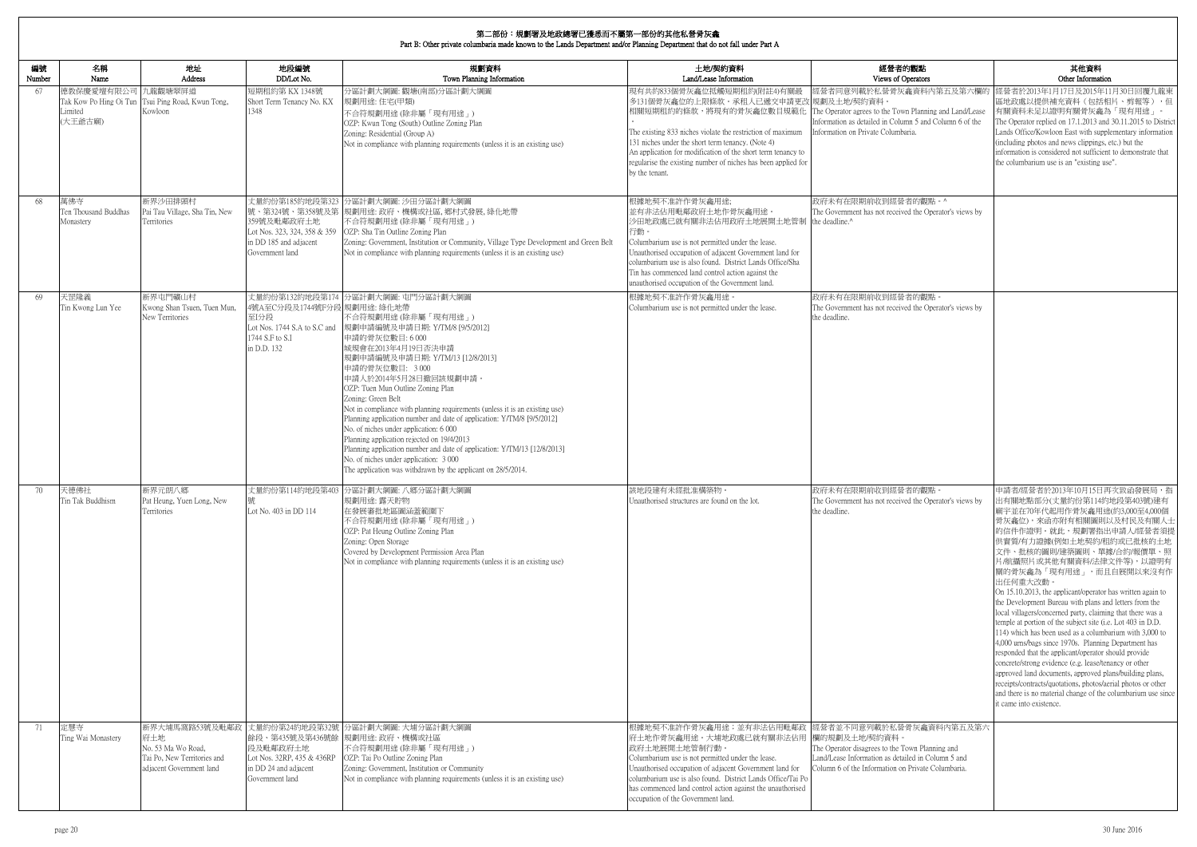## 第二部份：規劃署及地政總署已獲悉而不屬第一部份的其他私營骨灰龕
## Part B: Other private columbaria made known to the Lands Department and/or Planning Department that do not fall under Part A

| 編號 Number | 名稱 Name | 地址 Address | 地段編號 DD/Lot No. | 規劃資料 Town Planning Information | 土地/契約資料 Land/Lease Information | 經營者的觀點 Views of Operators | 其他資料 Other Information |
|---|---|---|---|---|---|---|---|
| 67 | 德教保慶愛壇有限公司 Tak Kow Po Hing Oi Tun Limited (大王爺古廟) | 九龍觀塘翠屏道 Tsui Ping Road, Kwun Tong, Kowloon | 短期租約第 KX 1348號 Short Term Tenancy No. KX 1348 | 分區計劃大綱圖: 觀塘(南部)分區計劃大綱圖<br>規劃用途: 住宅(甲類)<br>不合符規劃用途 (除非屬「現有用途」)<br>OZP: Kwun Tong (South) Outline Zoning Plan<br>Zoning: Residential (Group A)<br>Not in compliance with planning requirements (unless it is an existing use) | 現有共約833個骨灰龕位抵觸短期租約(附註4)有關最多131個骨灰龕位的上限條款。承租人已遞交申請更改相關短期租約的條款，將現有的骨灰龕位數目規範化。<br>The existing 833 niches violate the restriction of maximum 131 niches under the short term tenancy. (Note 4)<br>An application for modification of the short term tenancy to regularise the existing number of niches has been applied for by the tenant. | 經營者同意列載於私營骨灰龕資料內第五及第六欄的規劃及土地/契約資料。<br>The Operator agrees to the Town Planning and Land/Lease Information as detailed in Column 5 and Column 6 of the Information on Private Columbaria. | 經營者於2013年1月17日及2015年11月30日回覆九龍東區地政處以提供補充資料（包括相片、剪報等），但有關資料未足以證明有關骨灰龕為「現有用途」。<br>The Operator replied on 17.1.2013 and 30.11.2015 to District Lands Office/Kowloon East with supplementary information (including photos and news clippings, etc.) but the information is considered not sufficient to demonstrate that the columbarium use is an "existing use". |
| 68 | 萬佛寺 Ten Thousand Buddhas Monastery | 新界沙田排頭村 Pai Tau Village, Sha Tin, New Territories | 丈量約份第185約地段第323號、第324號、第358號及第359號及毗鄰政府土地 Lot Nos. 323, 324, 358 & 359 in DD 185 and adjacent Government land | 分區計劃大綱圖: 沙田分區計劃大綱圖<br>規劃用途: 政府、機構或社區, 鄉村式發展, 綠化地帶<br>不合符規劃用途 (除非屬「現有用途」)<br>OZP: Sha Tin Outline Zoning Plan<br>Zoning: Government, Institution or Community, Village Type Development and Green Belt<br>Not in compliance with planning requirements (unless it is an existing use) | 根據地契不准許作骨灰龕用途;<br>並有非法佔用毗鄰政府土地作骨灰龕用途。<br>沙田地政處已就有關非法佔用政府土地展開土地管制行動。<br>Columbarium use is not permitted under the lease.<br>Unauthorised occupation of adjacent Government land for columbarium use is also found. District Lands Office/Sha Tin has commenced land control action against the unauthorised occupation of the Government land. | 政府未有在限期前收到經營者的觀點。^<br>The Government has not received the Operator's views by the deadline.^ | |
| 69 | 天罡隆義 Tin Kwong Lun Yee | 新界屯門礦山村 Kwong Shan Tsuen, Tuen Mun, New Territories | 丈量約份第132約地段第1744號A至C分段及1744號F分段至I分段 Lot Nos. 1744 S.A to S.C and 1744 S.F to S.I in D.D. 132 | 分區計劃大綱圖: 屯門分區計劃大綱圖<br>規劃用途: 綠化地帶<br>不合符規劃用途 (除非屬「現有用途」)<br>規劃申請編號及申請日期: Y/TM/8 [9/5/2012]<br>申請的骨灰位數目: 6 000<br>城規會在2013年4月19日否決申請<br>規劃申請編號及申請日期: Y/TM/13 [12/8/2013]<br>申請的骨灰位數目: 3 000<br>申請人於2014年5月28日撤回該規劃申請。<br>OZP: Tuen Mun Outline Zoning Plan<br>Zoning: Green Belt<br>Not in compliance with planning requirements (unless it is an existing use)<br>Planning application number and date of application: Y/TM/8 [9/5/2012]<br>No. of niches under application: 6 000<br>Planning application rejected on 19/4/2013<br>Planning application number and date of application: Y/TM/13 [12/8/2013]<br>No. of niches under application: 3 000<br>The application was withdrawn by the applicant on 28/5/2014. | 根據地契不准許作骨灰龕用途。<br>Columbarium use is not permitted under the lease. | 政府未有在限期前收到經營者的觀點。<br>The Government has not received the Operator's views by the deadline. | |
| 70 | 天德佛社 Tin Tak Buddhism | 新界元朗八鄉 Pat Heung, Yuen Long, New Territories | 丈量約份第114約地段第403號 Lot No. 403 in DD 114 | 分區計劃大綱圖: 八鄉分區計劃大綱圖<br>規劃用途: 露天貯物<br>在發展審批地區圖涵蓋範圍下<br>不合符規劃用途 (除非屬「現有用途」)<br>OZP: Pat Heung Outline Zoning Plan<br>Zoning: Open Storage<br>Covered by Development Permission Area Plan<br>Not in compliance with planning requirements (unless it is an existing use) | 該地段建有未經批准構築物。<br>Unauthorised structures are found on the lot. | 政府未有在限期前收到經營者的觀點。<br>The Government has not received the Operator's views by the deadline. | 申請者/經營者於2013年10月15日再次致函發展局，指出有關地點部分(丈量約份第114約地段第403號)建有廟宇並在70年代起用作骨灰龕用途(約3,000至4,000個骨灰龕位)，來函亦附有相關圖則以及村民及有關人士的信件作證明。就此，規劃署指出申請人/經營者須提供實質/有力證據(例如土地契約/租約或已批核的土地文件、批核的圖則/建築圖則、單據/合約/報價單、照片/航攝照片或其他有關資料/法律文件等)，以證明有關的骨灰龕為「現有用途」，而且自展開以來沒有作出任何重大改動。<br>On 15.10.2013, the applicant/operator has written again to the Development Bureau with plans and letters from the local villagers/concerned party, claiming that there was a temple at portion of the subject site (i.e. Lot 403 in D.D. 114) which has been used as a columbarium with 3,000 to 4,000 urns/bags since 1970s. Planning Department has responded that the applicant/operator should provide concrete/strong evidence (e.g. lease/tenancy or other approved land documents, approved plans/building plans, receipts/contracts/quotations, photos/aerial photos or other and there is no material change of the columbarium use since it came into existence. |
| 71 | 定慧寺 Ting Wai Monastery | 新界大埔馬窩路53號及毗鄰政府土地 No. 53 Ma Wo Road, Tai Po, New Territories and adjacent Government land | 丈量約份第24約地段第32號餘段、第435號及第436號餘段及毗鄰政府土地 Lot Nos. 32RP, 435 & 436RP in DD 24 and adjacent Government land | 分區計劃大綱圖: 大埔分區計劃大綱圖<br>規劃用途: 政府、機構或社區<br>不合符規劃用途 (除非屬「現有用途」)<br>OZP: Tai Po Outline Zoning Plan<br>Zoning: Government, Institution or Community<br>Not in compliance with planning requirements (unless it is an existing use) | 根據地契不准許作骨灰龕用途；並有非法佔用毗鄰政府土地作骨灰龕用途。大埔地政處已就有關非法佔用政府土地展開土地管制行動。<br>Columbarium use is not permitted under the lease.<br>Unauthorised occupation of adjacent Government land for columbarium use is also found. District Lands Office/Tai Po has commenced land control action against the unauthorised occupation of the Government land. | 經營者並不同意列載於私營骨灰龕資料內第五及第六欄的規劃及土地/契約資料。<br>The Operator disagrees to the Town Planning and Land/Lease Information as detailed in Column 5 and Column 6 of the Information on Private Columbaria. | |

30 June 2016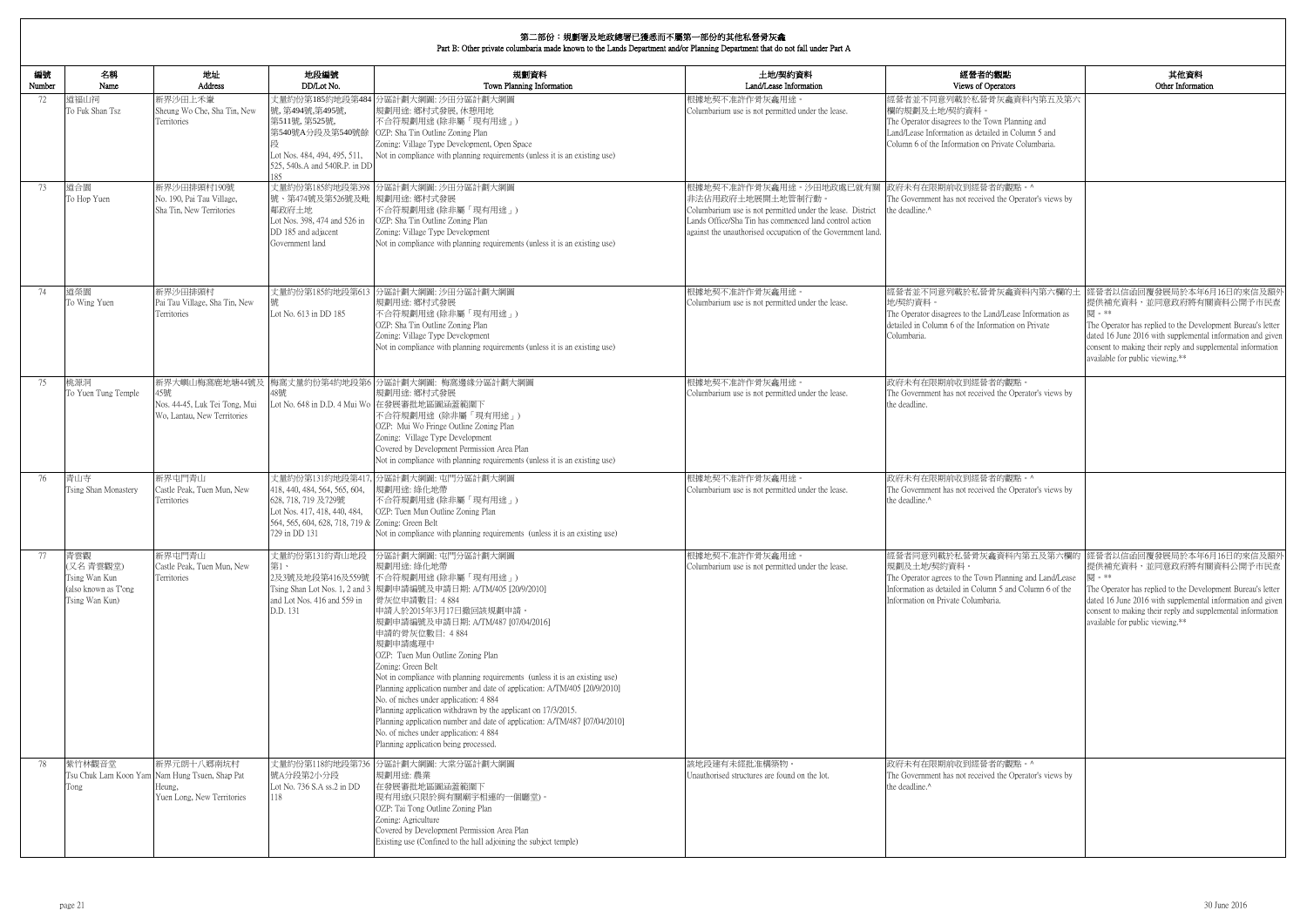# 第二部份：規劃署及地政總署已獲悉而不屬第一部份的其他私營骨灰龕
Part B: Other private columbaria made known to the Lands Department and/or Planning Department that do not fall under Part A

| 編號 Number | 名稱 Name | 地址 Address | 地段編號 DD/Lot No. | 規劃資料 Town Planning Information | 土地/契約資料 Land/Lease Information | 經營者的觀點 Views of Operators | 其他資料 Other Information |
|---|---|---|---|---|---|---|---|
| 72 | 道福山祠 To Fuk Shan Tsz | 新界沙田上禾輋 Sheung Wo Che, Sha Tin, New Territories | 丈量約份第185約地段第484號, 第494號,第495號, 第511號, 第525號, 第540號A分段及第540號餘段 Lot Nos. 484, 494, 495, 511, 525, 540s.A and 540R.P. in DD 185 | 分區計劃大綱圖: 沙田分區計劃大綱圖<br>規劃用途: 鄉村式發展, 休憩用地<br>不合符規劃用途 (除非屬「現有用途」)<br>OZP: Sha Tin Outline Zoning Plan<br>Zoning: Village Type Development, Open Space<br>Not in compliance with planning requirements (unless it is an existing use) | 根據地契不准許作骨灰龕用途。<br>Columbarium use is not permitted under the lease. | 經營者並不同意列載於私營骨灰龕資料內第五及第六欄的規劃及土地/契約資料。<br>The Operator disagrees to the Town Planning and Land/Lease Information as detailed in Column 5 and Column 6 of the Information on Private Columbaria. | |
| 73 | 道合園 To Hop Yuen | 新界沙田排頭村190號 No. 190, Pai Tau Village, Sha Tin, New Territories | 丈量約份第185約地段第398號、第474號及第526號及毗鄰政府土地 Lot Nos. 398, 474 and 526 in DD 185 and adjacent Government land | 分區計劃大綱圖: 沙田分區計劃大綱圖<br>規劃用途: 鄉村式發展<br>不合符規劃用途 (除非屬「現有用途」)<br>OZP: Sha Tin Outline Zoning Plan<br>Zoning: Village Type Development<br>Not in compliance with planning requirements (unless it is an existing use) | 根據地契不准許作骨灰龕用途。沙田地政處已就有關非法佔用政府土地展開土地管制行動。<br>Columbarium use is not permitted under the lease. District Lands Office/Sha Tin has commenced land control action against the unauthorised occupation of the Government land. | 政府未有在限期前收到經營者的觀點。^<br>The Government has not received the Operator's views by the deadline.^ | |
| 74 | 道榮園 To Wing Yuen | 新界沙田排頭村 Pai Tau Village, Sha Tin, New Territories | 丈量約份第185約地段第613號 Lot No. 613 in DD 185 | 分區計劃大綱圖: 沙田分區計劃大綱圖<br>規劃用途: 鄉村式發展<br>不合符規劃用途 (除非屬「現有用途」)<br>OZP: Sha Tin Outline Zoning Plan<br>Zoning: Village Type Development<br>Not in compliance with planning requirements (unless it is an existing use) | 根據地契不准許作骨灰龕用途。<br>Columbarium use is not permitted under the lease. | 經營者並不同意列載於私營骨灰龕資料內第六欄的土地/契約資料。<br>The Operator disagrees to the Land/Lease Information as detailed in Column 6 of the Information on Private Columbaria. | 經營者以信函回覆發展局於本年6月16日的來信及額外提供補充資料，並同意政府將有關資料公開予市民查閱。**<br>The Operator has replied to the Development Bureau's letter dated 16 June 2016 with supplemental information and given consent to making their reply and supplemental information available for public viewing.** |
| 75 | 桃源洞 To Yuen Tung Temple | 新界大嶼山梅窩鹿地塘44號及45號 Nos. 44-45, Luk Tei Tong, Mui Wo, Lantau, New Territories | 梅窩丈量約份第4約地段第648號 Lot No. 648 in D.D. 4 Mui Wo | 分區計劃大綱圖: 梅窩邊緣分區計劃大綱圖<br>規劃用途: 鄉村式發展<br>在發展審批地區圖涵蓋範圍下<br>不合符規劃用途 (除非屬「現有用途」)<br>OZP: Mui Wo Fringe Outline Zoning Plan<br>Zoning: Village Type Development<br>Covered by Development Permission Area Plan<br>Not in compliance with planning requirements (unless it is an existing use) | 根據地契不准許作骨灰龕用途。<br>Columbarium use is not permitted under the lease. | 政府未有在限期前收到經營者的觀點。<br>The Government has not received the Operator's views by the deadline. | |
| 76 | 青山寺 Tsing Shan Monastery | 新界屯門青山 Castle Peak, Tuen Mun, New Territories | 丈量約份第131約地段第417, 418, 440, 484, 564, 565, 604, 628, 718, 719 及729號 Lot Nos. 417, 418, 440, 484, 564, 565, 604, 628, 718, 719 & 729 in DD 131 | 分區計劃大綱圖: 屯門分區計劃大綱圖<br>規劃用途: 綠化地帶<br>不合符規劃用途 (除非屬「現有用途」)<br>OZP: Tuen Mun Outline Zoning Plan<br>Zoning: Green Belt<br>Not in compliance with planning requirements (unless it is an existing use) | 根據地契不准許作骨灰龕用途。<br>Columbarium use is not permitted under the lease. | 政府未有在限期前收到經營者的觀點。^<br>The Government has not received the Operator's views by the deadline.^ | |
| 77 | 青雲觀 (又名 青雲觀堂) Tsing Wan Kun (also known as Tong Tsing Wan Kun) | 新界屯門青山 Castle Peak, Tuen Mun, New Territories | 丈量約份第131約青山地段第1、2及3號及地段第416及559號 Tsing Shan Lot Nos. 1, 2 and 3 and Lot Nos. 416 and 559 in D.D. 131 | 分區計劃大綱圖: 屯門分區計劃大綱圖<br>規劃用途: 綠化地帶<br>不合符規劃用途 (除非屬「現有用途」)<br>規劃申請編號及申請日期: A/TM/405 [20/9/2010]<br>骨灰位申請數目: 4 884<br>申請人於2015年3月17日撤回該規劃申請。<br>規劃申請編號及申請日期: A/TM/487 [07/04/2016]<br>申請的骨灰位數目: 4 884<br>規劃申請處理中<br>OZP: Tuen Mun Outline Zoning Plan<br>Zoning: Green Belt<br>Not in compliance with planning requirements (unless it is an existing use)<br>Planning application number and date of application: A/TM/405 [20/9/2010]<br>No. of niches under application: 4 884<br>Planning application withdrawn by the applicant on 17/3/2015.<br>Planning application number and date of application: A/TM/487 [07/04/2016]<br>No. of niches under application: 4 884<br>Planning application being processed. | 根據地契不准許作骨灰龕用途。<br>Columbarium use is not permitted under the lease. | 經營者同意列載於私營骨灰龕資料內第五及第六欄的規劃及土地/契約資料。<br>The Operator agrees to the Town Planning and Land/Lease Information as detailed in Column 5 and Column 6 of the Information on Private Columbaria. | 經營者以信函回覆發展局於本年6月16日的來信及額外提供補充資料，並同意政府將有關資料公開予市民查閱。**<br>The Operator has replied to the Development Bureau's letter dated 16 June 2016 with supplemental information and given consent to making their reply and supplemental information available for public viewing.** |
| 78 | 紫竹林觀音堂 Tsu Chuk Lam Koon Yam Tong | 新界元朗十八鄉南坑村 Nam Hung Tsuen, Shap Pat Heung, Yuen Long, New Territories | 丈量約份第118約地段第736號A分段第2小分段 Lot No. 736 S.A ss.2 in DD 118 | 分區計劃大綱圖: 大棠分區計劃大綱圖<br>規劃用途: 農業<br>在發展審批地區圖涵蓋範圍下<br>現有用途(只限於與有關廟宇相連的一個廳堂)。<br>OZP: Tai Tong Outline Zoning Plan<br>Zoning: Agriculture<br>Covered by Development Permission Area Plan<br>Existing use (Confined to the hall adjoining the subject temple) | 該地段建有未經批准構築物。<br>Unauthorised structures are found on the lot. | 政府未有在限期前收到經營者的觀點。^<br>The Government has not received the Operator's views by the deadline.^ | |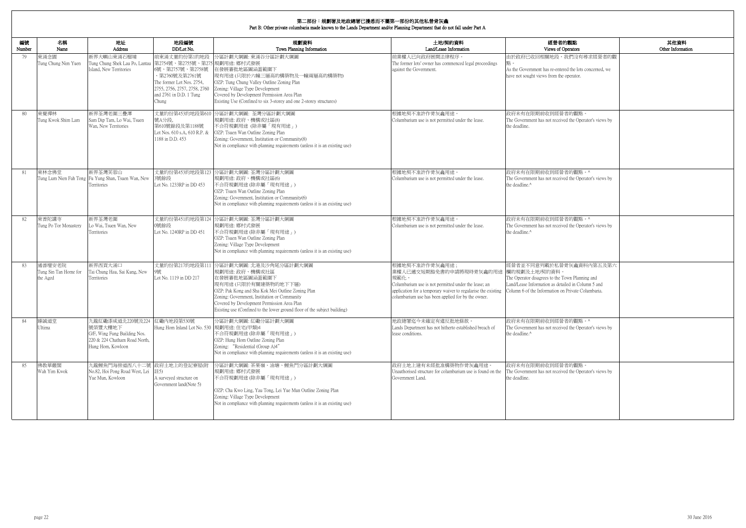## 第二部份：規劃署及地政總署已獲悉而不屬第一部份的其他私營骨灰龕
## Part B: Other private columbaria made known to the Lands Department and/or Planning Department that do not fall under Part A

| 編號 Number | 名稱 Name | 地址 Address | 地段編號 DD/Lot No. | 規劃資料 Town Planning Information | 土地/契約資料 Land/Lease Information | 經營者的觀點 Views of Operators | 其他資料 Other Information |
|---|---|---|---|---|---|---|---|
| 79 | 東涌念園<br>Tung Chung Nim Yuen | 新界大嶼山東涌石榴埔<br>Tung Chung Shek Lau Po, Lantau Island, New Territories | 前東涌丈量約份第1約地段第2754號、第2755號、第2756號、第2757號、第2758號、第2760號及第2761號<br>The former Lot Nos. 2754, 2755, 2756, 2757, 2758, 2760 and 2761 in D.D. 1 Tung Chung | 分區計劃大綱圖: 東涌谷分區計劃大綱圖<br>規劃用途: 鄉村式發展<br>在發展審批地區圖涵蓋範圍下<br>現有用途 (只限於六幢三層高的構築物及一幢兩層高的構築物)<br>OZP: Tung Chung Valley Outline Zoning Plan<br>Zoning: Village Type Development<br>Covered by Development Permission Area Plan<br>Existing Use (Confined to six 3-storey and one 2-storey structures) | 前業權人已向政府展開法律程序。<br>The former lots' owner has commenced legal proceedings against the Government. | 由於政府已收回相關地段，我們沒有尋求經營者的觀點。<br>As the Government has re-entered the lots concerned, we have not sought views from the operator. | |
| 80 | 東覺禪林<br>Tung Kwok Shim Lam | 新界荃灣老圍三疊潭<br>Sam Dip Tam, Lo Wai, Tsuen Wan, New Territories | 丈量約份第453約地段第610號A分段、第610號餘段及第1188號<br>Lot Nos. 610 s.A, 610 R.P. & 1188 in D.D. 453 | 分區計劃大綱圖: 荃灣分區計劃大綱圖<br>規劃用途: 政府、機構或社區(8)<br>不合符規劃用途 (除非屬「現有用途」)<br>OZP: Tsuen Wan Outline Zoning Plan<br>Zoning: Government, Institution or Community(8)<br>Not in compliance with planning requirements (unless it is an existing use) | 根據地契不准許作骨灰龕用途。<br>Columbarium use is not permitted under the lease. | 政府未有在限期前收到經營者的觀點。<br>The Government has not received the Operator's views by the deadline. | |
| 81 | 東林念佛堂<br>Tung Lum Nien Fah Tong | 新界荃灣芙蓉山<br>Fu Yung Shan, Tsuen Wan, New Territories | 丈量約份第453約地段第1233號餘段<br>Lot No. 1233RP in DD 453 | 分區計劃大綱圖: 荃灣分區計劃大綱圖<br>規劃用途: 政府、機構或社區(6)<br>不合符規劃用途 (除非屬「現有用途」)<br>OZP: Tsuen Wan Outline Zoning Plan<br>Zoning: Government, Institution or Community(6)<br>Not in compliance with planning requirements (unless it is an existing use) | 根據地契不准許作骨灰龕用途。<br>Columbarium use is not permitted under the lease. | 政府未有在限期前收到經營者的觀點。^<br>The Government has not received the Operator's views by the deadline.^ | |
| 82 | 東普陀講寺<br>Tung Po Tor Monastery | 新界荃灣老圍<br>Lo Wai, Tsuen Wan, New Territories | 丈量約份第451約地段第1240號餘段<br>Lot No. 1240RP in DD 451 | 分區計劃大綱圖: 荃灣分區計劃大綱圖<br>規劃用途: 鄉村式發展<br>不合符規劃用途 (除非屬「現有用途」)<br>OZP: Tsuen Wan Outline Zoning Plan<br>Zoning: Village Type Development<br>Not in compliance with planning requirements (unless it is an existing use) | 根據地契不准許作骨灰龕用途。<br>Columbarium use is not permitted under the lease. | 政府未有在限期前收到經營者的觀點。^<br>The Government has not received the Operator's views by the deadline.^ | |
| 83 | 通善壇安老院<br>Tung Sin Tan Home for the Aged | 新界西貢大涌口<br>Tai Chung Hau, Sai Kung, New Territories | 丈量約份第217約地段第1119號<br>Lot No. 1119 in DD 217 | 分區計劃大綱圖: 北港及沙角尾分區計劃大綱圖<br>規劃用途: 政府、機構或社區<br>在發展審批地區圖涵蓋範圍下<br>現有用途 (只限於有關建築物的地下下層)<br>OZP: Pak Kong and Sha Kok Mei Outline Zoning Plan<br>Zoning: Government, Institution or Community<br>Covered by Development Permission Area Plan<br>Existing use (Confined to the lower ground floor of the subject building) | 根據地契不准許作骨灰龕用途；<br>業權人已遞交短期豁免書的申請將現時骨灰龕的用途規範化。<br>Columbarium use is not permitted under the lease; an application for a temporary waiver to regularise the existing columbarium use has been applied for by the owner. | 經營者並不同意列載於私營骨灰龕資料內第五及第六欄的規劃及土地/契約資料。<br>The Operator disagrees to the Town Planning and Land/Lease Information as detailed in Column 5 and Column 6 of the Information on Private Columbaria. | |
| 84 | 臻誠道堂<br>Ultima | 九龍紅磡漆咸道北220號及224號榮豐大樓地下<br>G/F, Wing Fung Building Nos. 220 & 224 Chatham Road North, Hung Hom, Kowloon | 紅磡內地段第530號<br>Hung Hom Inland Lot No. 530 | 分區計劃大綱圖: 紅磡分區計劃大綱圖<br>規劃用途: 住宅(甲類)4<br>不合符規劃用途 (除非屬「現有用途」)<br>OZP: Hung Hom Outline Zoning Plan<br>Zoning: "Residential (Group A)4"<br>Not in compliance with planning requirements (unless it is an existing use) | 地政總署迄今未確定有違反批地條款。<br>Lands Department has not hitherto established breach of lease conditions. | 政府未有在限期前收到經營者的觀點。^<br>The Government has not received the Operator's views by the deadline.^ | |
| 85 | 佛教華嚴閣<br>Wah Yim Kwok | 九龍鯉魚門海傍道西八十二號<br>No.82, Hoi Pong Road West, Lei Yue Mun, Kowloon | 政府土地上的登記寮屋(附註5)<br>A surveyed structure on Government land(Note 5) | 分區計劃大綱圖: 茶果嶺、油塘、鯉魚門分區計劃大綱圖<br>規劃用途: 鄉村式發展<br>不合符規劃用途 (除非屬「現有用途」)<br>OZP: Cha Kwo Ling, Yau Tong, Lei Yue Mun Outline Zoning Plan<br>Zoning: Village Type Development<br>Not in compliance with planning requirements (unless it is an existing use) | 政府土地上建有未經批准構築物作骨灰龕用途。<br>Unauthorised structure for columbarium use is found on the Government Land. | 政府未有在限期前收到經營者的觀點。<br>The Government has not received the Operator's views by the deadline. | |

30 June 2016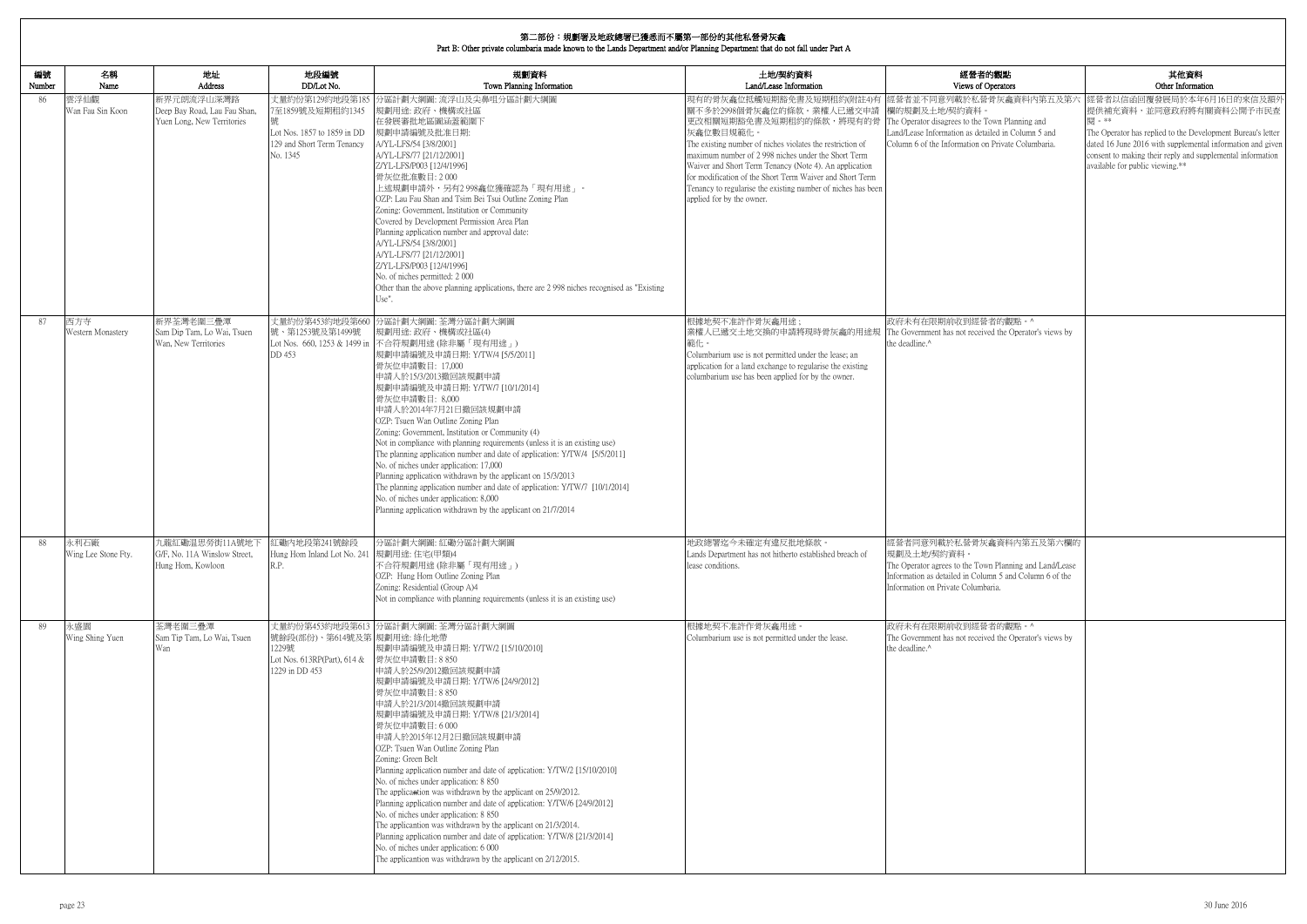# 第二部份：規劃署及地政總署已獲悉而不屬第一部份的其他私營骨灰龕
## Part B: Other private columbaria made known to the Lands Department and/or Planning Department that do not fall under Part A

| 編號<br>Number | 名稱<br>Name | 地址<br>Address | 地段編號<br>DD/Lot No. | 規劃資料<br>Town Planning Information | 土地/契約資料<br>Land/Lease Information | 經營者的觀點<br>Views of Operators | 其他資料<br>Other Information |
|---|---|---|---|---|---|---|---|
| 86 | 雲浮仙觀<br>Wan Fau Sin Koon | 新界元朗流浮山深灣路<br>Deep Bay Road, Lau Fau Shan, Yuen Long, New Territories | 丈量約份第129約地段第1857至1859號及短期租約1345號<br>Lot Nos. 1857 to 1859 in DD 129 and Short Term Tenancy No. 1345 | 分區計劃大綱圖: 流浮山及尖鼻咀分區計劃大綱圖<br>規劃用途: 政府、機構或社區<br>在發展審批地區圖涵蓋範圍下<br>規劃申請編號及批准日期:<br>A/YL-LFS/54 [3/8/2001]<br>A/YL-LFS/77 [21/12/2001]<br>Z/YL-LFS/P003 [12/4/1996]<br>骨灰位批准數目: 2 000<br>上述規劃申請外，另有2 998龕位獲確認為「現有用途」。<br>OZP: Lau Fau Shan and Tsim Bei Tsui Outline Zoning Plan<br>Zoning: Government, Institution or Community<br>Covered by Development Permission Area Plan<br>Planning application number and approval date:<br>A/YL-LFS/54 [3/8/2001]<br>A/YL-LFS/77 [21/12/2001]<br>Z/YL-LFS/P003 [12/4/1996]<br>No. of niches permitted: 2 000<br>Other than the above planning applications, there are 2 998 niches recognised as "Existing Use". | 現有的骨灰龕位抵觸短期豁免書及短期租約(附註4)有關不多於2998個骨灰龕位的條款，業權人已遞交申請更改相關短期豁免書及短期租約的條款，將現有的骨灰龕位數目規範化。<br>The existing number of niches violates the restriction of maximum number of 2 998 niches under the Short Term Waiver and Short Term Tenancy (Note 4). An application for modification of the Short Term Waiver and Short Term Tenancy to regularise the existing number of niches has been applied for by the owner. | 經營者並不同意列載於私營骨灰龕資料內第五及第六欄的規劃及土地/契約資料。<br>The Operator disagrees to the Town Planning and Land/Lease Information as detailed in Column 5 and Column 6 of the Information on Private Columbaria. | 經營者以信函回覆發展局於本年6月16日的來信及額外提供補充資料，並同意政府將有關資料公開予市民查閱。**<br>The Operator has replied to the Development Bureau's letter dated 16 June 2016 with supplemental information and given consent to making their reply and supplemental information available for public viewing.** |
| 87 | 西方寺<br>Western Monastery | 新界荃灣老圍三疊潭<br>Sam Dip Tam, Lo Wai, Tsuen Wan, New Territories | 丈量約份第453約地段第660號、第1253號及第1499號<br>Lot Nos. 660, 1253 & 1499 in DD 453 | 分區計劃大綱圖: 荃灣分區計劃大綱圖<br>規劃用途: 政府、機構或社區(4)<br>不合符規劃用途 (除非屬「現有用途」)<br>規劃申請編號及申請日期: Y/TW/4 [5/5/2011]<br>骨灰位申請數目: 17,000<br>申請人於15/3/2013撤回該規劃申請<br>規劃申請編號及申請日期: Y/TW/7 [10/1/2014]<br>骨灰位申請數目: 8,000<br>申請人於2014年7月21日撤回該規劃申請<br>OZP: Tsuen Wan Outline Zoning Plan<br>Zoning: Government, Institution or Community (4)<br>Not in compliance with planning requirements (unless it is an existing use)<br>The planning application number and date of application: Y/TW/4 [5/5/2011]<br>No. of niches under application: 17,000<br>Planning application withdrawn by the applicant on 15/3/2013<br>The planning application number and date of application: Y/TW/7 [10/1/2014]<br>No. of niches under application: 8,000<br>Planning application withdrawn by the applicant on 21/7/2014 | 根據地契不准許作骨灰龕用途；<br>業權人已遞交土地交換的申請將現時骨灰龕的用途規範化。<br>Columbarium use is not permitted under the lease; an application for a land exchange to regularise the existing columbarium use has been applied for by the owner. | 政府未有在限期前收到經營者的觀點。^<br>The Government has not received the Operator's views by the deadline.^ | |
| 88 | 永利石廠<br>Wing Lee Stone Fty. | 九龍紅磡溫思勞街11A號地下<br>G/F, No. 11A Winslow Street, Hung Hom, Kowloon | 紅磡內地段第241號餘段<br>Hung Hom Inland Lot No. 241 R.P. | 分區計劃大綱圖: 紅磡分區計劃大綱圖<br>規劃用途: 住宅(甲類)4<br>不合符規劃用途 (除非屬「現有用途」)<br>OZP: Hung Hom Outline Zoning Plan<br>Zoning: Residential (Group A)4<br>Not in compliance with planning requirements (unless it is an existing use) | 地政總署迄今未確定有違反批地條款。<br>Lands Department has not hitherto established breach of lease conditions. | 經營者同意列載於私營骨灰龕資料內第五及第六欄的規劃及土地/契約資料。<br>The Operator agrees to the Town Planning and Land/Lease Information as detailed in Column 5 and Column 6 of the Information on Private Columbaria. | |
| 89 | 永盛園<br>Wing Shing Yuen | 荃灣老圍三疊潭<br>Sam Tip Tam, Lo Wai, Tsuen Wan | 丈量約份第453約地段第613號餘段(部份)、第614號及第1229號<br>Lot Nos. 613RP(Part), 614 & 1229 in DD 453 | 分區計劃大綱圖: 荃灣分區計劃大綱圖<br>規劃用途: 綠化地帶<br>規劃申請編號及申請日期: Y/TW/2 [15/10/2010]<br>骨灰位申請數目: 8 850<br>申請人於25/9/2012撤回該規劃申請<br>規劃申請編號及申請日期: Y/TW/6 [24/9/2012]<br>骨灰位申請數目: 8 850<br>申請人於21/3/2014撤回該規劃申請<br>規劃申請編號及申請日期: Y/TW/8 [21/3/2014]<br>骨灰位申請數目: 6 000<br>申請人於2015年12月2日撤回該規劃申請<br>OZP: Tsuen Wan Outline Zoning Plan<br>Zoning: Green Belt<br>Planning application number and date of application: Y/TW/2 [15/10/2010]<br>No. of niches under application: 8 850<br>The applicastion was withdrawn by the applicant on 25/9/2012.<br>Planning application number and date of application: Y/TW/6 [24/9/2012]<br>No. of niches under application: 8 850<br>The applicantion was withdrawn by the applicant on 21/3/2014.<br>Planning application number and date of application: Y/TW/8 [21/3/2014]<br>No. of niches under application: 6 000<br>The applicantion was withdrawn by the applicant on 2/12/2015. | 根據地契不准許作骨灰龕用途。<br>Columbarium use is not permitted under the lease. | 政府未有在限期前收到經營者的觀點。^<br>The Government has not received the Operator's views by the deadline.^ | |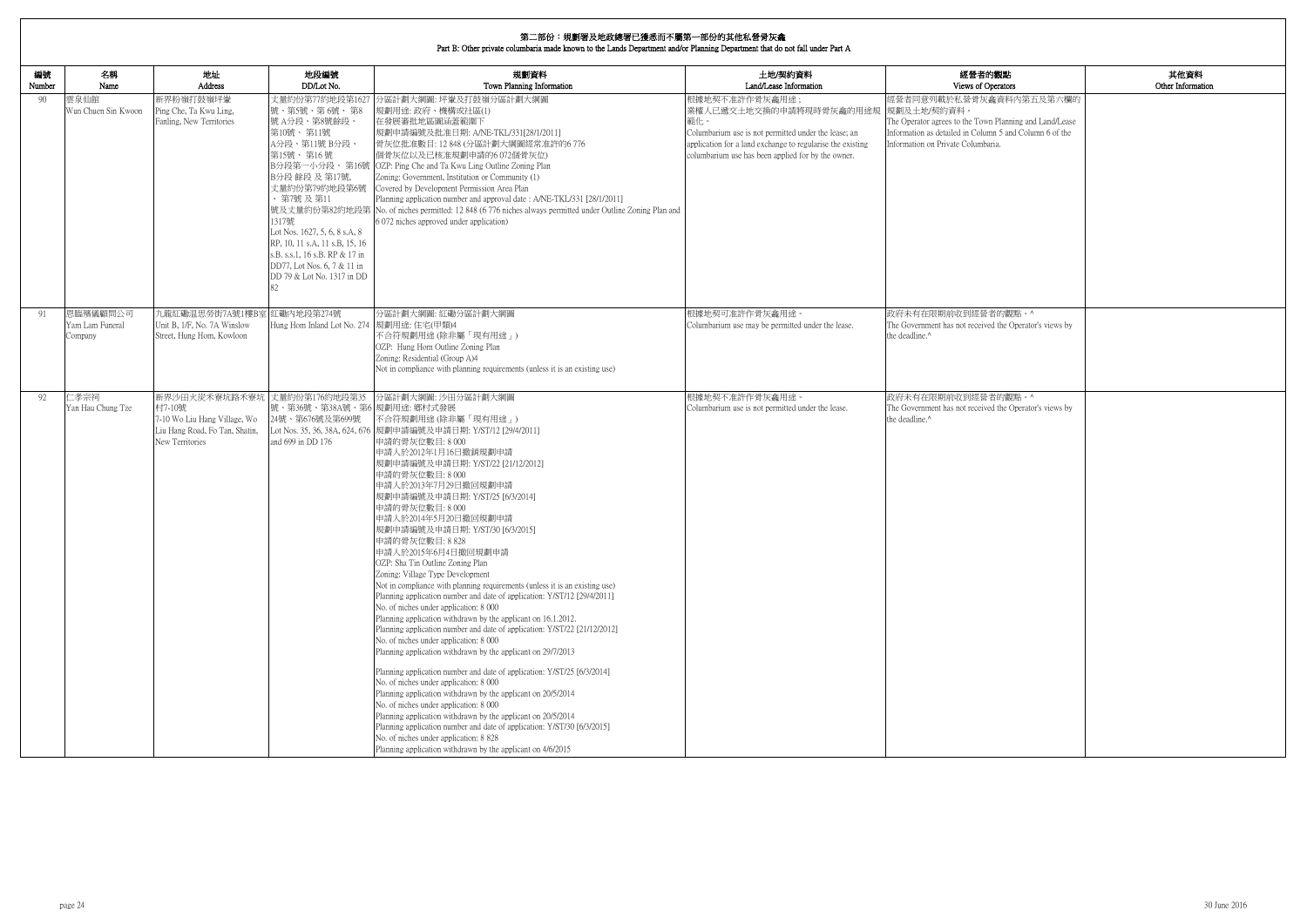## 第二部份：規劃署及地政總署已獲悉而不屬第一部份的其他私營骨灰龕
## Part B: Other private columbaria made known to the Lands Department and/or Planning Department that do not fall under Part A

| 編號 Number | 名稱 Name | 地址 Address | 地段編號 DD/Lot No. | 規劃資料 Town Planning Information | 土地/契約資料 Land/Lease Information | 經營者的觀點 Views of Operators | 其他資料 Other Information |
|---|---|---|---|---|---|---|---|
| 90 | 雲泉仙館<br>Wun Chuen Sin Kwoon | 新界粉嶺打鼓嶺坪輋<br>Ping Che, Ta Kwu Ling, Fanling, New Territories | 丈量約份第77約地段第1627號、第5號、第 6號、 第8號 A分段、第8號餘段、第10號、 第11號 A分段、第11號 B分段、第15號、 第16 號 B分段第一小分段、 第16號 B分段 餘段 及 第17號。丈量約份第79約地段第6號、第7號 及 第11 號及丈量約份第82約地段第1317號<br>Lot Nos. 1627, 5, 6, 8 s.A, 8 RP, 10, 11 s.A, 11 s.B, 15, 16 s.B. s.s.1, 16 s.B. RP & 17 in DD77, Lot Nos. 6, 7 & 11 in DD 79 & Lot No. 1317 in DD 82 | 分區計劃大綱圖: 坪輋及打鼓嶺分區計劃大綱圖<br>規劃用途: 政府、機構或社區(1)<br>在發展審批地區圖涵蓋範圍下<br>規劃申請編號及批准日期: A/NE-TKL/331[28/1/2011]<br>骨灰位批准數目: 12 848 (分區計劃大綱圖經常准許的6 776 個骨灰位以及已核准規劃申請的6 072個骨灰位)<br>OZP: Ping Che and Ta Kwu Ling Outline Zoning Plan<br>Zoning: Government, Institution or Community (1)<br>Covered by Development Permission Area Plan<br>Planning application number and approval date : A/NE-TKL/331 [28/1/2011]<br>No. of niches permitted: 12 848 (6 776 niches always permitted under Outline Zoning Plan and 6 072 niches approved under application) | 根據地契不准許作骨灰龕用途；<br>業權人已遞交土地交換的申請將現時骨灰龕的用途規範化。<br>Columbarium use is not permitted under the lease; an application for a land exchange to regularise the existing columbarium use has been applied for by the owner. | 經營者同意列載於私營骨灰龕資料內第五及第六欄的規劃及土地/契約資料。<br>The Operator agrees to the Town Planning and Land/Lease Information as detailed in Column 5 and Column 6 of the Information on Private Columbaria. | |
| 91 | 恩臨殯儀顧問公司<br>Yam Lam Funeral Company | 九龍紅磡溫思勞街7A號1樓B室<br>Unit B, 1/F, No. 7A Winslow Street, Hung Hom, Kowloon | 紅磡內地段第274號<br>Hung Hom Inland Lot No. 274 | 分區計劃大綱圖: 紅磡分區計劃大綱圖<br>規劃用途: 住宅(甲類)4<br>不合符規劃用途 (除非屬「現有用途」)<br>OZP: Hung Hom Outline Zoning Plan<br>Zoning: Residential (Group A)4<br>Not in compliance with planning requirements (unless it is an existing use) | 根據地契可准許作骨灰龕用途。<br>Columbarium use may be permitted under the lease. | 政府未有在限期前收到經營者的觀點。^<br>The Government has not received the Operator's views by the deadline.^ | |
| 92 | 仁孝宗祠<br>Yan Hau Chung Tze | 新界沙田火炭禾寮坑路禾寮坑村7-10號<br>7-10 Wo Liu Hang Village, Wo Liu Hang Road, Fo Tan, Shatin, New Territories | 丈量約份第176約地段第35號、第36號、第38A號、第624號、第676號及第699號<br>Lot Nos. 35, 36, 38A, 624, 676 and 699 in DD 176 | 分區計劃大綱圖: 沙田分區計劃大綱圖<br>規劃用途: 鄉村式發展<br>不合符規劃用途 (除非屬「現有用途」)<br>規劃申請編號及申請日期: Y/ST/12 [29/4/2011]<br>申請的骨灰位數目: 8 000<br>申請人於2012年1月16日撤銷規劃申請<br>規劃申請編號及申請日期: Y/ST/22 [21/12/2012]<br>申請的骨灰位數目: 8 000<br>申請人於2013年7月29日撤回規劃申請<br>規劃申請編號及申請日期: Y/ST/25 [6/3/2014]<br>申請的骨灰位數目: 8 000<br>申請人於2014年5月20日撤回規劃申請<br>規劃申請編號及申請日期: Y/ST/30 [6/3/2015]<br>申請的骨灰位數目: 8 828<br>申請人於2015年6月4日撤回規劃申請<br>OZP: Sha Tin Outline Zoning Plan<br>Zoning: Village Type Development<br>Not in compliance with planning requirements (unless it is an existing use)<br>Planning application number and date of application: Y/ST/12 [29/4/2011]<br>No. of niches under application: 8 000<br>Planning application withdrawn by the applicant on 16.1.2012.<br>Planning application number and date of application: Y/ST/22 [21/12/2012]<br>No. of niches under application: 8 000<br>Planning application withdrawn by the applicant on 29/7/2013<br>Planning application number and date of application: Y/ST/25 [6/3/2014]<br>No. of niches under application: 8 000<br>Planning application withdrawn by the applicant on 20/5/2014<br>No. of niches under application: 8 000<br>Planning application withdrawn by the applicant on 20/5/2014<br>Planning application number and date of application: Y/ST/30 [6/3/2015]<br>No. of niches under application: 8 828<br>Planning application withdrawn by the applicant on 4/6/2015 | 根據地契不准許作骨灰龕用途。<br>Columbarium use is not permitted under the lease. | 政府未有在限期前收到經營者的觀點。^<br>The Government has not received the Operator's views by the deadline.^ | |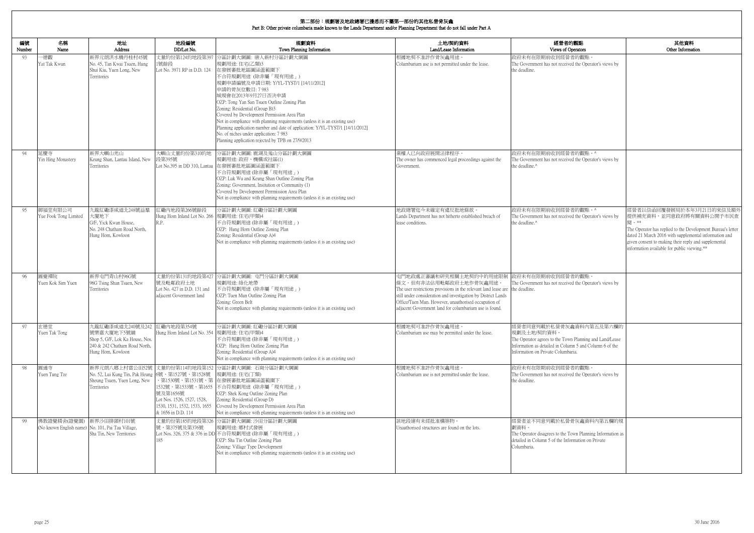## 第二部份：規劃署及地政總署已獲悉而不屬第一部份的其他私營骨灰龕
## Part B: Other private columbaria made known to the Lands Department and/or Planning Department that do not fall under Part A

| 編號 Number | 名稱 Name | 地址 Address | 地段編號 DD/Lot No. | 規劃資料 Town Planning Information | 土地/契約資料 Land/Lease Information | 經營者的觀點 Views of Operators | 其他資料 Other Information |
|---|---|---|---|---|---|---|---|
| 93 | 一德觀 Yat Tak Kwun | 新界元朗洪水橋丹桂村45號 No. 45, Tan Kwai Tsuen, Hung Shui Kiu, Yuen Long, New Territories | 丈量約份第124約地段第3971號餘段 Lot No. 3971 RP in D.D. 124 | 分區計劃大綱圖: 唐人新村分區計劃大綱圖<br>規劃用途: 住宅(乙類)3<br>在發展審批地區圖涵蓋範圍下<br>不合符規劃用途 (除非屬「現有用途」)<br>規劃申請編號及申請日期: Y/YL-TYST/1 [14/11/2012]<br>申請的骨灰位數目: 7 983<br>城規會在2013年9月27日否決申請<br>OZP: Tong Yan San Tsuen Outline Zoning Plan<br>Zoning: Residential (Group B)3<br>Covered by Development Permission Area Plan<br>Not in compliance with planning requirements (unless it is an existing use)<br>Planning application number and date of application: Y/YL-TYST/1 [14/11/2012]<br>No. of niches under application: 7 983<br>Planning application rejected by TPB on 27/9/2013 | 根據地契不准許作骨灰龕用途。<br>Columbarium use is not permitted under the lease. | 政府未有在限期前收到經營者的觀點。<br>The Government has not received the Operator's views by the deadline. | |
| 94 | 延慶寺 Yin Hing Monastery | 新界大嶼山羌山 Keung Shan, Lantau Island, New Territories | 大嶼山丈量約份第310約地段第395號 Lot No.395 in DD 310, Lantau | 分區計劃大綱圖: 鹿湖及羗山分區計劃大綱圖<br>規劃用途: 政府、機構或社區(1)<br>在發展審批地區圖涵蓋範圍下<br>不合符規劃用途 (除非屬「現有用途」)<br>OZP: Luk Wu and Keung Shan Outline Zoning Plan<br>Zoning: Government, Insitution or Community (1)<br>Covered by Development Perrmission Area Plan<br>Not in compliance with planning requirements (unless it is an existing use) | 業權人已向政府展開法律程序。<br>The owner has commenced legal proceedings against the Government. | 政府未有在限期前收到經營者的觀點。^<br>The Government has not received the Operator's views by the deadline.^ | |
| 95 | 御福堂有限公司 Yue Fook Tong Limited | 九龍紅磡漆咸道北248號益羣大廈地下 G/F, Yick Kwan House, No. 248 Chatham Road North, Hung Hom, Kowloon | 紅磡內地段第266號餘段 Hung Hom Inland Lot No. 266 R.P. | 分區計劃大綱圖: 紅磡分區計劃大綱圖<br>規劃用途: 住宅(甲類)4<br>不合符規劃用途 (除非屬「現有用途」)<br>OZP: Hung Hom Outline Zoning Plan<br>Zoning: Residential (Group A)4<br>Not in compliance with planning requirements (unless it is an existing use) | 地政總署迄今未確定有違反批地條款。<br>Lands Department has not hitherto established breach of lease conditions. | 政府未有在限期前收到經營者的觀點。^<br>The Government has not received the Operator's views by the deadline.^ | 經營者以信函回覆發展局於本年3月21日的來信及額外提供補充資料，並同意政府將有關資料公開予市民查閱。**<br>The Operator has replied to the Development Bureau's letter dated 21 March 2016 with supplemental information and given consent to making their reply and supplemental information available for public viewing.** |
| 96 | 圓覺禪院 Yuen Kok Sim Yuen | 新界屯門青山村96G號 96G Tsing Shan Tsuen, New Territories | 丈量約份第131約地段第427號及毗鄰政府土地 Lot No. 427 in D.D. 131 and adjacent Government land | 分區計劃大綱圖: 屯門分區計劃大綱圖<br>規劃用途: 綠化地帶<br>不合符規劃用途 (除非屬「現有用途」)<br>OZP: Tuen Mun Outline Zoning Plan<br>Zoning: Green Belt<br>Not in compliance with planning requirements (unless it is an existing use) | 屯門地政處正審議和研究相關土地契約中的用途限制條文。但有非法佔用毗鄰政府土地作骨灰龕用途。<br>The user restrictions provisions in the relevant land lease are still under consideration and investigation by District Lands Office/Tuen Mun. However, unauthorised occupation of adjacent Government land for columbarium use is found. | 政府未有在限期前收到經營者的觀點。<br>The Government has not received the Operator's views by the deadline. | |
| 97 | 玄德堂 Yuen Tak Tong | 九龍紅磡漆咸道北240號及242號樂嘉大廈地下5號舖 Shop 5, G/F, Lok Ka House, Nos. 240 & 242 Chatham Road North, Hung Hom, Kowloon | 紅磡內地段第354號 Hung Hom Inland Lot No. 354 | 分區計劃大綱圖: 紅磡分區計劃大綱圖<br>規劃用途: 住宅(甲類)4<br>不合符規劃用途 (除非屬「現有用途」)<br>OZP: Hung Hom Outline Zoning Plan<br>Zoning: Residential (Group A)4<br>Not in compliance with planning requirements (unless it is an existing use) | 根據地契可准許作骨灰龕用途。<br>Columbarium use may be permitted under the lease. | 經營者同意列載於私營骨灰龕資料內第五及第六欄的規劃及土地/契約資料。<br>The Operator agrees to the Town Planning and Land/Lease Information as detailed in Column 5 and Column 6 of the Information on Private Columbaria. | |
| 98 | 圓通寺 Yuen Tung Tze | 新界元朗八鄉上村雷公田52號 No. 52, Lui Kung Tin, Pak Heung Sheung Tsuen, Yuen Long, New Territories | 丈量約份第114約地段第1526號、第1527號、第1528號、第1530號、第1531號、第1532號、第1533號、第1655號及第1656號 Lot Nos. 1526, 1527, 1528, 1530, 1531, 1532, 1533, 1655 & 1656 in D.D. 114 | 分區計劃大綱圖: 石崗分區計劃大綱圖<br>規劃用途: 住宅(丁類)<br>在發展審批地區圖涵蓋範圍下<br>不合符規劃用途 (除非屬「現有用途」)<br>OZP: Shek Kong Outline Zoning Plan<br>Zoning: Residential (Group D)<br>Covered by Development Permission Area Plan<br>Not in compliance with planning requirements (unless it is an existing use) | 根據地契不准許作骨灰龕用途。<br>Columbarium use is not permitted under the lease. | 政府未有在限期前收到經營者的觀點。<br>The Government has not received the Operator's views by the deadline. | |
| 99 | 佛教證覺精舍(證覺園) (No known English name) | 新界沙田排頭村101號 No. 101, Pai Tau Village, Sha Tin, New Territories | 丈量約份第185約地段第326號、第375號及第376號 Lot Nos. 326, 375 & 376 in DD 185 | 分區計劃大綱圖: 沙田分區計劃大綱圖<br>規劃用途: 鄉村式發展<br>不合符規劃用途 (除非屬「現有用途」)<br>OZP: Sha Tin Outline Zoning Plan<br>Zoning: Village Type Development<br>Not in compliance with planning requirements (unless it is an existing use) | 該地段建有未經批准構築物。<br>Unauthorised structures are found on the lots. | 經營者並不同意列載於私營骨灰龕資料內第五欄的規劃資料。<br>The Operator disagrees to the Town Planning Information as detailed in Column 5 of the Information on Private Columbaria. | |

30 June 2016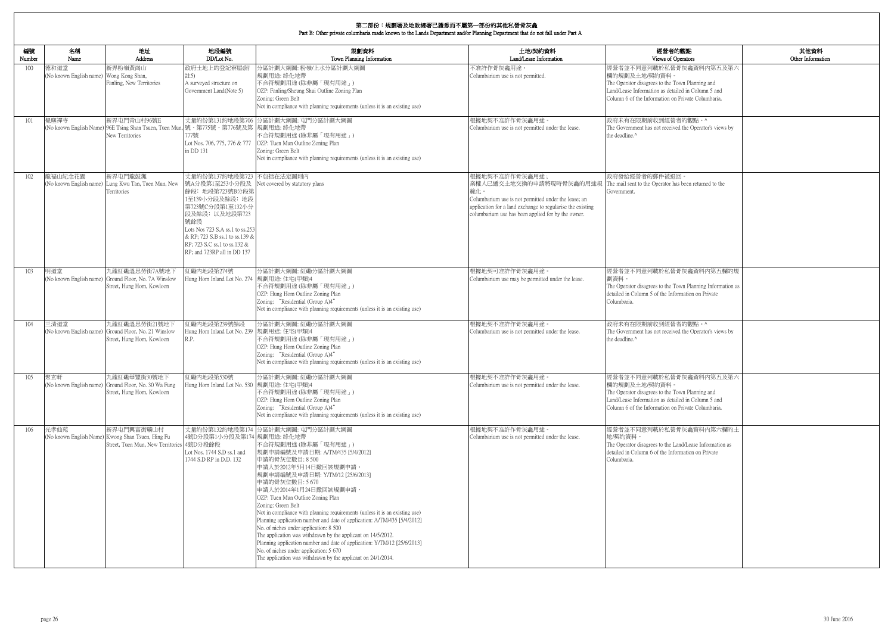# 第二部份：規劃署及地政總署已獲悉而不屬第一部份的其他私營骨灰龕
Part B: Other private columbaria made known to the Lands Department and/or Planning Department that do not fall under Part A

| 編號 Number | 名稱 Name | 地址 Address | 地段編號 DD/Lot No. | 規劃資料 Town Planning Information | 土地/契約資料 Land/Lease Information | 經營者的觀點 Views of Operators | 其他資料 Other Information |
|---|---|---|---|---|---|---|---|
| 100 | 德和道堂<br>(No known English name) | 新界粉嶺黃崗山<br>Wong Kong Shan, Fanling, New Territories | 政府土地上的登記寮屋(附註5)<br>A surveyed structure on Government Land(Note 5) | 分區計劃大綱圖: 粉嶺/上水分區計劃大綱圖<br>規劃用途: 綠化地帶<br>不合符規劃用途 (除非屬「現有用途」)<br>OZP: Fanling/Sheung Shui Outline Zoning Plan<br>Zoning: Green Belt<br>Not in compliance with planning requirements (unless it is an existing use) | 不准許作骨灰龕用途。<br>Columbarium use is not permitted. | 經營者並不同意列載於私營骨灰龕資料內第五及第六欄的規劃及土地/契約資料。<br>The Operator disagrees to the Town Planning and Land/Lease Information as detailed in Column 5 and Column 6 of the Information on Private Columbaria. | |
| 101 | 覺耀禪寺<br>(No known English Name) | 新界屯門青山村96號E<br>96E Tsing Shan Tsuen, Tuen Mun, New Territories | 丈量約份第131約地段第706號、第775號、第776號及第777號<br>Lot Nos. 706, 775, 776 & 777 in DD 131 | 分區計劃大綱圖: 屯門分區計劃大綱圖<br>規劃用途: 綠化地帶<br>不合符規劃用途 (除非屬「現有用途」)<br>OZP: Tuen Mun Outline Zoning Plan<br>Zoning: Green Belt<br>Not in compliance with planning requirements (unless it is an existing use) | 根據地契不准許作骨灰龕用途。<br>Columbarium use is not permitted under the lease. | 政府未有在限期前收到經營者的觀點。^<br>The Government has not received the Operator's views by the deadline.^ | |
| 102 | 龍福山紀念花園<br>(No known English name) | 新界屯門龍鼓灘<br>Lung Kwu Tan, Tuen Mun, New Territories | 丈量約份第137約地段第723號A分段第1至253小分段及餘段；地段第723號B分段第1至139小分段及餘段；地段第723號C分段第1至132小分段及餘段；以及地段第723號餘段<br>Lots Nos 723 S.A ss.1 to ss.253 & RP; 723 S.B ss.1 to ss.139 & RP; 723 S.C ss.1 to ss.132 & RP; and 723RP all in DD 137 | 不包括在法定圖則內<br>Not covered by statutory plans | 根據地契不准許作骨灰龕用途；業權人已遞交土地交換的申請將現時骨灰龕的用途規範化。<br>Columbarium use is not permitted under the lease; an application for a land exchange to regularise the existing columbarium use has been applied for by the owner. | 政府發給經營者的郵件被退回。<br>The mail sent to the Operator has been returned to the Government. | |
| 103 | 明道堂<br>(No known English name) | 九龍紅磡溫思勞街7A號地下<br>Ground Floor, No. 7A Winslow Street, Hung Hom, Kowloon | 紅磡內地段第274號<br>Hung Hom Inland Lot No. 274 | 分區計劃大綱圖: 紅磡分區計劃大綱圖<br>規劃用途: 住宅(甲類)4<br>不合符規劃用途 (除非屬「現有用途」)<br>OZP: Hung Hom Outline Zoning Plan<br>Zoning: "Residential (Group A)4"<br>Not in compliance with planning requirements (unless it is an existing use) | 根據地契可准許作骨灰龕用途。<br>Columbarium use may be permitted under the lease. | 經營者並不同意列載於私營骨灰龕資料內第五欄的規劃資料。<br>The Operator disagrees to the Town Planning Information as detailed in Column 5 of the Information on Private Columbaria. | |
| 104 | 三清道堂<br>(No known English name) | 九龍紅磡溫思勞街21號地下<br>Ground Floor, No. 21 Winslow Street, Hung Hom, Kowloon | 紅磡內地段第239號餘段<br>Hung Hom Inland Lot No. 239 R.P. | 分區計劃大綱圖: 紅磡分區計劃大綱圖<br>規劃用途: 住宅(甲類)4<br>不合符規劃用途 (除非屬「現有用途」)<br>OZP: Hung Hom Outline Zoning Plan<br>Zoning: "Residential (Group A)4"<br>Not in compliance with planning requirements (unless it is an existing use) | 根據地契不准許作骨灰龕用途。<br>Columbarium use is not permitted under the lease. | 政府未有在限期前收到經營者的觀點。^<br>The Government has not received the Operator's views by the deadline.^ | |
| 105 | 聚玄軒<br>(No known English name) | 九龍紅磡華豐街30號地下<br>Ground Floor, No. 30 Wa Fung Street, Hung Hom, Kowloon | 紅磡內地段第530號<br>Hung Hom Inland Lot No. 530 | 分區計劃大綱圖: 紅磡分區計劃大綱圖<br>規劃用途: 住宅(甲類)4<br>不合符規劃用途 (除非屬「現有用途」)<br>OZP: Hung Hom Outline Zoning Plan<br>Zoning: "Residential (Group A)4"<br>Not in compliance with planning requirements (unless it is an existing use) | 根據地契不准許作骨灰龕用途。<br>Columbarium use is not permitted under the lease. | 經營者並不同意列載於私營骨灰龕資料內第五及第六欄的規劃及土地/契約資料。<br>The Operator disagrees to the Town Planning and Land/Lease Information as detailed in Column 5 and Column 6 of the Information on Private Columbaria. | |
| 106 | 光孝仙苑<br>(No known English Name) | 新界屯門興富街礦山村<br>Kwong Shan Tsuen, Hing Fu Street, Tuen Mun, New Territories | 丈量約份第132約地段第1744號D分段第1小分段及第1744號D分段餘段<br>Lot Nos. 1744 S.D ss.1 and 1744 S.D RP in D.D. 132 | 分區計劃大綱圖: 屯門分區計劃大綱圖<br>規劃用途: 綠化地帶<br>不合符規劃用途 (除非屬「現有用途」)<br>規劃申請編號及申請日期: A/TM/435 [5/4/2012]<br>申請的骨灰位數目: 8 500<br>申請人於2012年5月14日撤回該規劃申請。<br>規劃申請編號及申請日期: Y/TM/12 [25/6/2013]<br>申請的骨灰位數目: 5 670<br>申請人於2014年1月24日撤回該規劃申請。<br>OZP: Tuen Mun Outline Zoning Plan<br>Zoning: Green Belt<br>Not in compliance with planning requirements (unless it is an existing use)<br>Planning application number and date of application: A/TM/435 [5/4/2012]<br>No. of niches under application: 8 500<br>The application was withdrawn by the applicant on 14/5/2012.<br>Planning application number and date of application: Y/TM/12 [25/6/2013]<br>No. of niches under application: 5 670<br>The application was withdrawn by the applicant on 24/1/2014. | 根據地契不准許作骨灰龕用途。<br>Columbarium use is not permitted under the lease. | 經營者並不同意列載於私營骨灰龕資料內第六欄的土地/契約資料。<br>The Operator disagrees to the Land/Lease Information as detailed in Column 6 of the Information on Private Columbaria. | |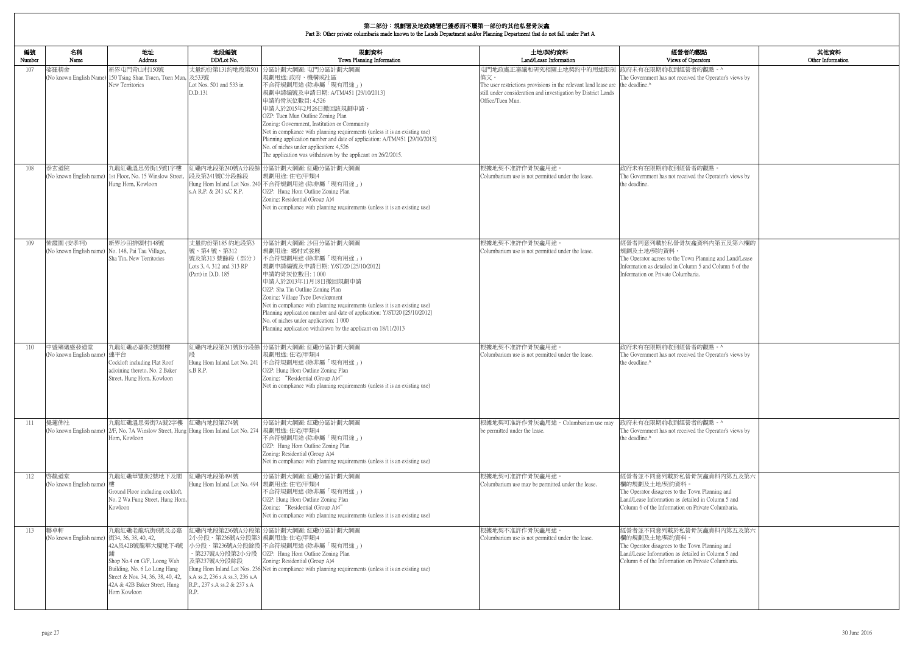# 第二部份：規劃署及地政總署已獲悉而不屬第一部份的其他私營骨灰龕

Part B: Other private columbaria made known to the Lands Department and/or Planning Department that do not fall under Part A

| 編號 Number | 名稱 Name | 地址 Address | 地段編號 DD/Lot No. | 規劃資料 Town Planning Information | 土地/契約資料 Land/Lease Information | 經營者的觀點 Views of Operators | 其他資料 Other Information |
|---|---|---|---|---|---|---|---|
| 107 | 娑羅精舍 (No known English Name) | 新界屯門青山村150號 150 Tsing Shan Tsuen, Tuen Mun, New Territories | 丈量約份第131約地段第501及533號 Lot Nos. 501 and 533 in D.D.131 | 分區計劃大綱圖: 屯門分區計劃大綱圖 規劃用途: 政府、機構或社區 不合符規劃用途 (除非屬「現有用途」) 規劃申請編號及申請日期: A/TM/451 [29/10/2013] 申請的骨灰位數目: 4,526 申請人於2015年2月26日撤回該規劃申請。 OZP: Tuen Mun Outline Zoning Plan Zoning: Government, Institution or Community Not in compliance with planning requirements (unless it is an existing use) Planning application number and date of application: A/TM/451 [29/10/2013] No. of niches under application: 4,526 The application was withdrawn by the applicant on 26/2/2015. | 屯門地政處正審議和研究相關土地契約中的用途限制條文。 The user restrictions provisions in the relevant land lease are still under consideration and investigation by District Lands Office/Tuen Mun. | 政府未有在限期前收到經營者的觀點。^ The Government has not received the Operator's views by the deadline.^ | |
| 108 | 泰玄道院 (No known English name) | 九龍紅磡溫思勞街15號1字樓 1st Floor, No. 15 Winslow Street, Hung Hom, Kowloon | 紅磡內地段第240號A分段餘段及第241號C分段餘段 Hung Hom Inland Lot Nos. 240 s.A R.P. & 241 s.C R.P. | 分區計劃大綱圖: 紅磡分區計劃大綱圖 規劃用途: 住宅(甲類)4 不合符規劃用途 (除非屬「現有用途」) OZP: Hung Hom Outline Zoning Plan Zoning: Residential (Group A)4 Not in compliance with planning requirements (unless it is an existing use) | 根據地契不准許作骨灰龕用途。 Columbarium use is not permitted under the lease. | 政府未有在限期前收到經營者的觀點。 The Government has not received the Operator's views by the deadline. | |
| 109 | 紫霞園 (安孝祠) (No known English name) | 新界沙田排頭村148號 No. 148, Pai Tau Village, Sha Tin, New Territories | 丈量約份第185 約地段第3號、第4 號、第312號及第313 號餘段（部分） Lots 3, 4, 312 and 313 RP (Part) in D.D. 185 | 分區計劃大綱圖: 沙田分區計劃大綱圖 規劃用途: 鄉村式發展 不合符規劃用途 (除非屬「現有用途」) 規劃申請編號及申請日期: Y/ST/20 [25/10/2012] 申請的骨灰位數目: 1 000 申請人於2013年11月18日撤回規劃申請 OZP: Sha Tin Outline Zoning Plan Zoning: Village Type Development Not in compliance with planning requirements (unless it is an existing use) Planning application number and date of application: Y/ST/20 [25/10/2012] No. of niches under application: 1 000 Planning application withdrawn by the applicant on 18/11/2013 | 根據地契不准許作骨灰龕用途。 Columbarium use is not permitted under the lease. | 經營者同意列載於私營骨灰龕資料內第五及第六欄的規劃及土地/契約資料。 The Operator agrees to the Town Planning and Land/Lease Information as detailed in Column 5 and Column 6 of the Information on Private Columbaria. | |
| 110 | 中盛殯儀盛發道堂 (No known English name) | 九龍紅磡必嘉街2號閣樓連平台 Cockloft including Flat Roof adjoining thereto, No. 2 Baker Street, Hung Hom, Kowloon | 紅磡內地段第241號B分段餘段 Hung Hom Inland Lot No. 241 s.B R.P. | 分區計劃大綱圖: 紅磡分區計劃大綱圖 規劃用途: 住宅(甲類)4 不合符規劃用途 (除非屬「現有用途」) OZP: Hung Hom Outline Zoning Plan Zoning: "Residential (Group A)4" Not in compliance with planning requirements (unless it is an existing use) | 根據地契不准許作骨灰龕用途。 Columbarium use is not permitted under the lease. | 政府未有在限期前收到經營者的觀點。^ The Government has not received the Operator's views by the deadline.^ | |
| 111 | 覺蓮佛社 (No known English name) | 九龍紅磡溫思勞街7A號2字樓 2/F, No. 7A Winslow Street, Hung Hom, Kowloon | 紅磡內地段第274號 Hung Hom Inland Lot No. 274 | 分區計劃大綱圖: 紅磡分區計劃大綱圖 規劃用途: 住宅(甲類)4 不合符規劃用途 (除非屬「現有用途」) OZP: Hung Hom Outline Zoning Plan Zoning: Residential (Group A)4 Not in compliance with planning requirements (unless it is an existing use) | 根據地契可准許作骨灰龕用途。Columbarium use may be permitted under the lease. | 政府未有在限期前收到經營者的觀點。^ The Government has not received the Operator's views by the deadline.^ | |
| 112 | 啓靈道堂 (No known English name) | 九龍紅磡華豐街2號地下及閣樓 Ground Floor including cockloft, No. 2 Wa Fung Street, Hung Hom, Kowloon | 紅磡內地段第494號 Hung Hom Inland Lot No. 494 | 分區計劃大綱圖: 紅磡分區計劃大綱圖 規劃用途: 住宅(甲類)4 不合符規劃用途 (除非屬「現有用途」) OZP: Hung Hom Outline Zoning Plan Zoning: "Residential (Group A)4" Not in compliance with planning requirements (unless it is an existing use) | 根據地契可准許作骨灰龕用途。 Columbarium use may be permitted under the lease. | 經營者並不同意列載於私營骨灰龕資料內第五及第六欄的規劃及土地/契約資料。 The Operator disagrees to the Town Planning and Land/Lease Information as detailed in Column 5 and Column 6 of the Information on Private Columbaria. | |
| 113 | 藝卓軒 (No known English name) | 九龍紅磡老龍坑街6號及必嘉街34, 36, 38, 40, 42, 42A及42B號龍華大廈地下4號舖 Shop No.4 on G/F, Loong Wah Building, No. 6 Lo Lung Hang Street & Nos. 34, 36, 38, 40, 42, 42A & 42B Baker Street, Hung Hom Kowloon | 紅磡內地段第236號A分段第2小分段、第236號A分段第3小分段、第236號A分段餘段、第237號A分段第2小分段及第237號A分段餘段 Hung Hom Inland Lot Nos. 236 s.A ss.2, 236 s.A ss.3, 236 s.A R.P., 237 s.A ss.2 & 237 s.A R.P. | 分區計劃大綱圖: 紅磡分區計劃大綱圖 規劃用途: 住宅(甲類)4 不合符規劃用途 (除非屬「現有用途」) OZP: Hung Hom Outline Zoning Plan Zoning: Residential (Group A)4 Not in compliance with planning requirements (unless it is an existing use) | 根據地契不准許作骨灰龕用途。 Columbarium use is not permitted under the lease. | 經營者並不同意列載於私營骨灰龕資料內第五及第六欄的規劃及土地/契約資料。 The Operator disagrees to the Town Planning and Land/Lease Information as detailed in Column 5 and Column 6 of the Information on Private Columbaria. | |

30 June 2016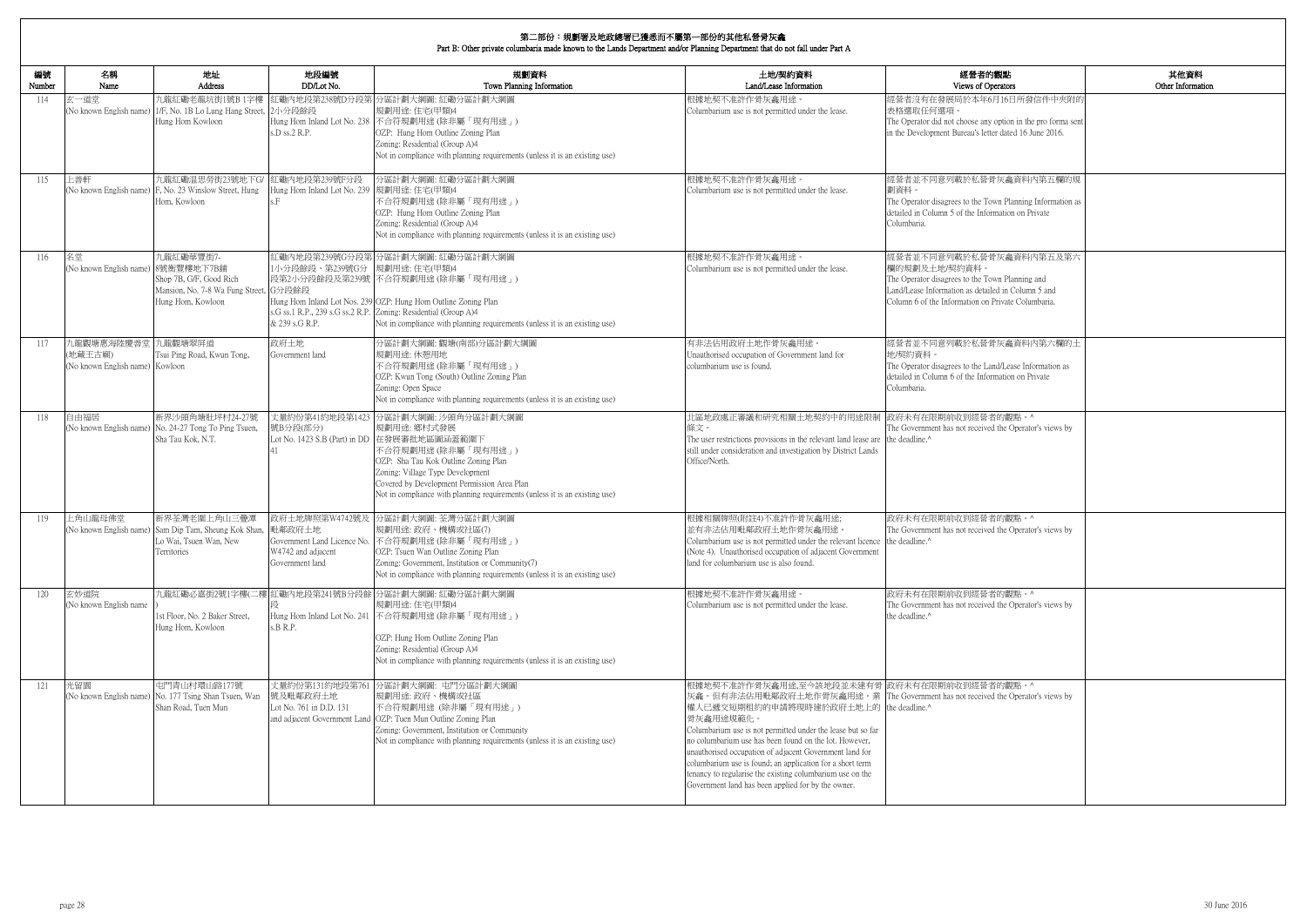# 第二部份：規劃署及地政總署已獲悉而不屬第一部份的其他私營骨灰龕
Part B: Other private columbaria made known to the Lands Department and/or Planning Department that do not fall under Part A

| 編號 Number | 名稱 Name | 地址 Address | 地段編號 DD/Lot No. | 規劃資料 Town Planning Information | 土地/契約資料 Land/Lease Information | 經營者的觀點 Views of Operators | 其他資料 Other Information |
|---|---|---|---|---|---|---|---|
| 114 | 玄一道堂 (No known English name) | 九龍紅磡老龍坑街1號B 1字樓 1/F, No. 1B Lo Lung Hang Street, Hung Hom Kowloon | 紅磡內地段第238號D分段第2小分段餘段 Hung Hom Inland Lot No. 238 s.D ss.2 R.P. | 分區計劃大綱圖: 紅磡分區計劃大綱圖 規劃用途: 住宅(甲類)4 不合符規劃用途 (除非屬「現有用途」) OZP: Hung Hom Outline Zoning Plan Zoning: Residential (Group A)4 Not in compliance with planning requirements (unless it is an existing use) | 根據地契不准許作骨灰龕用途。 Columbarium use is not permitted under the lease. | 經營者沒有在發展局於本年6月16日所發信件中夾附的表格選取任何選項。 The Operator did not choose any option in the pro forma sent in the Development Bureau's letter dated 16 June 2016. | |
| 115 | 上善軒 (No known English name) | 九龍紅磡温思勞街23號地下G/F, No. 23 Winslow Street, Hung Hom, Kowloon | 紅磡內地段第239號F分段 Hung Hom Inland Lot No. 239 s.F | 分區計劃大綱圖: 紅磡分區計劃大綱圖 規劃用途: 住宅(甲類)4 不合符規劃用途 (除非屬「現有用途」) OZP: Hung Hom Outline Zoning Plan Zoning: Residential (Group A)4 Not in compliance with planning requirements (unless it is an existing use) | 根據地契不准許作骨灰龕用途。 Columbarium use is not permitted under the lease. | 經營者並不同意列載於私營骨灰龕資料內第五欄的規劃資料。 The Operator disagrees to the Town Planning Information as detailed in Column 5 of the Information on Private Columbaria. | |
| 116 | 名堂 (No known English name) | 九龍紅磡華豐街7-8號衡豐樓地下7B舖 Shop 7B, G/F, Good Rich Mansion, No. 7-8 Wa Fung Street, Hung Hom, Kowloon | 紅磡內地段第239號G分段第1小分段餘段、第239號G分段第2小分段餘段及第239號G分段餘段 Hung Hom Inland Lot Nos. 239 s.G ss.1 R.P., 239 s.G ss.2 R.P. & 239 s.G R.P. | 分區計劃大綱圖: 紅磡分區計劃大綱圖 規劃用途: 住宅(甲類)4 不合符規劃用途 (除非屬「現有用途」) OZP: Hung Hom Outline Zoning Plan Zoning: Residential (Group A)4 Not in compliance with planning requirements (unless it is an existing use) | 根據地契不准許作骨灰龕用途。 Columbarium use is not permitted under the lease. | 經營者並不同意列載於私營骨灰龕資料內第五及第六欄的規劃及土地/契約資料。 The Operator disagrees to the Town Planning and Land/Lease Information as detailed in Column 5 and Column 6 of the Information on Private Columbaria. | |
| 117 | 九龍觀塘惠海陸豐善堂(地藏王古廟) (No known English name) | 九龍觀塘翠屏道 Tsui Ping Road, Kwun Tong, Kowloon | 政府土地 Government land | 分區計劃大綱圖: 觀塘(南部)分區計劃大綱圖 規劃用途: 休憩用地 不合符規劃用途 (除非屬「現有用途」) OZP: Kwun Tong (South) Outline Zoning Plan Zoning: Open Space Not in compliance with planning requirements (unless it is an existing use) | 有非法佔用政府土地作骨灰龕用途。 Unauthorised occupation of Government land for columbarium use is found. | 經營者並不同意列載於私營骨灰龕資料內第六欄的土地/契約資料。 The Operator disagrees to the Land/Lease Information as detailed in Column 6 of the Information on Private Columbaria. | |
| 118 | 自由福居 (No known English name) | 新界沙頭角塘肚坪村24-27號 No. 24-27 Tong To Ping Tsuen, Sha Tau Kok, N.T. | 丈量約份第41約地段第1423號B分段(部分) Lot No. 1423 S.B (Part) in DD 41 | 分區計劃大綱圖: 沙頭角分區計劃大綱圖 規劃用途: 鄉村式發展 在發展審批地區圖涵蓋範圍下 不合符規劃用途 (除非屬「現有用途」) OZP: Sha Tau Kok Outline Zoning Plan Zoning: Village Type Development Covered by Development Permission Area Plan Not in compliance with planning requirements (unless it is an existing use) | 北區地政處正審議和研究相關土地契約中的用途限制條文。 The user restrictions provisions in the relevant land lease are still under consideration and investigation by District Lands Office/North. | 政府未有在限期前收到經營者的觀點。^ The Government has not received the Operator's views by the deadline.^ | |
| 119 | 上角山龍母佛堂 (No known English name) | 新界荃灣老圍上角山三疊潭 Sam Dip Tam, Sheung Kok Shan, Lo Wai, Tsuen Wan, New Territories | 政府土地牌照第W4742號及毗鄰政府土地 Government Land Licence No. W4742 and adjacent Government land | 分區計劃大綱圖: 荃灣分區計劃大綱圖 規劃用途: 政府、機構或社區(7) 不合符規劃用途 (除非屬「現有用途」) OZP: Tsuen Wan Outline Zoning Plan Zoning: Government, Institution or Community(7) Not in compliance with planning requirements (unless it is an existing use) | 根據相關牌照(附註4)不准許作骨灰龕用途; 並有非法佔用毗鄰政府土地作骨灰龕用途。 Columbarium use is not permitted under the relevant licence (Note 4). Unauthorised occupation of adjacent Government land for columbarium use is also found. | 政府未有在限期前收到經營者的觀點。^ The Government has not received the Operator's views by the deadline.^ | |
| 120 | 玄妙道院 (No known English name) | 九龍紅磡必嘉街2號1字樓(二樓) 1st Floor, No. 2 Baker Street, Hung Hom, Kowloon | 紅磡內地段第241號B分段餘段 Hung Hom Inland Lot No. 241 s.B R.P. | 分區計劃大綱圖: 紅磡分區計劃大綱圖 規劃用途: 住宅(甲類)4 不合符規劃用途 (除非屬「現有用途」) OZP: Hung Hom Outline Zoning Plan Zoning: Residential (Group A)4 Not in compliance with planning requirements (unless it is an existing use) | 根據地契不准許作骨灰龕用途。 Columbarium use is not permitted under the lease. | 政府未有在限期前收到經營者的觀點。^ The Government has not received the Operator's views by the deadline.^ | |
| 121 | 光留園 (No known English name) | 屯門青山村環山路177號 No. 177 Tsing Shan Tsuen, Wan Shan Road, Tuen Mun | 丈量約份第131約地段第761號及毗鄰政府土地 Lot No. 761 in D.D. 131 and adjacent Government Land | 分區計劃大綱圖: 屯門分區計劃大綱圖 規劃用途: 政府、機構或社區 不合符規劃用途 (除非屬「現有用途」) OZP: Tuen Mun Outline Zoning Plan Zoning: Government, Institution or Community Not in compliance with planning requirements (unless it is an existing use) | 根據地契不准許作骨灰龕用途,至今該地段並未建有骨灰龕。但有非法佔用毗鄰政府土地作骨灰龕用途。業權人已遞交短期租約的申請將現時建於政府土地上的骨灰龕用途規範化。 Columbarium use is not permitted under the lease but so far no columbarium use has been found on the lot. However, unauthorised occupation of adjacent Government land for columbarium use is found; an application for a short term tenancy to regularise the existing columbarium use on the Government land has been applied for by the owner. | 政府未有在限期前收到經營者的觀點。^ The Government has not received the Operator's views by the deadline.^ | |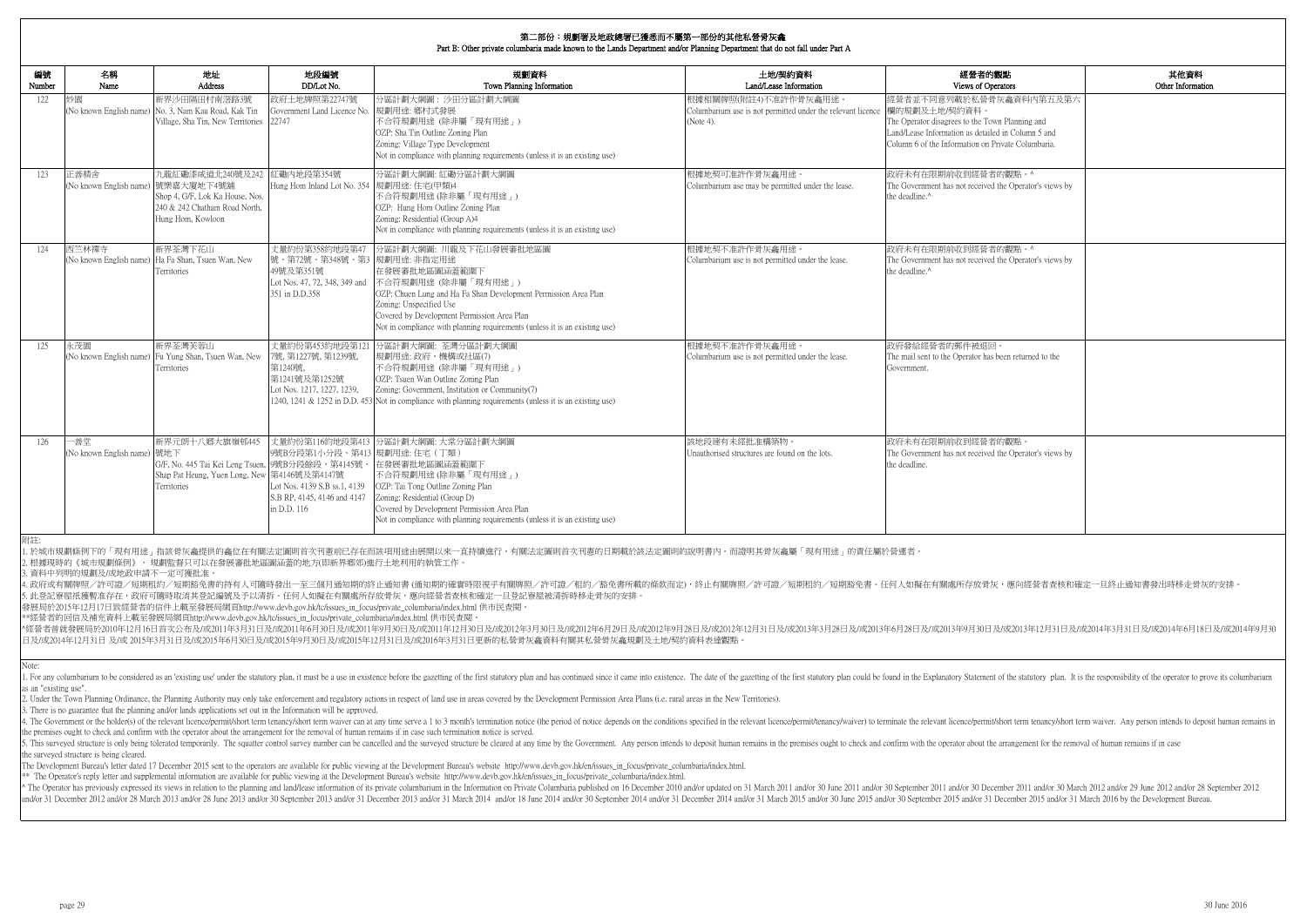# 第二部份：規劃署及地政總署已獲悉而不屬第一部份的其他私營骨灰龕
## Part B: Other private columbaria made known to the Lands Department and/or Planning Department that do not fall under Part A

| 編號 Number | 名稱 Name | 地址 Address | 地段編號 DD/Lot No. | 規劃資料 Town Planning Information | 土地/契約資料 Land/Lease Information | 經營者的觀點 Views of Operators | 其他資料 Other Information |
|---|---|---|---|---|---|---|---|
| 122 | 妙園 (No known English name) | 新界沙田隔田村南滘路3號 No. 3, Nam Kau Road, Kak Tin Village, Sha Tin, New Territories | 政府土地牌照第22747號 Government Land Licence No. 22747 | 分區計劃大綱圖：沙田分區計劃大綱圖 規劃用途: 鄉村式發展 不合符規劃用途 (除非屬「現有用途」) OZP: Sha Tin Outline Zoning Plan Zoning: Village Type Development Not in compliance with planning requirements (unless it is an existing use) | 根據相關牌照(附註4)不准許作骨灰龕用途。 Columbarium use is not permitted under the relevant licence (Note 4). | 經營者並不同意列載於私營骨灰龕資料內第五及第六欄的規劃及土地/契約的資料。 The Operator disagrees to the Town Planning and Land/Lease Information as detailed in Column 5 and Column 6 of the Information on Private Columbaria. | |
| 123 | 正善精舍 (No known English name) | 九龍紅磡漆咸道北240號及242號樂嘉大廈地下4號舖 Shop 4, G/F, Lok Ka House, Nos. 240 & 242 Chatham Road North, Hung Hom, Kowloon | 紅磡內地段第354號 Hung Hom Inland Lot No. 354 | 分區計劃大綱圖: 紅磡分區計劃大綱圖 規劃用途: 住宅(甲類)4 不合符規劃用途 (除非屬「現有用途」) OZP: Hung Hom Outline Zoning Plan Zoning: Residential (Group A)4 Not in compliance with planning requirements (unless it is an existing use) | 根據地契可准許作骨灰龕用途。 Columbarium use may be permitted under the lease. | 政府未有在限期前收到經營者的觀點。^ The Government has not received the Operator's views by the deadline.^ | |
| 124 | 西竺林禪寺 (No known English name) | 新界荃灣下花山 Ha Fa Shan, Tsuen Wan, New Territories | 丈量約份第358約地段第47號、第72號、第348號、第349號及第351號 Lot Nos. 47, 72, 348, 349 and 351 in D.D.358 | 分區計劃大綱圖: 川龍及下花山發展審批地區圖 規劃用途: 非指定用途 在發展審批地區圖涵蓋範圍下 不合符規劃用途 (除非屬「現有用途」) OZP: Chuen Lung and Ha Fa Shan Development Permission Area Plan Zoning: Unspecified Use Covered by Development Permission Area Plan Not in compliance with planning requirements (unless it is an existing use) | 根據地契不准許作骨灰龕用途。 Columbarium use is not permitted under the lease. | 政府未有在限期前收到經營者的觀點。^ The Government has not received the Operator's views by the deadline.^ | |
| 125 | 永茂園 (No known English name) | 新界荃灣芙蓉山 Fu Yung Shan, Tsuen Wan, New Territories | 丈量約份第453約地段第1217號, 第1227號, 第1239號, 第1240號, 第1241號及第1252號 Lot Nos. 1217, 1227, 1239, 1240, 1241 & 1252 in D.D. 453 | 分區計劃大綱圖: 荃灣分區計劃大綱圖 規劃用途: 政府、機構或社區(7) 不合符規劃用途 (除非屬「現有用途」) OZP: Tsuen Wan Outline Zoning Plan Zoning: Government, Institution or Community(7) Not in compliance with planning requirements (unless it is an existing use) | 根據地契不准許作骨灰龕用途。 Columbarium use is not permitted under the lease. | 政府發給經營者的郵件被退回。 The mail sent to the Operator has been returned to the Government. | |
| 126 | 一善堂 (No known English name) | 新界元朗十八鄉大旗嶺邨445號地下 G/F, No. 445 Tai Kei Leng Tsuen, Shap Pat Heung, Yuen Long, New Territories | 丈量約份第116約地段第4139號B分段第1小分段、第4139號B分段餘段、第4145號、第4146號及第4147號 Lot Nos. 4139 S.B ss.1, 4139 S.B RP, 4145, 4146 and 4147 in D.D. 116 | 分區計劃大綱圖: 大棠分區計劃大綱圖 規劃用途: 住宅（丁類） 在發展審批地區圖涵蓋範圍下 不合符規劃用途 (除非屬「現有用途」) OZP: Tai Tong Outline Zoning Plan Zoning: Residential (Group D) Covered by Development Permission Area Plan Not in compliance with planning requirements (unless it is an existing use) | 該地段建有未經批准構築物。 Unauthorised structures are found on the lots. | 政府未有在限期前收到經營者的觀點。 The Government has not received the Operator's views by the deadline. | |

附註:

1. 於城市規劃條例下的「現有用途」指該骨灰龕提供的龕位在有關法定圖則首次刊憲前已存在而該項用途由展開以來一直持續進行。有關法定圖則首次刊憲的日期載於該法定圖則的說明書內。而證明其骨灰龕屬「現有用途」的責任屬於營運者。
2. 根據現時的《城市規劃條例》，規劃監督只可以在發展審批地區圖涵蓋的地方(即新界鄉郊)進行土地用途的執管工作。
3. 資料中列明的規劃及/或地政申請不一定可獲批准。
4. 政府或有關牌照／許可證／短期租約／短期豁免書的持有人可隨時發出一至三個月通知期的終止通知書 (通知期的確實時限視乎有關牌照／許可證／租約／豁免書所載的條款而定)，終止有關牌照／許可證／短期租約／短期豁免書。任何人如擬在有關處所存放骨灰，應向經營者查核和確定一旦終止通知書發出時移走骨灰的安排。
5. 此登記寮屋祇獲暫准存在，政府可隨時取消其登記編號及予以清拆。任何人如擬在有關處所存放骨灰，應向經營者查核和確定一旦登記寮屋被清拆時移走骨灰的安排。

發展局於2015年12月17日致經營者的信件上載至發展局網頁http://www.devb.gov.hk/tc/issues_in_focus/private_columbaria/index.html 供市民查閱。

**經營者的回信及補充資料上載至發展局網頁http://www.devb.gov.hk/tc/issues_in_focus/private_columbaria/index.html 供市民查閱。

^經營者曾就發展局於2010年12月16日首次公布及/或2011年3月31日及/或2011年6月30日及/或2011年9月30日及/或2011年12月30日及/或2012年3月30日及/或2012年6月29日及/或2012年9月28日及/或2012年12月31日及/或2013年3月28日及/或2013年6月28日及/或2013年9月30日及/或2013年12月31日及/或2014年3月31日及/或2014年6月18日及/或2014年9月30日及/或2014年12月31日 及/或 2015年3月31日及/或2015年6月30日及/或2015年9月30日及/或2015年12月31日及/或2016年3月31日更新的私營骨灰龕資料有關其私營骨灰龕規劃及土地/契約資料表達觀點。

Note:

1. For any columbarium to be considered as an 'existing use' under the statutory plan, it must be a use in existence before the gazetting of the first statutory plan and has continued since it came into existence. The date of the gazetting of the first statutory plan could be found in the Explanatory Statement of the statutory plan. It is the responsibility of the operator to prove its columbarium as an "existing use".
2. Under the Town Planning Ordinance, the Planning Authority may only take enforcement and regulatory actions in respect of land use in areas covered by the Development Permission Area Plans (i.e. rural areas in the New Territories).
3. There is no guarantee that the planning and/or lands applications set out in the Information will be approved.
4. The Government or the holder(s) of the relevant licence/permit/short term tenancy/short term waiver can at any time serve a 1 to 3 month's termination notice (the period of notice depends on the conditions specified in the relevant licence/permit/tenancy/waiver) to terminate the relevant licence/permit/short term tenancy/short term waiver. Any person intends to deposit human remains in the premises ought to check and confirm with the operator about the arrangement for the removal of human remains if in case such termination notice is served.
5. This surveyed structure is only being tolerated temporarily. The squatter control survey number can be cancelled and the surveyed structure be cleared at any time by the Government. Any person intends to deposit human remains in the premises ought to check and confirm with the operator about the arrangement for the removal of human remains if in case the surveyed structure is being cleared.

The Development Bureau's letter dated 17 December 2015 sent to the operators are available for public viewing at the Development Bureau's website http://www.devb.gov.hk/en/issues_in_focus/private_columbaria/index.html.

** The Operator's reply letter and supplemental information are available for public viewing at the Development Bureau's website http://www.devb.gov.hk/en/issues_in_focus/private_columbaria/index.html.

^ The Operator has previously expressed its views in relation to the planning and land/lease information of its private columbarium in the Information on Private Columbaria published on 16 December 2010 and/or updated on 31 March 2011 and/or 30 June 2011 and/or 30 September 2011 and/or 30 December 2011 and/or 30 March 2012 and/or 29 June 2012 and/or 28 September 2012 and/or 31 December 2012 and/or 28 March 2013 and/or 28 June 2013 and/or 30 September 2013 and/or 31 December 2013 and/or 31 March 2014 and/or 18 June 2014 and/or 30 September 2014 and/or 31 December 2014 and/or 31 March 2015 and/or 30 June 2015 and/or 30 September 2015 and/or 31 December 2015 and/or 31 March 2016 by the Development Bureau.